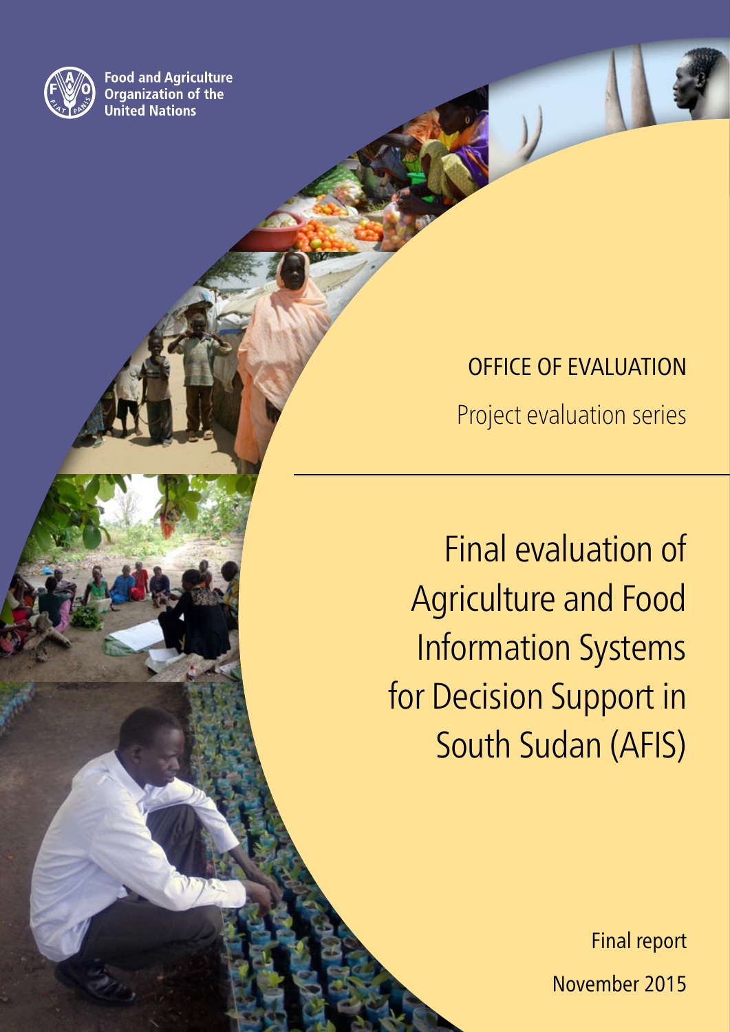Food and Agriculture Organization of the United Nations

OFFICE OF EVALUATION

Project evaluation series

# Final evaluation of Agriculture and Food Information Systems for Decision Support in South Sudan (AFIS)

Final report

November 2015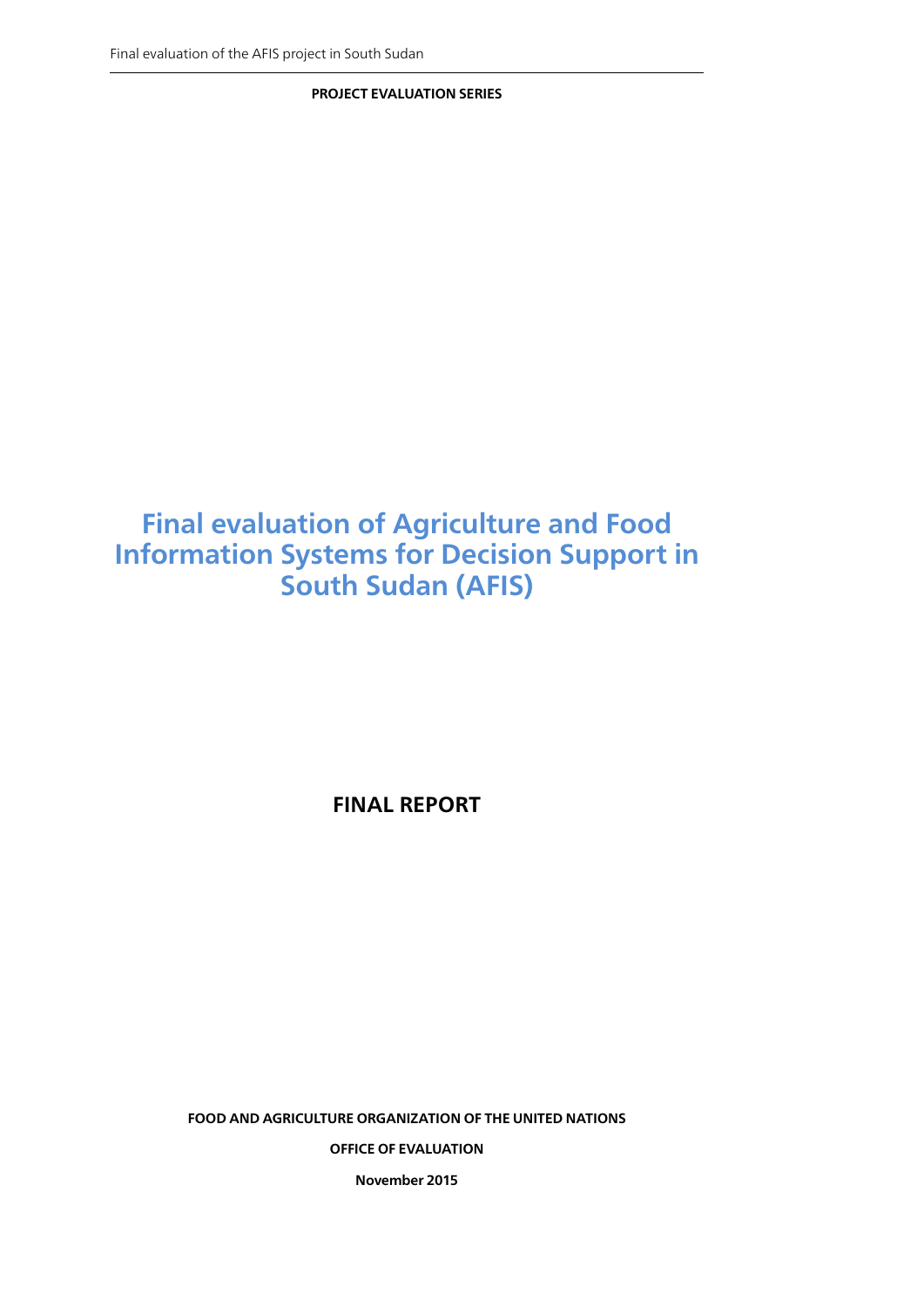**PROJECT EVALUATION SERIES**

# Final evaluation of Agriculture and Food Information Systems for Decision Support in South Sudan (AFIS)

## FINAL REPORT

**FOOD AND AGRICULTURE ORGANIZATION OF THE UNITED NATIONS**

**OFFICE OF EVALUATION**

**November 2015**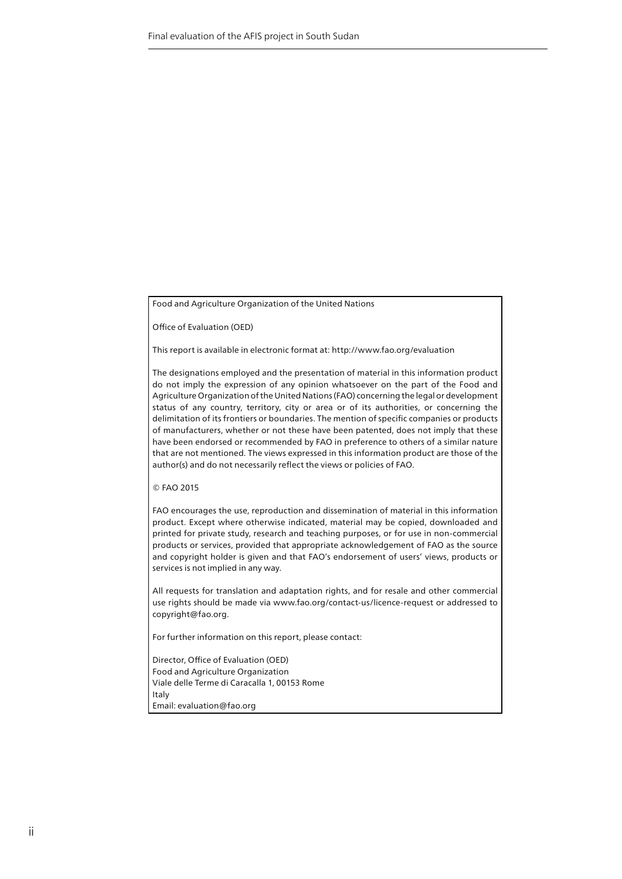Food and Agriculture Organization of the United Nations

Office of Evaluation (OED)

This report is available in electronic format at: http://www.fao.org/evaluation

The designations employed and the presentation of material in this information product do not imply the expression of any opinion whatsoever on the part of the Food and Agriculture Organization of the United Nations (FAO) concerning the legal or development status of any country, territory, city or area or of its authorities, or concerning the delimitation of its frontiers or boundaries. The mention of specific companies or products of manufacturers, whether or not these have been patented, does not imply that these have been endorsed or recommended by FAO in preference to others of a similar nature that are not mentioned. The views expressed in this information product are those of the author(s) and do not necessarily reflect the views or policies of FAO.

© FAO 2015

FAO encourages the use, reproduction and dissemination of material in this information product. Except where otherwise indicated, material may be copied, downloaded and printed for private study, research and teaching purposes, or for use in non-commercial products or services, provided that appropriate acknowledgement of FAO as the source and copyright holder is given and that FAO's endorsement of users' views, products or services is not implied in any way.

All requests for translation and adaptation rights, and for resale and other commercial use rights should be made via www.fao.org/contact-us/licence-request or addressed to copyright@fao.org.

For further information on this report, please contact:

Director, Office of Evaluation (OED)
Food and Agriculture Organization
Viale delle Terme di Caracalla 1, 00153 Rome
Italy
Email: evaluation@fao.org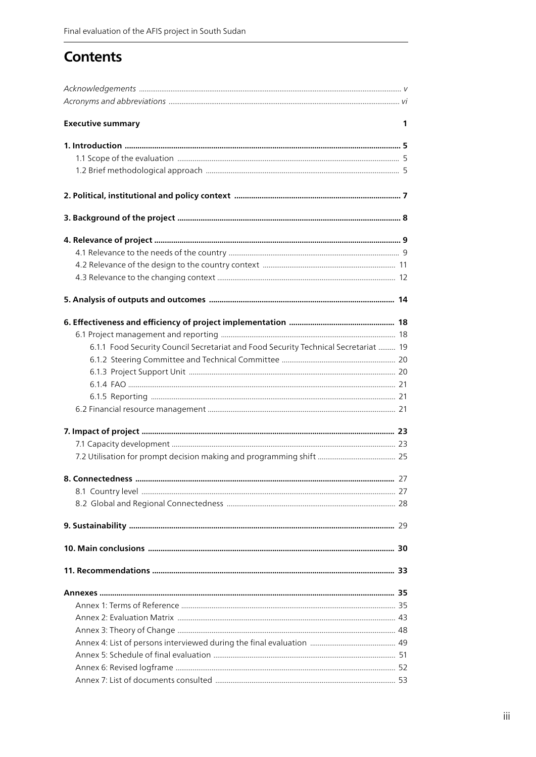# Contents

*Acknowledgements* ... v

*Acronyms and abbreviations* ... vi

**Executive summary** ... **1**

**1. Introduction** ... **5**

- 1.1 Scope of the evaluation ... 5
- 1.2 Brief methodological approach ... 5

**2. Political, institutional and policy context** ... **7**

**3. Background of the project** ... **8**

**4. Relevance of project** ... **9**

- 4.1 Relevance to the needs of the country ... 9
- 4.2 Relevance of the design to the country context ... 11
- 4.3 Relevance to the changing context ... 12

**5. Analysis of outputs and outcomes** ... **14**

**6. Effectiveness and efficiency of project implementation** ... **18**

- 6.1 Project management and reporting ... 18
  - 6.1.1 Food Security Council Secretariat and Food Security Technical Secretariat ... 19
  - 6.1.2 Steering Committee and Technical Committee ... 20
  - 6.1.3 Project Support Unit ... 20
  - 6.1.4 FAO ... 21
  - 6.1.5 Reporting ... 21
- 6.2 Financial resource management ... 21

**7. Impact of project** ... **23**

- 7.1 Capacity development ... 23
- 7.2 Utilisation for prompt decision making and programming shift ... 25

**8. Connectedness** ... 27

- 8.1 Country level ... 27
- 8.2 Global and Regional Connectedness ... 28

**9. Sustainability** ... 29

**10. Main conclusions** ... **30**

**11. Recommendations** ... **33**

**Annexes** ... **35**

- Annex 1: Terms of Reference ... 35
- Annex 2: Evaluation Matrix ... 43
- Annex 3: Theory of Change ... 48
- Annex 4: List of persons interviewed during the final evaluation ... 49
- Annex 5: Schedule of final evaluation ... 51
- Annex 6: Revised logframe ... 52
- Annex 7: List of documents consulted ... 53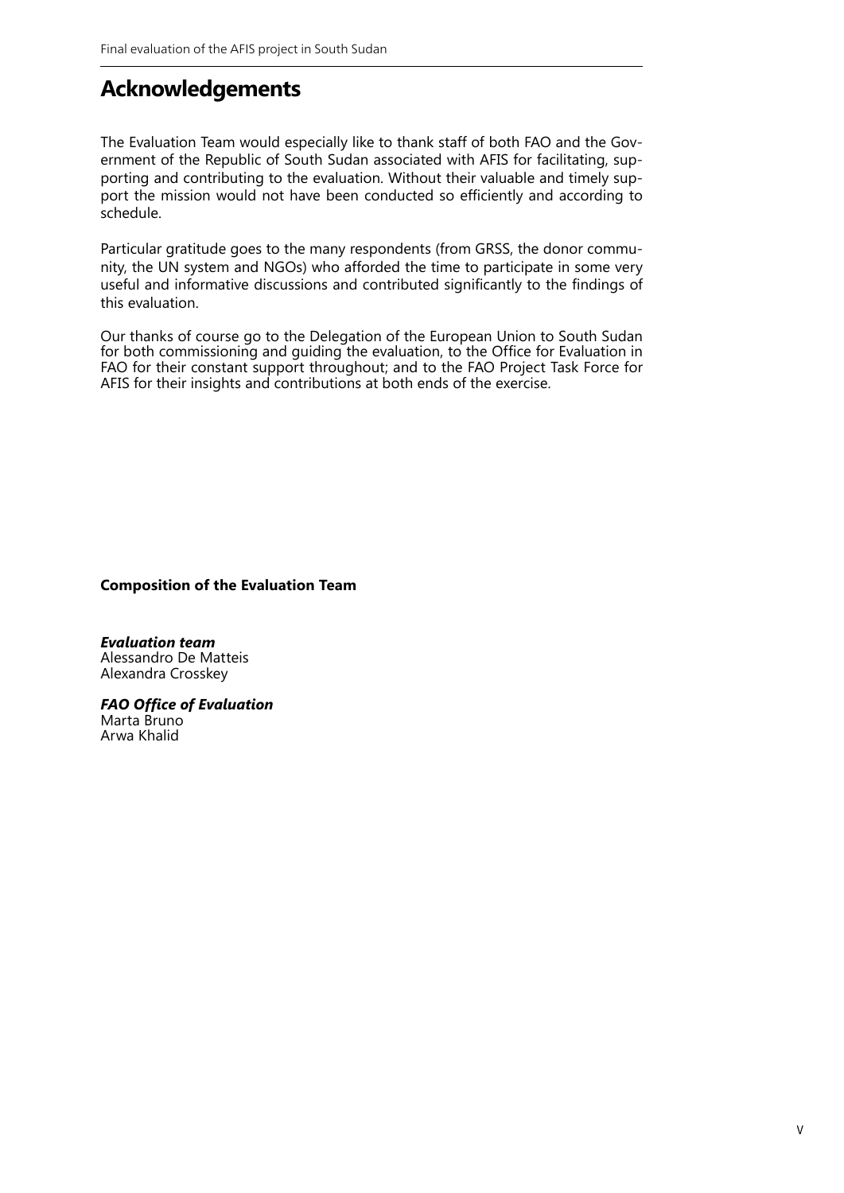# Acknowledgements

The Evaluation Team would especially like to thank staff of both FAO and the Government of the Republic of South Sudan associated with AFIS for facilitating, supporting and contributing to the evaluation. Without their valuable and timely support the mission would not have been conducted so efficiently and according to schedule.

Particular gratitude goes to the many respondents (from GRSS, the donor community, the UN system and NGOs) who afforded the time to participate in some very useful and informative discussions and contributed significantly to the findings of this evaluation.

Our thanks of course go to the Delegation of the European Union to South Sudan for both commissioning and guiding the evaluation, to the Office for Evaluation in FAO for their constant support throughout; and to the FAO Project Task Force for AFIS for their insights and contributions at both ends of the exercise.

**Composition of the Evaluation Team**

***Evaluation team***
Alessandro De Matteis
Alexandra Crosskey

***FAO Office of Evaluation***
Marta Bruno
Arwa Khalid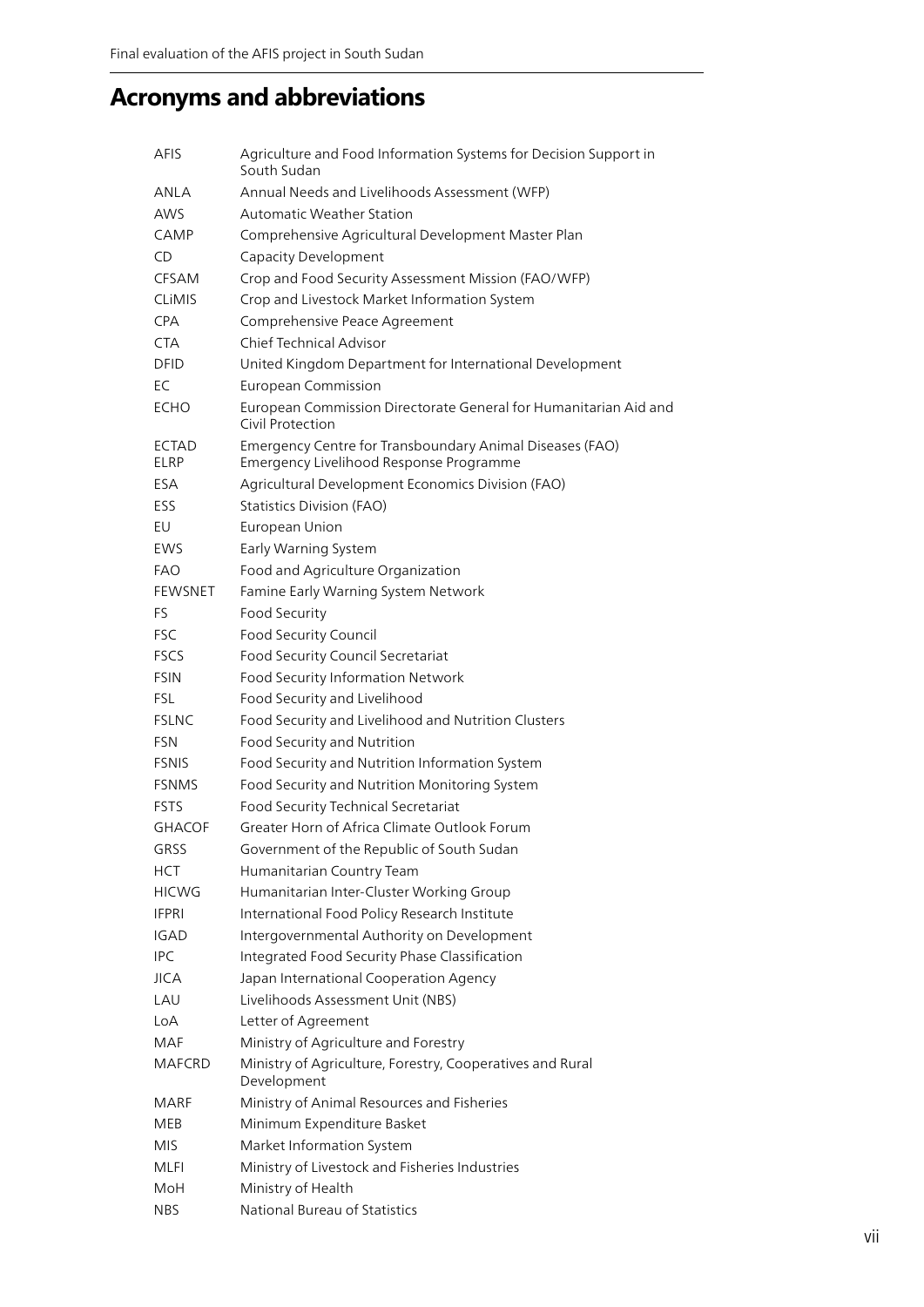# Acronyms and abbreviations

| | |
|---|---|
| AFIS | Agriculture and Food Information Systems for Decision Support in South Sudan |
| ANLA | Annual Needs and Livelihoods Assessment (WFP) |
| AWS | Automatic Weather Station |
| CAMP | Comprehensive Agricultural Development Master Plan |
| CD | Capacity Development |
| CFSAM | Crop and Food Security Assessment Mission (FAO/WFP) |
| CLiMIS | Crop and Livestock Market Information System |
| CPA | Comprehensive Peace Agreement |
| CTA | Chief Technical Advisor |
| DFID | United Kingdom Department for International Development |
| EC | European Commission |
| ECHO | European Commission Directorate General for Humanitarian Aid and Civil Protection |
| ECTAD | Emergency Centre for Transboundary Animal Diseases (FAO) |
| ELRP | Emergency Livelihood Response Programme |
| ESA | Agricultural Development Economics Division (FAO) |
| ESS | Statistics Division (FAO) |
| EU | European Union |
| EWS | Early Warning System |
| FAO | Food and Agriculture Organization |
| FEWSNET | Famine Early Warning System Network |
| FS | Food Security |
| FSC | Food Security Council |
| FSCS | Food Security Council Secretariat |
| FSIN | Food Security Information Network |
| FSL | Food Security and Livelihood |
| FSLNC | Food Security and Livelihood and Nutrition Clusters |
| FSN | Food Security and Nutrition |
| FSNIS | Food Security and Nutrition Information System |
| FSNMS | Food Security and Nutrition Monitoring System |
| FSTS | Food Security Technical Secretariat |
| GHACOF | Greater Horn of Africa Climate Outlook Forum |
| GRSS | Government of the Republic of South Sudan |
| HCT | Humanitarian Country Team |
| HICWG | Humanitarian Inter-Cluster Working Group |
| IFPRI | International Food Policy Research Institute |
| IGAD | Intergovernmental Authority on Development |
| IPC | Integrated Food Security Phase Classification |
| JICA | Japan International Cooperation Agency |
| LAU | Livelihoods Assessment Unit (NBS) |
| LoA | Letter of Agreement |
| MAF | Ministry of Agriculture and Forestry |
| MAFCRD | Ministry of Agriculture, Forestry, Cooperatives and Rural Development |
| MARF | Ministry of Animal Resources and Fisheries |
| MEB | Minimum Expenditure Basket |
| MIS | Market Information System |
| MLFI | Ministry of Livestock and Fisheries Industries |
| MoH | Ministry of Health |
| NBS | National Bureau of Statistics |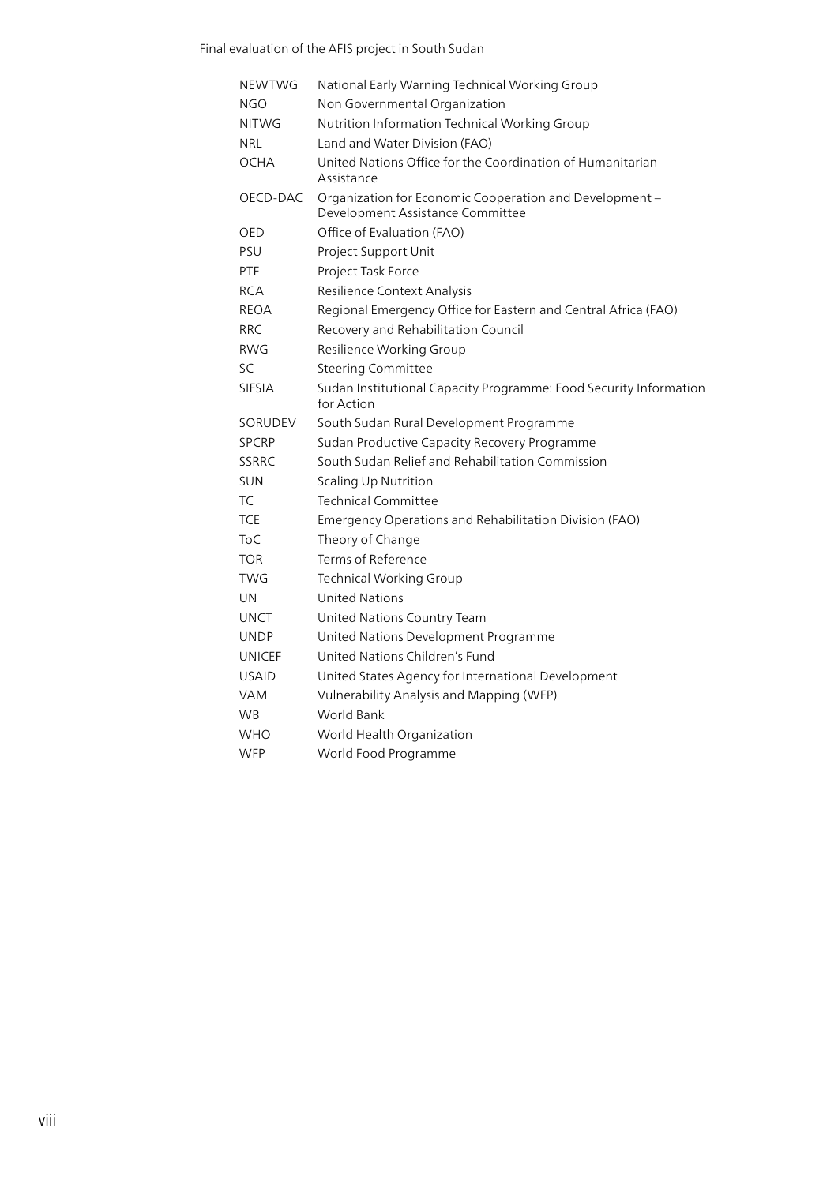| | |
|---|---|
| NEWTWG | National Early Warning Technical Working Group |
| NGO | Non Governmental Organization |
| NITWG | Nutrition Information Technical Working Group |
| NRL | Land and Water Division (FAO) |
| OCHA | United Nations Office for the Coordination of Humanitarian Assistance |
| OECD-DAC | Organization for Economic Cooperation and Development – Development Assistance Committee |
| OED | Office of Evaluation (FAO) |
| PSU | Project Support Unit |
| PTF | Project Task Force |
| RCA | Resilience Context Analysis |
| REOA | Regional Emergency Office for Eastern and Central Africa (FAO) |
| RRC | Recovery and Rehabilitation Council |
| RWG | Resilience Working Group |
| SC | Steering Committee |
| SIFSIA | Sudan Institutional Capacity Programme: Food Security Information for Action |
| SORUDEV | South Sudan Rural Development Programme |
| SPCRP | Sudan Productive Capacity Recovery Programme |
| SSRRC | South Sudan Relief and Rehabilitation Commission |
| SUN | Scaling Up Nutrition |
| TC | Technical Committee |
| TCE | Emergency Operations and Rehabilitation Division (FAO) |
| ToC | Theory of Change |
| TOR | Terms of Reference |
| TWG | Technical Working Group |
| UN | United Nations |
| UNCT | United Nations Country Team |
| UNDP | United Nations Development Programme |
| UNICEF | United Nations Children's Fund |
| USAID | United States Agency for International Development |
| VAM | Vulnerability Analysis and Mapping (WFP) |
| WB | World Bank |
| WHO | World Health Organization |
| WFP | World Food Programme |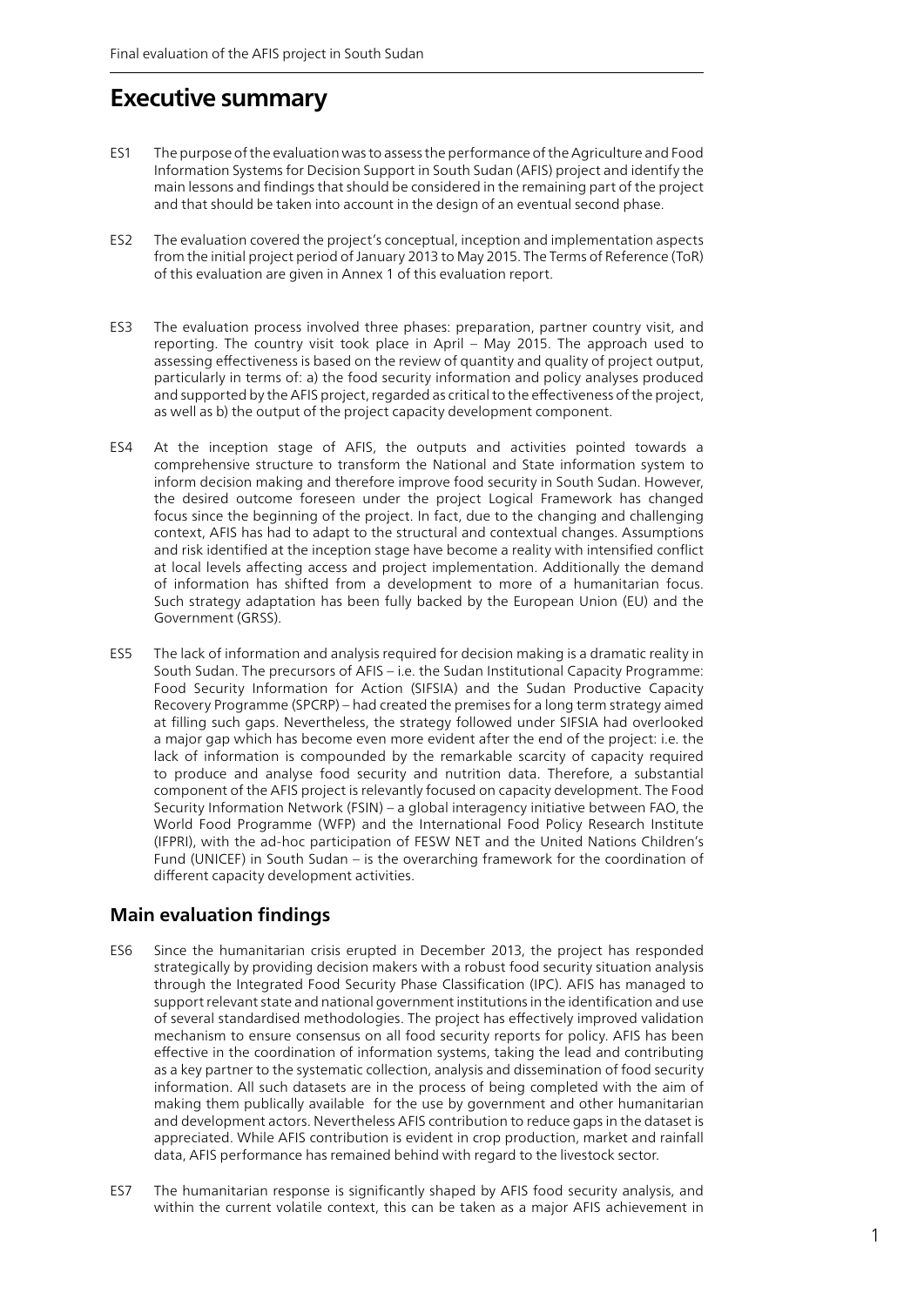# Executive summary

ES1 The purpose of the evaluation was to assess the performance of the Agriculture and Food Information Systems for Decision Support in South Sudan (AFIS) project and identify the main lessons and findings that should be considered in the remaining part of the project and that should be taken into account in the design of an eventual second phase.

ES2 The evaluation covered the project's conceptual, inception and implementation aspects from the initial project period of January 2013 to May 2015. The Terms of Reference (ToR) of this evaluation are given in Annex 1 of this evaluation report.

ES3 The evaluation process involved three phases: preparation, partner country visit, and reporting. The country visit took place in April – May 2015. The approach used to assessing effectiveness is based on the review of quantity and quality of project output, particularly in terms of: a) the food security information and policy analyses produced and supported by the AFIS project, regarded as critical to the effectiveness of the project, as well as b) the output of the project capacity development component.

ES4 At the inception stage of AFIS, the outputs and activities pointed towards a comprehensive structure to transform the National and State information system to inform decision making and therefore improve food security in South Sudan. However, the desired outcome foreseen under the project Logical Framework has changed focus since the beginning of the project. In fact, due to the changing and challenging context, AFIS has had to adapt to the structural and contextual changes. Assumptions and risk identified at the inception stage have become a reality with intensified conflict at local levels affecting access and project implementation. Additionally the demand of information has shifted from a development to more of a humanitarian focus. Such strategy adaptation has been fully backed by the European Union (EU) and the Government (GRSS).

ES5 The lack of information and analysis required for decision making is a dramatic reality in South Sudan. The precursors of AFIS – i.e. the Sudan Institutional Capacity Programme: Food Security Information for Action (SIFSIA) and the Sudan Productive Capacity Recovery Programme (SPCRP) – had created the premises for a long term strategy aimed at filling such gaps. Nevertheless, the strategy followed under SIFSIA had overlooked a major gap which has become even more evident after the end of the project: i.e. the lack of information is compounded by the remarkable scarcity of capacity required to produce and analyse food security and nutrition data. Therefore, a substantial component of the AFIS project is relevantly focused on capacity development. The Food Security Information Network (FSIN) – a global interagency initiative between FAO, the World Food Programme (WFP) and the International Food Policy Research Institute (IFPRI), with the ad-hoc participation of FESW NET and the United Nations Children's Fund (UNICEF) in South Sudan – is the overarching framework for the coordination of different capacity development activities.

## Main evaluation findings

ES6 Since the humanitarian crisis erupted in December 2013, the project has responded strategically by providing decision makers with a robust food security situation analysis through the Integrated Food Security Phase Classification (IPC). AFIS has managed to support relevant state and national government institutions in the identification and use of several standardised methodologies. The project has effectively improved validation mechanism to ensure consensus on all food security reports for policy. AFIS has been effective in the coordination of information systems, taking the lead and contributing as a key partner to the systematic collection, analysis and dissemination of food security information. All such datasets are in the process of being completed with the aim of making them publically available for the use by government and other humanitarian and development actors. Nevertheless AFIS contribution to reduce gaps in the dataset is appreciated. While AFIS contribution is evident in crop production, market and rainfall data, AFIS performance has remained behind with regard to the livestock sector.

ES7 The humanitarian response is significantly shaped by AFIS food security analysis, and within the current volatile context, this can be taken as a major AFIS achievement in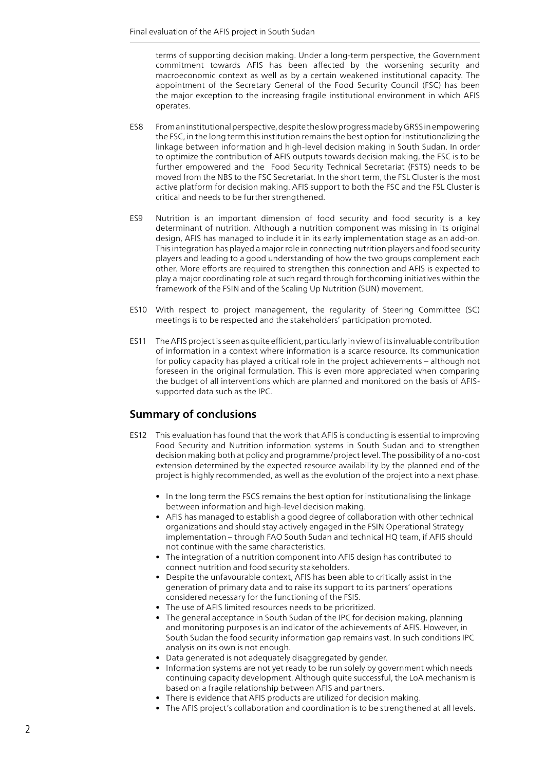terms of supporting decision making. Under a long-term perspective, the Government commitment towards AFIS has been affected by the worsening security and macroeconomic context as well as by a certain weakened institutional capacity. The appointment of the Secretary General of the Food Security Council (FSC) has been the major exception to the increasing fragile institutional environment in which AFIS operates.

ES8 From an institutional perspective, despite the slow progress made by GRSS in empowering the FSC, in the long term this institution remains the best option for institutionalizing the linkage between information and high-level decision making in South Sudan. In order to optimize the contribution of AFIS outputs towards decision making, the FSC is to be further empowered and the Food Security Technical Secretariat (FSTS) needs to be moved from the NBS to the FSC Secretariat. In the short term, the FSL Cluster is the most active platform for decision making. AFIS support to both the FSC and the FSL Cluster is critical and needs to be further strengthened.

ES9 Nutrition is an important dimension of food security and food security is a key determinant of nutrition. Although a nutrition component was missing in its original design, AFIS has managed to include it in its early implementation stage as an add-on. This integration has played a major role in connecting nutrition players and food security players and leading to a good understanding of how the two groups complement each other. More efforts are required to strengthen this connection and AFIS is expected to play a major coordinating role at such regard through forthcoming initiatives within the framework of the FSIN and of the Scaling Up Nutrition (SUN) movement.

ES10 With respect to project management, the regularity of Steering Committee (SC) meetings is to be respected and the stakeholders' participation promoted.

ES11 The AFIS project is seen as quite efficient, particularly in view of its invaluable contribution of information in a context where information is a scarce resource. Its communication for policy capacity has played a critical role in the project achievements – although not foreseen in the original formulation. This is even more appreciated when comparing the budget of all interventions which are planned and monitored on the basis of AFIS-supported data such as the IPC.

## Summary of conclusions

ES12 This evaluation has found that the work that AFIS is conducting is essential to improving Food Security and Nutrition information systems in South Sudan and to strengthen decision making both at policy and programme/project level. The possibility of a no-cost extension determined by the expected resource availability by the planned end of the project is highly recommended, as well as the evolution of the project into a next phase.

- In the long term the FSCS remains the best option for institutionalising the linkage between information and high-level decision making.
- AFIS has managed to establish a good degree of collaboration with other technical organizations and should stay actively engaged in the FSIN Operational Strategy implementation – through FAO South Sudan and technical HQ team, if AFIS should not continue with the same characteristics.
- The integration of a nutrition component into AFIS design has contributed to connect nutrition and food security stakeholders.
- Despite the unfavourable context, AFIS has been able to critically assist in the generation of primary data and to raise its support to its partners' operations considered necessary for the functioning of the FSIS.
- The use of AFIS limited resources needs to be prioritized.
- The general acceptance in South Sudan of the IPC for decision making, planning and monitoring purposes is an indicator of the achievements of AFIS. However, in South Sudan the food security information gap remains vast. In such conditions IPC analysis on its own is not enough.
- Data generated is not adequately disaggregated by gender.
- Information systems are not yet ready to be run solely by government which needs continuing capacity development. Although quite successful, the LoA mechanism is based on a fragile relationship between AFIS and partners.
- There is evidence that AFIS products are utilized for decision making.
- The AFIS project's collaboration and coordination is to be strengthened at all levels.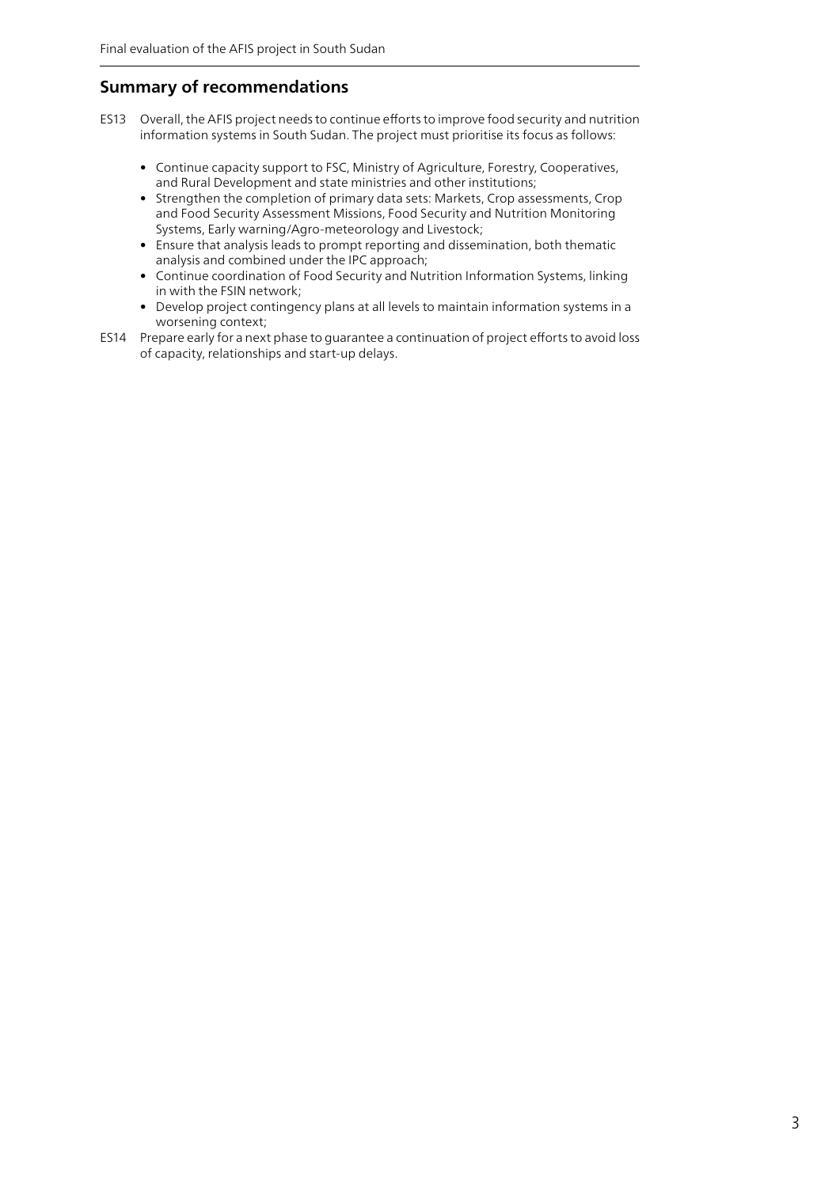## Summary of recommendations

ES13 Overall, the AFIS project needs to continue efforts to improve food security and nutrition information systems in South Sudan. The project must prioritise its focus as follows:

- Continue capacity support to FSC, Ministry of Agriculture, Forestry, Cooperatives, and Rural Development and state ministries and other institutions;
- Strengthen the completion of primary data sets: Markets, Crop assessments, Crop and Food Security Assessment Missions, Food Security and Nutrition Monitoring Systems, Early warning/Agro-meteorology and Livestock;
- Ensure that analysis leads to prompt reporting and dissemination, both thematic analysis and combined under the IPC approach;
- Continue coordination of Food Security and Nutrition Information Systems, linking in with the FSIN network;
- Develop project contingency plans at all levels to maintain information systems in a worsening context;

ES14 Prepare early for a next phase to guarantee a continuation of project efforts to avoid loss of capacity, relationships and start-up delays.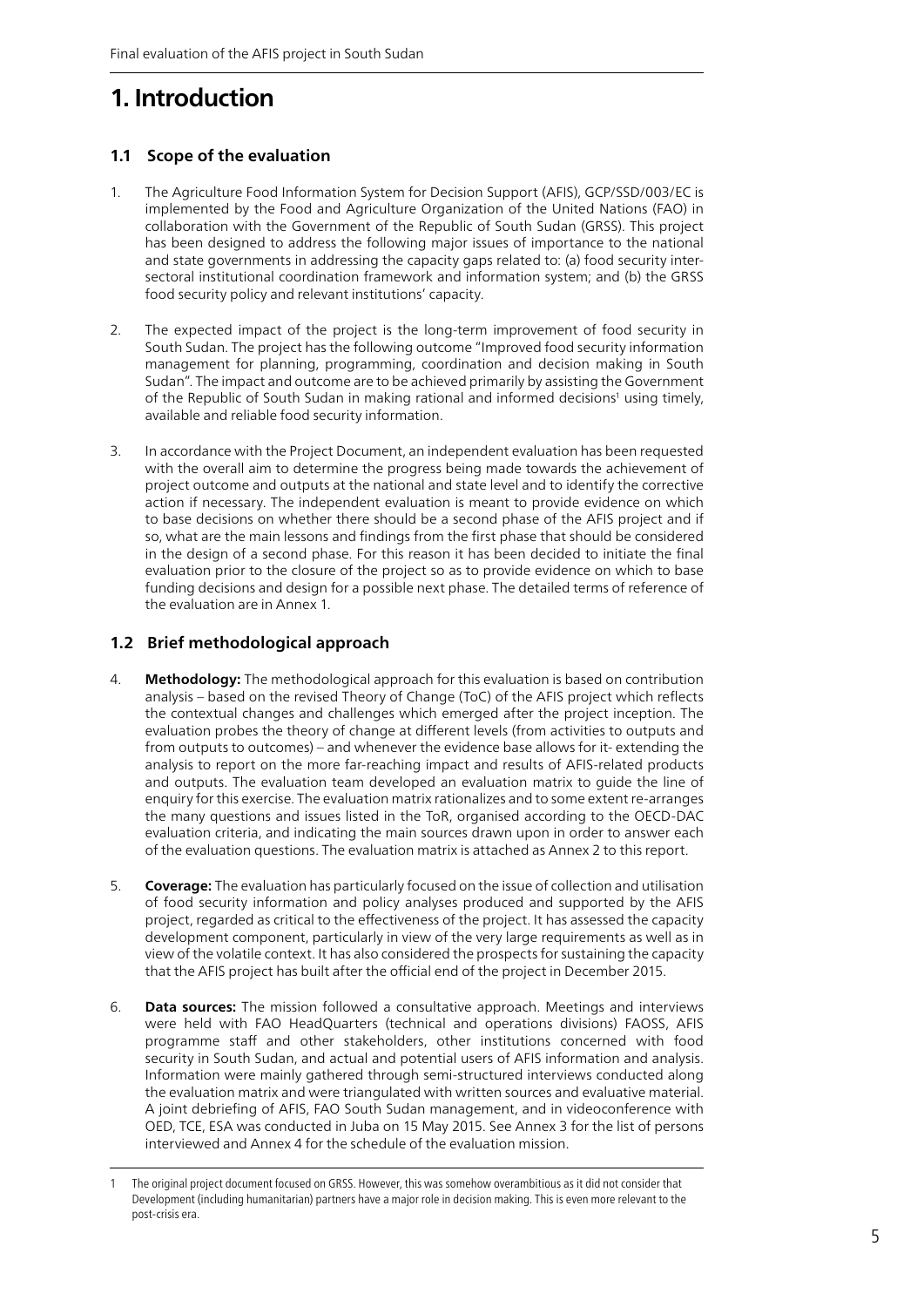# 1. Introduction

## 1.1 Scope of the evaluation

1. The Agriculture Food Information System for Decision Support (AFIS), GCP/SSD/003/EC is implemented by the Food and Agriculture Organization of the United Nations (FAO) in collaboration with the Government of the Republic of South Sudan (GRSS). This project has been designed to address the following major issues of importance to the national and state governments in addressing the capacity gaps related to: (a) food security inter-sectoral institutional coordination framework and information system; and (b) the GRSS food security policy and relevant institutions' capacity.

2. The expected impact of the project is the long-term improvement of food security in South Sudan. The project has the following outcome "Improved food security information management for planning, programming, coordination and decision making in South Sudan". The impact and outcome are to be achieved primarily by assisting the Government of the Republic of South Sudan in making rational and informed decisions[1] using timely, available and reliable food security information.

3. In accordance with the Project Document, an independent evaluation has been requested with the overall aim to determine the progress being made towards the achievement of project outcome and outputs at the national and state level and to identify the corrective action if necessary. The independent evaluation is meant to provide evidence on which to base decisions on whether there should be a second phase of the AFIS project and if so, what are the main lessons and findings from the first phase that should be considered in the design of a second phase. For this reason it has been decided to initiate the final evaluation prior to the closure of the project so as to provide evidence on which to base funding decisions and design for a possible next phase. The detailed terms of reference of the evaluation are in Annex 1.

## 1.2 Brief methodological approach

4. **Methodology:** The methodological approach for this evaluation is based on contribution analysis – based on the revised Theory of Change (ToC) of the AFIS project which reflects the contextual changes and challenges which emerged after the project inception. The evaluation probes the theory of change at different levels (from activities to outputs and from outputs to outcomes) – and whenever the evidence base allows for it- extending the analysis to report on the more far-reaching impact and results of AFIS-related products and outputs. The evaluation team developed an evaluation matrix to guide the line of enquiry for this exercise. The evaluation matrix rationalizes and to some extent re-arranges the many questions and issues listed in the ToR, organised according to the OECD-DAC evaluation criteria, and indicating the main sources drawn upon in order to answer each of the evaluation questions. The evaluation matrix is attached as Annex 2 to this report.

5. **Coverage:** The evaluation has particularly focused on the issue of collection and utilisation of food security information and policy analyses produced and supported by the AFIS project, regarded as critical to the effectiveness of the project. It has assessed the capacity development component, particularly in view of the very large requirements as well as in view of the volatile context. It has also considered the prospects for sustaining the capacity that the AFIS project has built after the official end of the project in December 2015.

6. **Data sources:** The mission followed a consultative approach. Meetings and interviews were held with FAO HeadQuarters (technical and operations divisions) FAOSS, AFIS programme staff and other stakeholders, other institutions concerned with food security in South Sudan, and actual and potential users of AFIS information and analysis. Information were mainly gathered through semi-structured interviews conducted along the evaluation matrix and were triangulated with written sources and evaluative material. A joint debriefing of AFIS, FAO South Sudan management, and in videoconference with OED, TCE, ESA was conducted in Juba on 15 May 2015. See Annex 3 for the list of persons interviewed and Annex 4 for the schedule of the evaluation mission.

[1] The original project document focused on GRSS. However, this was somehow overambitious as it did not consider that Development (including humanitarian) partners have a major role in decision making. This is even more relevant to the post-crisis era.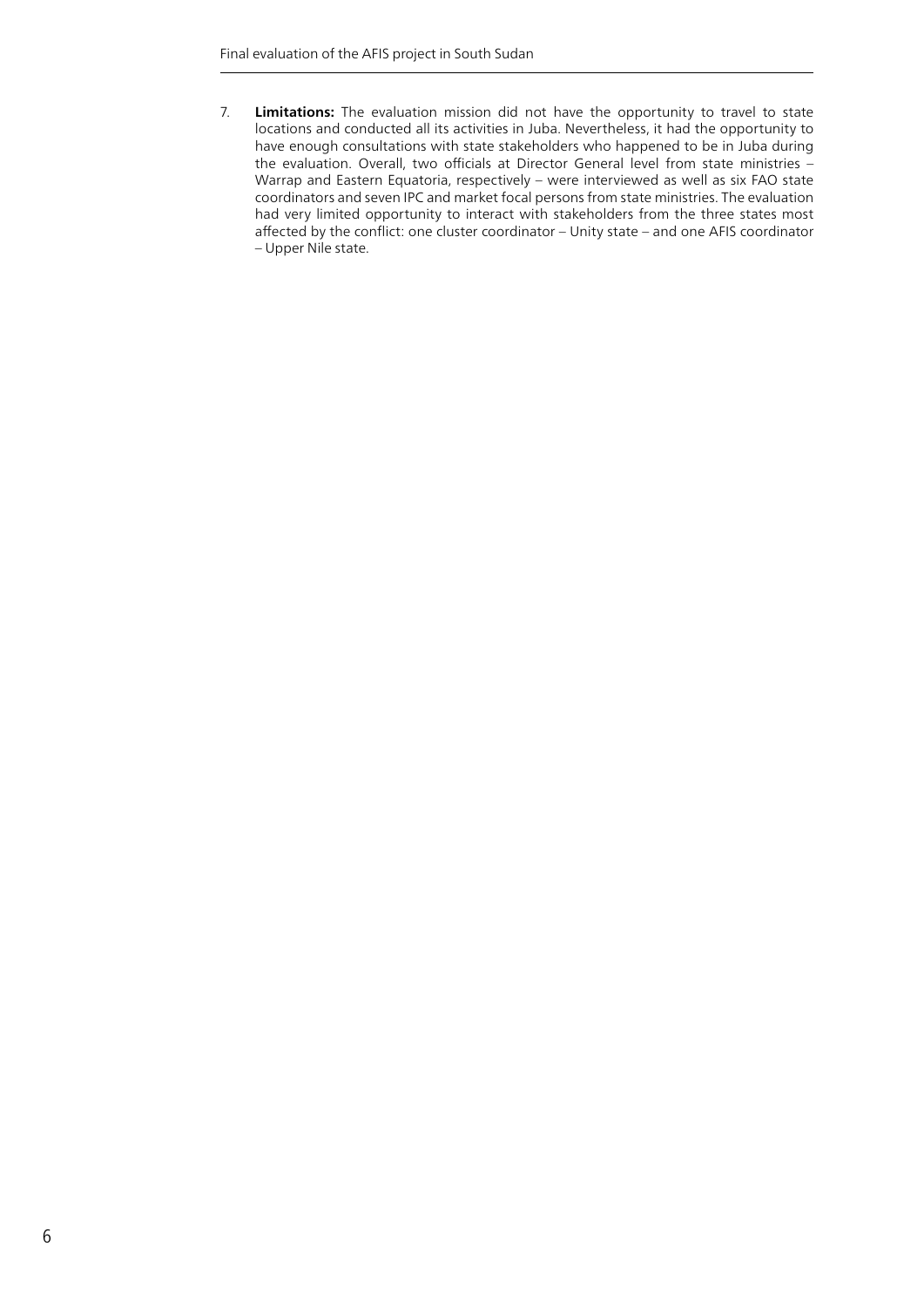7. **Limitations:** The evaluation mission did not have the opportunity to travel to state locations and conducted all its activities in Juba. Nevertheless, it had the opportunity to have enough consultations with state stakeholders who happened to be in Juba during the evaluation. Overall, two officials at Director General level from state ministries – Warrap and Eastern Equatoria, respectively – were interviewed as well as six FAO state coordinators and seven IPC and market focal persons from state ministries. The evaluation had very limited opportunity to interact with stakeholders from the three states most affected by the conflict: one cluster coordinator – Unity state – and one AFIS coordinator – Upper Nile state.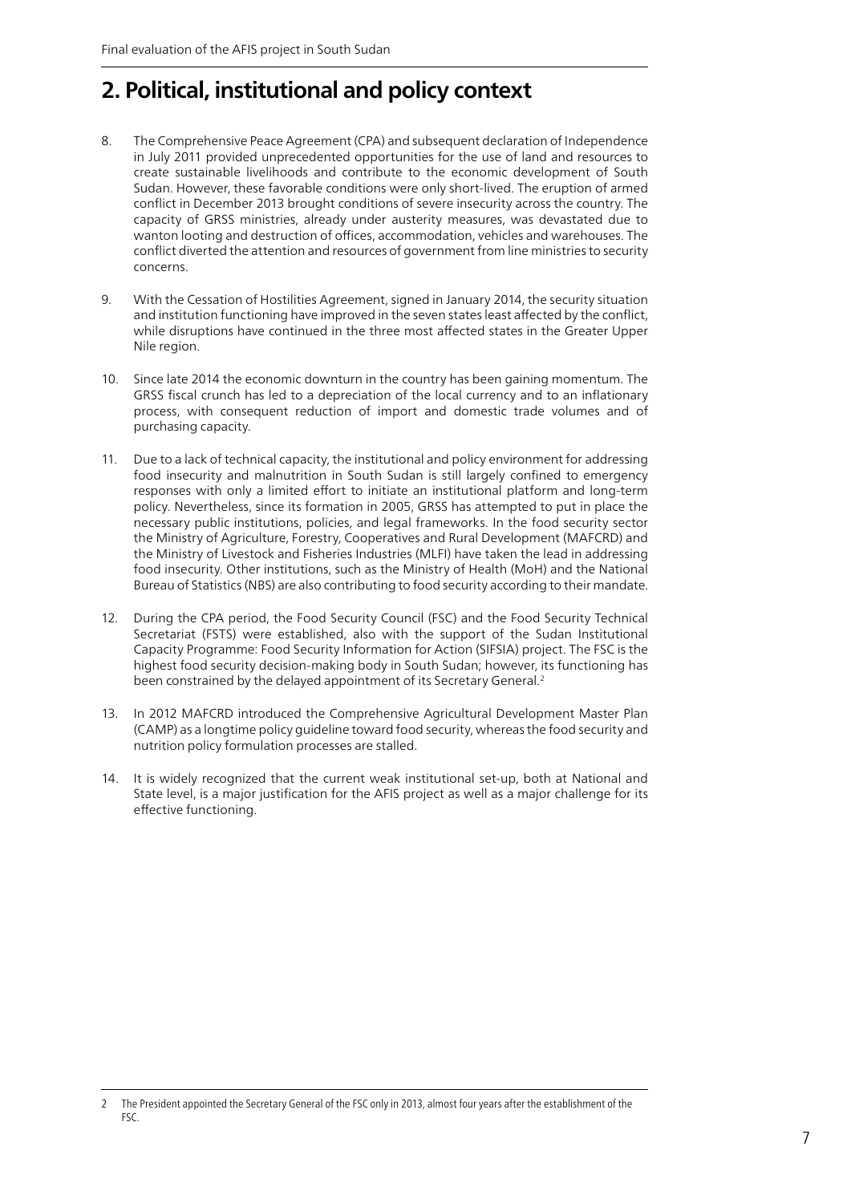## 2. Political, institutional and policy context

8. The Comprehensive Peace Agreement (CPA) and subsequent declaration of Independence in July 2011 provided unprecedented opportunities for the use of land and resources to create sustainable livelihoods and contribute to the economic development of South Sudan. However, these favorable conditions were only short-lived. The eruption of armed conflict in December 2013 brought conditions of severe insecurity across the country. The capacity of GRSS ministries, already under austerity measures, was devastated due to wanton looting and destruction of offices, accommodation, vehicles and warehouses. The conflict diverted the attention and resources of government from line ministries to security concerns.

9. With the Cessation of Hostilities Agreement, signed in January 2014, the security situation and institution functioning have improved in the seven states least affected by the conflict, while disruptions have continued in the three most affected states in the Greater Upper Nile region.

10. Since late 2014 the economic downturn in the country has been gaining momentum. The GRSS fiscal crunch has led to a depreciation of the local currency and to an inflationary process, with consequent reduction of import and domestic trade volumes and of purchasing capacity.

11. Due to a lack of technical capacity, the institutional and policy environment for addressing food insecurity and malnutrition in South Sudan is still largely confined to emergency responses with only a limited effort to initiate an institutional platform and long-term policy. Nevertheless, since its formation in 2005, GRSS has attempted to put in place the necessary public institutions, policies, and legal frameworks. In the food security sector the Ministry of Agriculture, Forestry, Cooperatives and Rural Development (MAFCRD) and the Ministry of Livestock and Fisheries Industries (MLFI) have taken the lead in addressing food insecurity. Other institutions, such as the Ministry of Health (MoH) and the National Bureau of Statistics (NBS) are also contributing to food security according to their mandate.

12. During the CPA period, the Food Security Council (FSC) and the Food Security Technical Secretariat (FSTS) were established, also with the support of the Sudan Institutional Capacity Programme: Food Security Information for Action (SIFSIA) project. The FSC is the highest food security decision-making body in South Sudan; however, its functioning has been constrained by the delayed appointment of its Secretary General.[2]

13. In 2012 MAFCRD introduced the Comprehensive Agricultural Development Master Plan (CAMP) as a longtime policy guideline toward food security, whereas the food security and nutrition policy formulation processes are stalled.

14. It is widely recognized that the current weak institutional set-up, both at National and State level, is a major justification for the AFIS project as well as a major challenge for its effective functioning.

---

2 The President appointed the Secretary General of the FSC only in 2013, almost four years after the establishment of the FSC.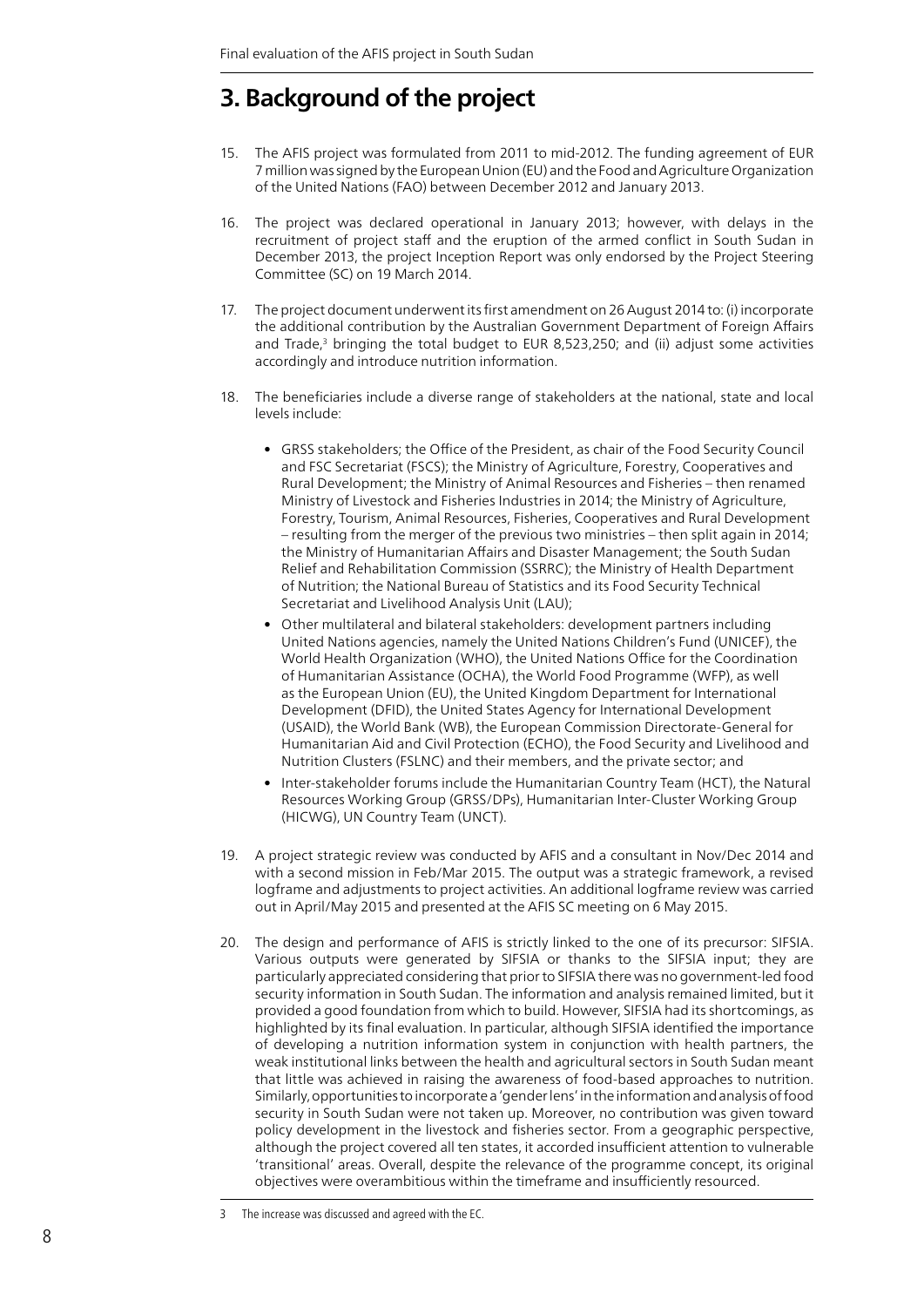# 3. Background of the project

15. The AFIS project was formulated from 2011 to mid-2012. The funding agreement of EUR 7 million was signed by the European Union (EU) and the Food and Agriculture Organization of the United Nations (FAO) between December 2012 and January 2013.

16. The project was declared operational in January 2013; however, with delays in the recruitment of project staff and the eruption of the armed conflict in South Sudan in December 2013, the project Inception Report was only endorsed by the Project Steering Committee (SC) on 19 March 2014.

17. The project document underwent its first amendment on 26 August 2014 to: (i) incorporate the additional contribution by the Australian Government Department of Foreign Affairs and Trade,[3] bringing the total budget to EUR 8,523,250; and (ii) adjust some activities accordingly and introduce nutrition information.

18. The beneficiaries include a diverse range of stakeholders at the national, state and local levels include:

    - GRSS stakeholders; the Office of the President, as chair of the Food Security Council and FSC Secretariat (FSCS); the Ministry of Agriculture, Forestry, Cooperatives and Rural Development; the Ministry of Animal Resources and Fisheries – then renamed Ministry of Livestock and Fisheries Industries in 2014; the Ministry of Agriculture, Forestry, Tourism, Animal Resources, Fisheries, Cooperatives and Rural Development – resulting from the merger of the previous two ministries – then split again in 2014; the Ministry of Humanitarian Affairs and Disaster Management; the South Sudan Relief and Rehabilitation Commission (SSRRC); the Ministry of Health Department of Nutrition; the National Bureau of Statistics and its Food Security Technical Secretariat and Livelihood Analysis Unit (LAU);
    - Other multilateral and bilateral stakeholders: development partners including United Nations agencies, namely the United Nations Children's Fund (UNICEF), the World Health Organization (WHO), the United Nations Office for the Coordination of Humanitarian Assistance (OCHA), the World Food Programme (WFP), as well as the European Union (EU), the United Kingdom Department for International Development (DFID), the United States Agency for International Development (USAID), the World Bank (WB), the European Commission Directorate-General for Humanitarian Aid and Civil Protection (ECHO), the Food Security and Livelihood and Nutrition Clusters (FSLNC) and their members, and the private sector; and
    - Inter-stakeholder forums include the Humanitarian Country Team (HCT), the Natural Resources Working Group (GRSS/DPs), Humanitarian Inter-Cluster Working Group (HICWG), UN Country Team (UNCT).

19. A project strategic review was conducted by AFIS and a consultant in Nov/Dec 2014 and with a second mission in Feb/Mar 2015. The output was a strategic framework, a revised logframe and adjustments to project activities. An additional logframe review was carried out in April/May 2015 and presented at the AFIS SC meeting on 6 May 2015.

20. The design and performance of AFIS is strictly linked to the one of its precursor: SIFSIA. Various outputs were generated by SIFSIA or thanks to the SIFSIA input; they are particularly appreciated considering that prior to SIFSIA there was no government-led food security information in South Sudan. The information and analysis remained limited, but it provided a good foundation from which to build. However, SIFSIA had its shortcomings, as highlighted by its final evaluation. In particular, although SIFSIA identified the importance of developing a nutrition information system in conjunction with health partners, the weak institutional links between the health and agricultural sectors in South Sudan meant that little was achieved in raising the awareness of food-based approaches to nutrition. Similarly, opportunities to incorporate a 'gender lens' in the information and analysis of food security in South Sudan were not taken up. Moreover, no contribution was given toward policy development in the livestock and fisheries sector. From a geographic perspective, although the project covered all ten states, it accorded insufficient attention to vulnerable 'transitional' areas. Overall, despite the relevance of the programme concept, its original objectives were overambitious within the timeframe and insufficiently resourced.

---

[3] The increase was discussed and agreed with the EC.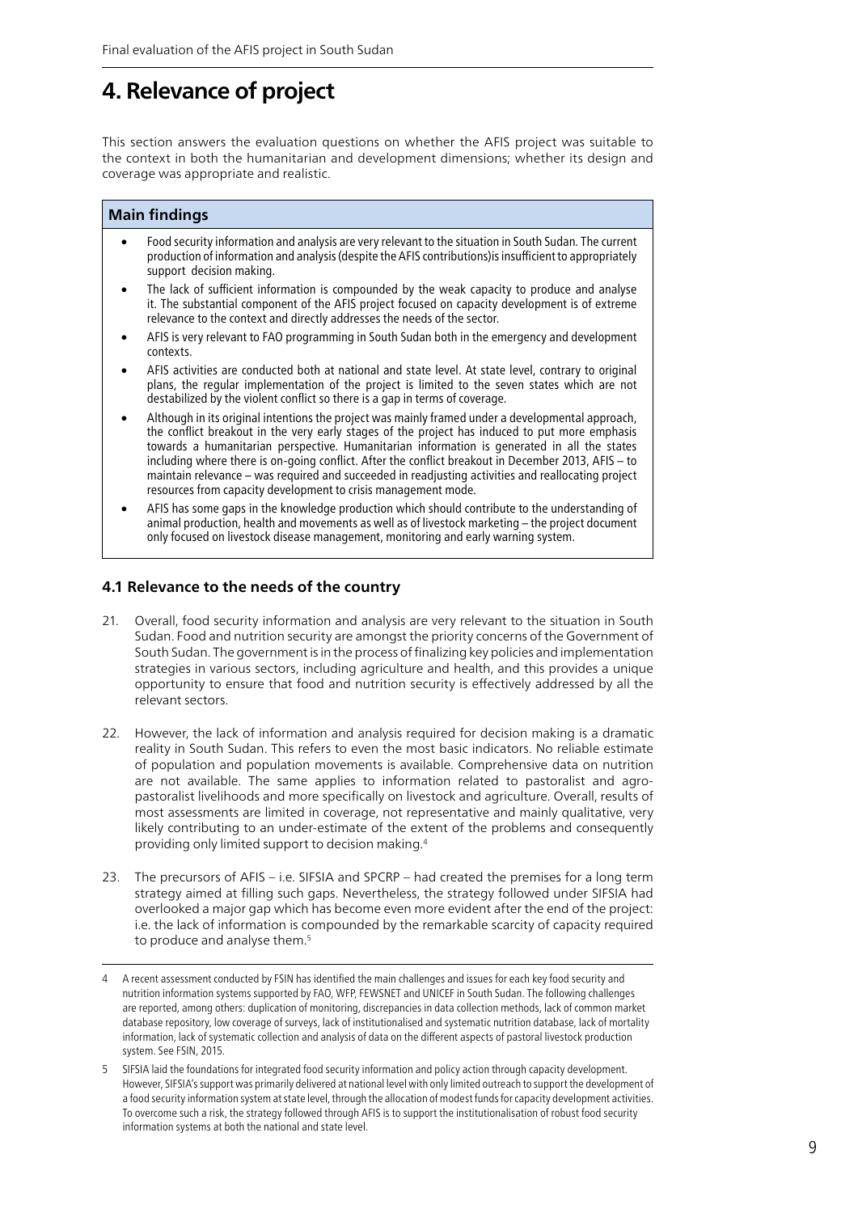# 4. Relevance of project

This section answers the evaluation questions on whether the AFIS project was suitable to the context in both the humanitarian and development dimensions; whether its design and coverage was appropriate and realistic.

**Main findings**

- Food security information and analysis are very relevant to the situation in South Sudan. The current production of information and analysis (despite the AFIS contributions)is insufficient to appropriately support decision making.
- The lack of sufficient information is compounded by the weak capacity to produce and analyse it. The substantial component of the AFIS project focused on capacity development is of extreme relevance to the context and directly addresses the needs of the sector.
- AFIS is very relevant to FAO programming in South Sudan both in the emergency and development contexts.
- AFIS activities are conducted both at national and state level. At state level, contrary to original plans, the regular implementation of the project is limited to the seven states which are not destabilized by the violent conflict so there is a gap in terms of coverage.
- Although in its original intentions the project was mainly framed under a developmental approach, the conflict breakout in the very early stages of the project has induced to put more emphasis towards a humanitarian perspective. Humanitarian information is generated in all the states including where there is on-going conflict. After the conflict breakout in December 2013, AFIS – to maintain relevance – was required and succeeded in readjusting activities and reallocating project resources from capacity development to crisis management mode.
- AFIS has some gaps in the knowledge production which should contribute to the understanding of animal production, health and movements as well as of livestock marketing – the project document only focused on livestock disease management, monitoring and early warning system.

## 4.1 Relevance to the needs of the country

21. Overall, food security information and analysis are very relevant to the situation in South Sudan. Food and nutrition security are amongst the priority concerns of the Government of South Sudan. The government is in the process of finalizing key policies and implementation strategies in various sectors, including agriculture and health, and this provides a unique opportunity to ensure that food and nutrition security is effectively addressed by all the relevant sectors.

22. However, the lack of information and analysis required for decision making is a dramatic reality in South Sudan. This refers to even the most basic indicators. No reliable estimate of population and population movements is available. Comprehensive data on nutrition are not available. The same applies to information related to pastoralist and agro-pastoralist livelihoods and more specifically on livestock and agriculture. Overall, results of most assessments are limited in coverage, not representative and mainly qualitative, very likely contributing to an under-estimate of the extent of the problems and consequently providing only limited support to decision making.[4]

23. The precursors of AFIS – i.e. SIFSIA and SPCRP – had created the premises for a long term strategy aimed at filling such gaps. Nevertheless, the strategy followed under SIFSIA had overlooked a major gap which has become even more evident after the end of the project: i.e. the lack of information is compounded by the remarkable scarcity of capacity required to produce and analyse them.[5]

---

4 A recent assessment conducted by FSIN has identified the main challenges and issues for each key food security and nutrition information systems supported by FAO, WFP, FEWSNET and UNICEF in South Sudan. The following challenges are reported, among others: duplication of monitoring, discrepancies in data collection methods, lack of common market database repository, low coverage of surveys, lack of institutionalised and systematic nutrition database, lack of mortality information, lack of systematic collection and analysis of data on the different aspects of pastoral livestock production system. See FSIN, 2015.

5 SIFSIA laid the foundations for integrated food security information and policy action through capacity development. However, SIFSIA's support was primarily delivered at national level with only limited outreach to support the development of a food security information system at state level, through the allocation of modest funds for capacity development activities. To overcome such a risk, the strategy followed through AFIS is to support the institutionalisation of robust food security information systems at both the national and state level.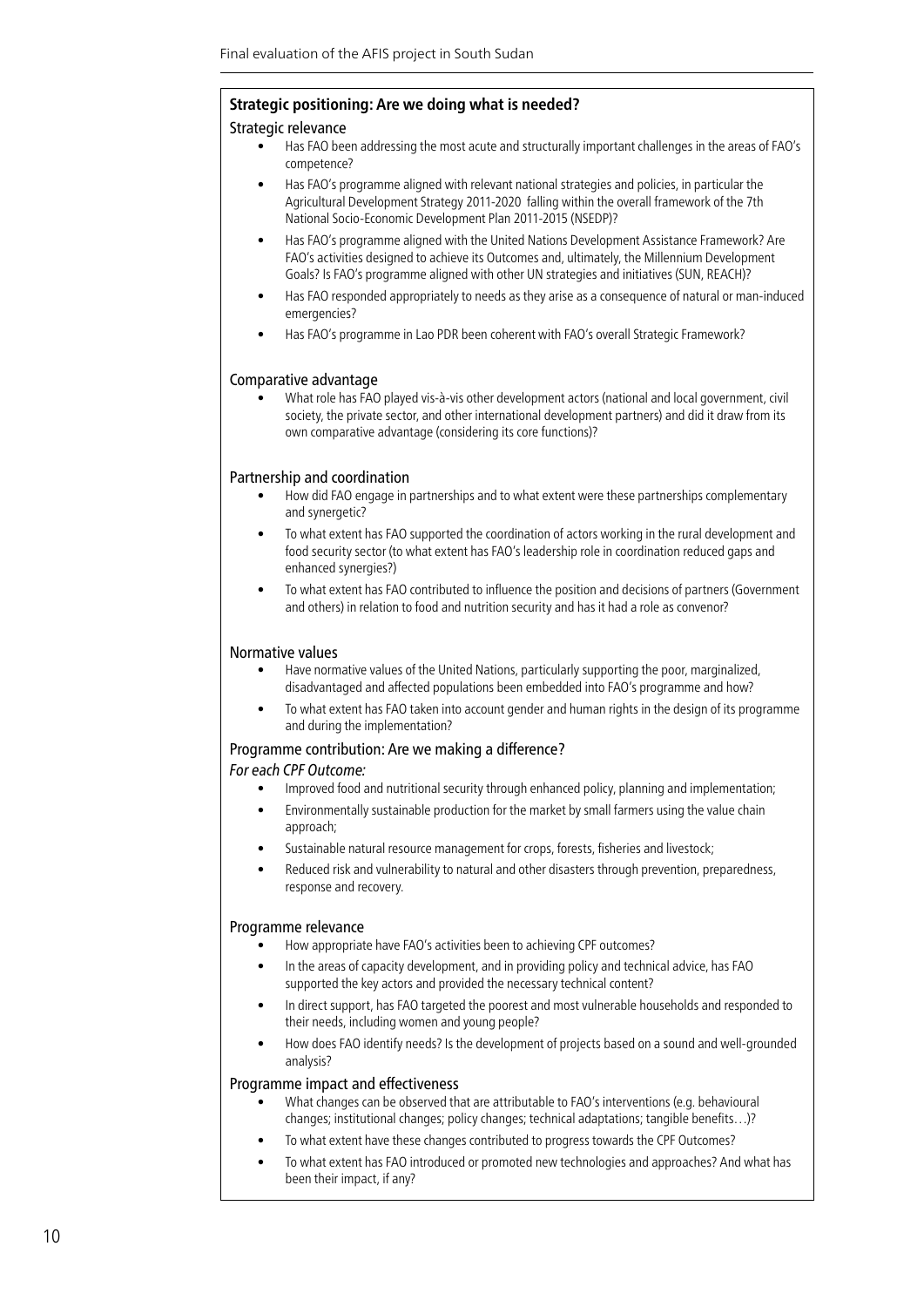**Strategic positioning: Are we doing what is needed?**

Strategic relevance

- Has FAO been addressing the most acute and structurally important challenges in the areas of FAO's competence?
- Has FAO's programme aligned with relevant national strategies and policies, in particular the Agricultural Development Strategy 2011-2020 falling within the overall framework of the 7th National Socio-Economic Development Plan 2011-2015 (NSEDP)?
- Has FAO's programme aligned with the United Nations Development Assistance Framework? Are FAO's activities designed to achieve its Outcomes and, ultimately, the Millennium Development Goals? Is FAO's programme aligned with other UN strategies and initiatives (SUN, REACH)?
- Has FAO responded appropriately to needs as they arise as a consequence of natural or man-induced emergencies?
- Has FAO's programme in Lao PDR been coherent with FAO's overall Strategic Framework?

Comparative advantage

- What role has FAO played vis-à-vis other development actors (national and local government, civil society, the private sector, and other international development partners) and did it draw from its own comparative advantage (considering its core functions)?

Partnership and coordination

- How did FAO engage in partnerships and to what extent were these partnerships complementary and synergetic?
- To what extent has FAO supported the coordination of actors working in the rural development and food security sector (to what extent has FAO's leadership role in coordination reduced gaps and enhanced synergies?)
- To what extent has FAO contributed to influence the position and decisions of partners (Government and others) in relation to food and nutrition security and has it had a role as convenor?

Normative values

- Have normative values of the United Nations, particularly supporting the poor, marginalized, disadvantaged and affected populations been embedded into FAO's programme and how?
- To what extent has FAO taken into account gender and human rights in the design of its programme and during the implementation?

Programme contribution: Are we making a difference?

*For each CPF Outcome:*

- Improved food and nutritional security through enhanced policy, planning and implementation;
- Environmentally sustainable production for the market by small farmers using the value chain approach;
- Sustainable natural resource management for crops, forests, fisheries and livestock;
- Reduced risk and vulnerability to natural and other disasters through prevention, preparedness, response and recovery.

Programme relevance

- How appropriate have FAO's activities been to achieving CPF outcomes?
- In the areas of capacity development, and in providing policy and technical advice, has FAO supported the key actors and provided the necessary technical content?
- In direct support, has FAO targeted the poorest and most vulnerable households and responded to their needs, including women and young people?
- How does FAO identify needs? Is the development of projects based on a sound and well-grounded analysis?

Programme impact and effectiveness

- What changes can be observed that are attributable to FAO's interventions (e.g. behavioural changes; institutional changes; policy changes; technical adaptations; tangible benefits…)?
- To what extent have these changes contributed to progress towards the CPF Outcomes?
- To what extent has FAO introduced or promoted new technologies and approaches? And what has been their impact, if any?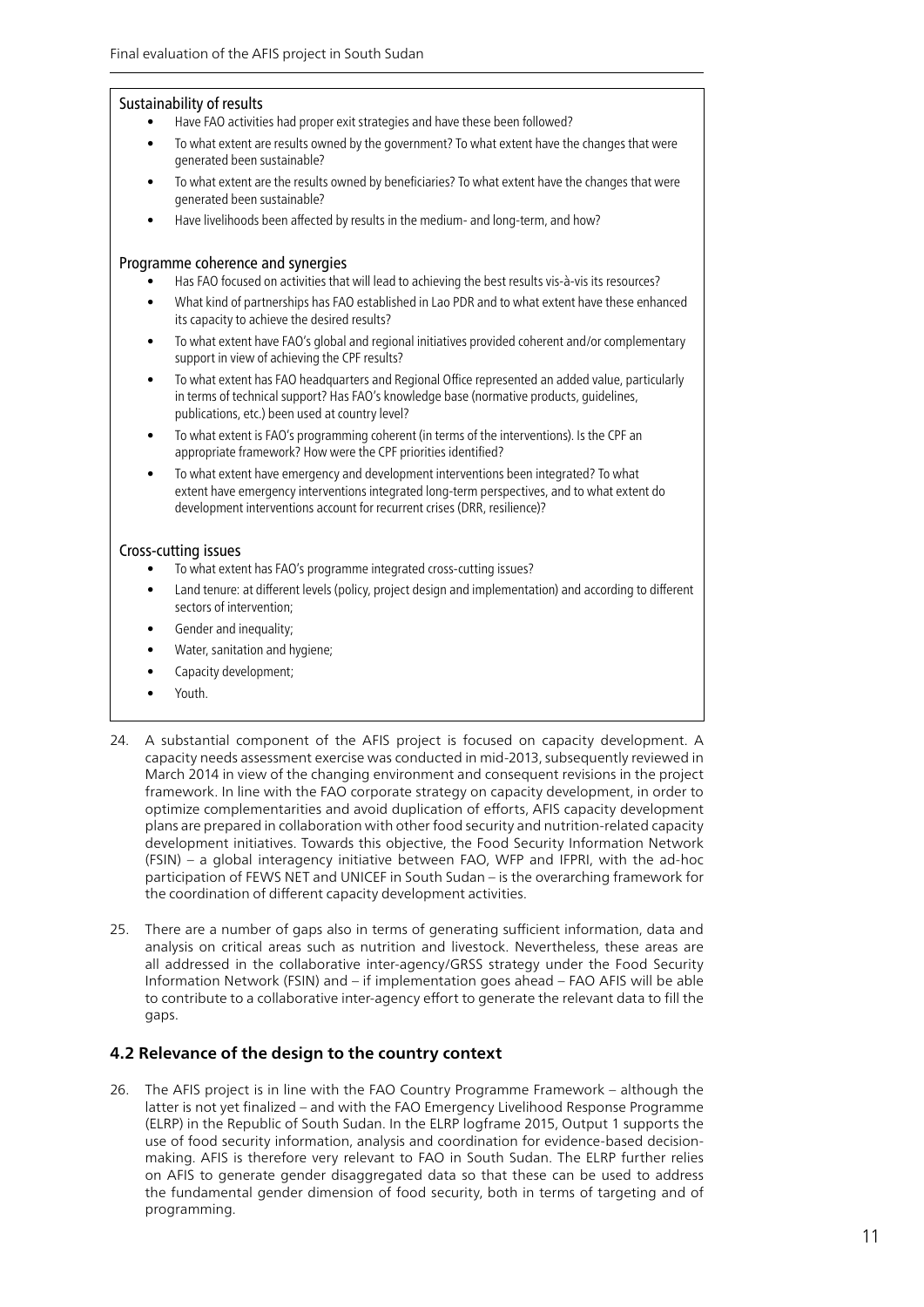Sustainability of results

- Have FAO activities had proper exit strategies and have these been followed?
- To what extent are results owned by the government? To what extent have the changes that were generated been sustainable?
- To what extent are the results owned by beneficiaries? To what extent have the changes that were generated been sustainable?
- Have livelihoods been affected by results in the medium- and long-term, and how?

Programme coherence and synergies

- Has FAO focused on activities that will lead to achieving the best results vis-à-vis its resources?
- What kind of partnerships has FAO established in Lao PDR and to what extent have these enhanced its capacity to achieve the desired results?
- To what extent have FAO's global and regional initiatives provided coherent and/or complementary support in view of achieving the CPF results?
- To what extent has FAO headquarters and Regional Office represented an added value, particularly in terms of technical support? Has FAO's knowledge base (normative products, guidelines, publications, etc.) been used at country level?
- To what extent is FAO's programming coherent (in terms of the interventions). Is the CPF an appropriate framework? How were the CPF priorities identified?
- To what extent have emergency and development interventions been integrated? To what extent have emergency interventions integrated long-term perspectives, and to what extent do development interventions account for recurrent crises (DRR, resilience)?

Cross-cutting issues

- To what extent has FAO's programme integrated cross-cutting issues?
- Land tenure: at different levels (policy, project design and implementation) and according to different sectors of intervention;
- Gender and inequality;
- Water, sanitation and hygiene;
- Capacity development;
- Youth.

24. A substantial component of the AFIS project is focused on capacity development. A capacity needs assessment exercise was conducted in mid-2013, subsequently reviewed in March 2014 in view of the changing environment and consequent revisions in the project framework. In line with the FAO corporate strategy on capacity development, in order to optimize complementarities and avoid duplication of efforts, AFIS capacity development plans are prepared in collaboration with other food security and nutrition-related capacity development initiatives. Towards this objective, the Food Security Information Network (FSIN) – a global interagency initiative between FAO, WFP and IFPRI, with the ad-hoc participation of FEWS NET and UNICEF in South Sudan – is the overarching framework for the coordination of different capacity development activities.

25. There are a number of gaps also in terms of generating sufficient information, data and analysis on critical areas such as nutrition and livestock. Nevertheless, these areas are all addressed in the collaborative inter-agency/GRSS strategy under the Food Security Information Network (FSIN) and – if implementation goes ahead – FAO AFIS will be able to contribute to a collaborative inter-agency effort to generate the relevant data to fill the gaps.

### 4.2 Relevance of the design to the country context

26. The AFIS project is in line with the FAO Country Programme Framework – although the latter is not yet finalized – and with the FAO Emergency Livelihood Response Programme (ELRP) in the Republic of South Sudan. In the ELRP logframe 2015, Output 1 supports the use of food security information, analysis and coordination for evidence-based decision-making. AFIS is therefore very relevant to FAO in South Sudan. The ELRP further relies on AFIS to generate gender disaggregated data so that these can be used to address the fundamental gender dimension of food security, both in terms of targeting and of programming.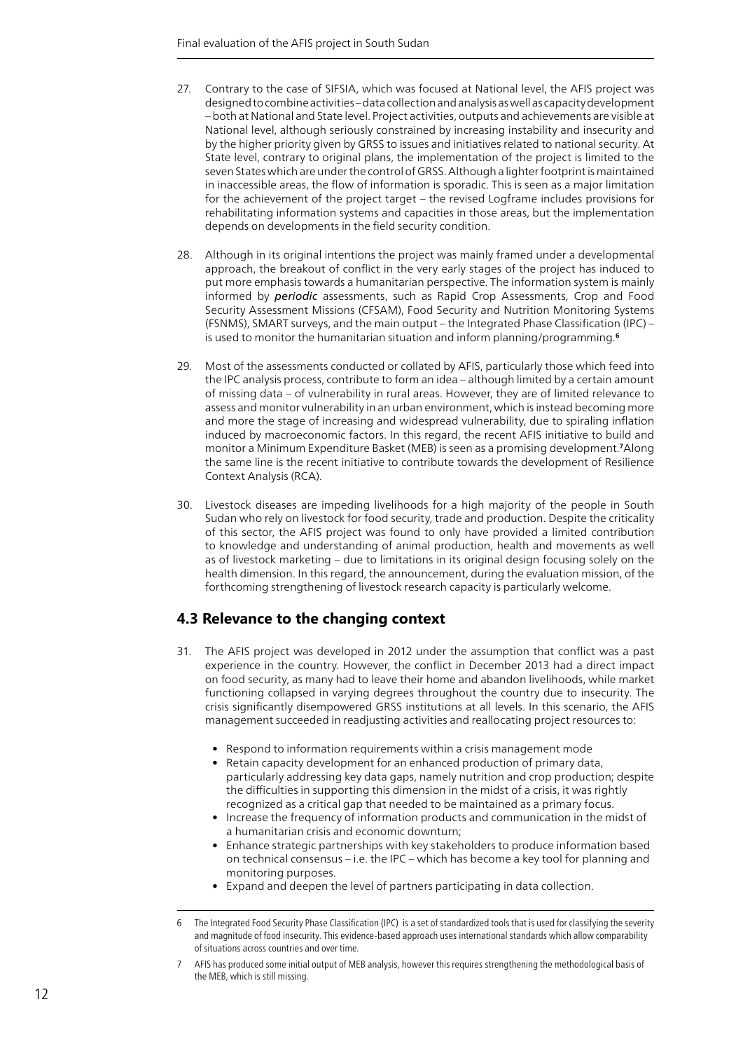27. Contrary to the case of SIFSIA, which was focused at National level, the AFIS project was designed to combine activities – data collection and analysis as well as capacity development – both at National and State level. Project activities, outputs and achievements are visible at National level, although seriously constrained by increasing instability and insecurity and by the higher priority given by GRSS to issues and initiatives related to national security. At State level, contrary to original plans, the implementation of the project is limited to the seven States which are under the control of GRSS. Although a lighter footprint is maintained in inaccessible areas, the flow of information is sporadic. This is seen as a major limitation for the achievement of the project target – the revised Logframe includes provisions for rehabilitating information systems and capacities in those areas, but the implementation depends on developments in the field security condition.

28. Although in its original intentions the project was mainly framed under a developmental approach, the breakout of conflict in the very early stages of the project has induced to put more emphasis towards a humanitarian perspective. The information system is mainly informed by ***periodic*** assessments, such as Rapid Crop Assessments, Crop and Food Security Assessment Missions (CFSAM), Food Security and Nutrition Monitoring Systems (FSNMS), SMART surveys, and the main output – the Integrated Phase Classification (IPC) – is used to monitor the humanitarian situation and inform planning/programming.[6]

29. Most of the assessments conducted or collated by AFIS, particularly those which feed into the IPC analysis process, contribute to form an idea – although limited by a certain amount of missing data – of vulnerability in rural areas. However, they are of limited relevance to assess and monitor vulnerability in an urban environment, which is instead becoming more and more the stage of increasing and widespread vulnerability, due to spiraling inflation induced by macroeconomic factors. In this regard, the recent AFIS initiative to build and monitor a Minimum Expenditure Basket (MEB) is seen as a promising development.[7] Along the same line is the recent initiative to contribute towards the development of Resilience Context Analysis (RCA).

30. Livestock diseases are impeding livelihoods for a high majority of the people in South Sudan who rely on livestock for food security, trade and production. Despite the criticality of this sector, the AFIS project was found to only have provided a limited contribution to knowledge and understanding of animal production, health and movements as well as of livestock marketing – due to limitations in its original design focusing solely on the health dimension. In this regard, the announcement, during the evaluation mission, of the forthcoming strengthening of livestock research capacity is particularly welcome.

## 4.3 Relevance to the changing context

31. The AFIS project was developed in 2012 under the assumption that conflict was a past experience in the country. However, the conflict in December 2013 had a direct impact on food security, as many had to leave their home and abandon livelihoods, while market functioning collapsed in varying degrees throughout the country due to insecurity. The crisis significantly disempowered GRSS institutions at all levels. In this scenario, the AFIS management succeeded in readjusting activities and reallocating project resources to:

    - Respond to information requirements within a crisis management mode
    - Retain capacity development for an enhanced production of primary data, particularly addressing key data gaps, namely nutrition and crop production; despite the difficulties in supporting this dimension in the midst of a crisis, it was rightly recognized as a critical gap that needed to be maintained as a primary focus.
    - Increase the frequency of information products and communication in the midst of a humanitarian crisis and economic downturn;
    - Enhance strategic partnerships with key stakeholders to produce information based on technical consensus – i.e. the IPC – which has become a key tool for planning and monitoring purposes.
    - Expand and deepen the level of partners participating in data collection.

---

6 The Integrated Food Security Phase Classification (IPC) is a set of standardized tools that is used for classifying the severity and magnitude of food insecurity. This evidence-based approach uses international standards which allow comparability of situations across countries and over time.

7 AFIS has produced some initial output of MEB analysis, however this requires strengthening the methodological basis of the MEB, which is still missing.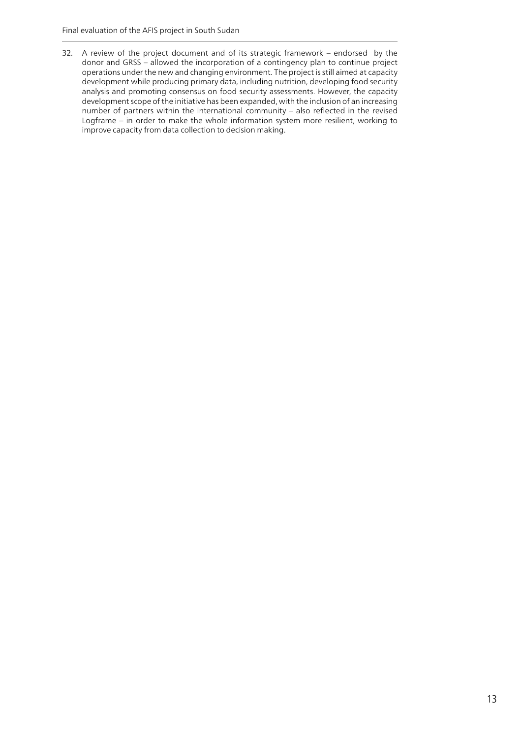32. A review of the project document and of its strategic framework – endorsed by the donor and GRSS – allowed the incorporation of a contingency plan to continue project operations under the new and changing environment. The project is still aimed at capacity development while producing primary data, including nutrition, developing food security analysis and promoting consensus on food security assessments. However, the capacity development scope of the initiative has been expanded, with the inclusion of an increasing number of partners within the international community – also reflected in the revised Logframe – in order to make the whole information system more resilient, working to improve capacity from data collection to decision making.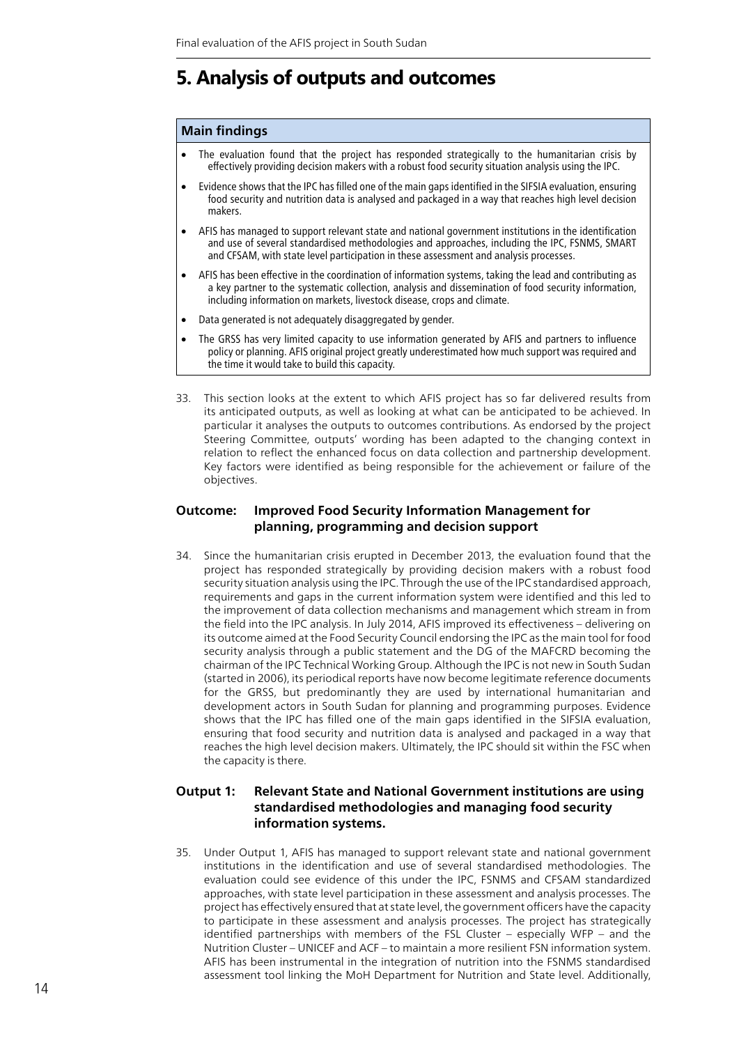# 5. Analysis of outputs and outcomes

**Main findings**

- The evaluation found that the project has responded strategically to the humanitarian crisis by effectively providing decision makers with a robust food security situation analysis using the IPC.
- Evidence shows that the IPC has filled one of the main gaps identified in the SIFSIA evaluation, ensuring food security and nutrition data is analysed and packaged in a way that reaches high level decision makers.
- AFIS has managed to support relevant state and national government institutions in the identification and use of several standardised methodologies and approaches, including the IPC, FSNMS, SMART and CFSAM, with state level participation in these assessment and analysis processes.
- AFIS has been effective in the coordination of information systems, taking the lead and contributing as a key partner to the systematic collection, analysis and dissemination of food security information, including information on markets, livestock disease, crops and climate.
- Data generated is not adequately disaggregated by gender.
- The GRSS has very limited capacity to use information generated by AFIS and partners to influence policy or planning. AFIS original project greatly underestimated how much support was required and the time it would take to build this capacity.

33. This section looks at the extent to which AFIS project has so far delivered results from its anticipated outputs, as well as looking at what can be anticipated to be achieved. In particular it analyses the outputs to outcomes contributions. As endorsed by the project Steering Committee, outputs' wording has been adapted to the changing context in relation to reflect the enhanced focus on data collection and partnership development. Key factors were identified as being responsible for the achievement or failure of the objectives.

### Outcome: Improved Food Security Information Management for planning, programming and decision support

34. Since the humanitarian crisis erupted in December 2013, the evaluation found that the project has responded strategically by providing decision makers with a robust food security situation analysis using the IPC. Through the use of the IPC standardised approach, requirements and gaps in the current information system were identified and this led to the improvement of data collection mechanisms and management which stream in from the field into the IPC analysis. In July 2014, AFIS improved its effectiveness – delivering on its outcome aimed at the Food Security Council endorsing the IPC as the main tool for food security analysis through a public statement and the DG of the MAFCRD becoming the chairman of the IPC Technical Working Group. Although the IPC is not new in South Sudan (started in 2006), its periodical reports have now become legitimate reference documents for the GRSS, but predominantly they are used by international humanitarian and development actors in South Sudan for planning and programming purposes. Evidence shows that the IPC has filled one of the main gaps identified in the SIFSIA evaluation, ensuring that food security and nutrition data is analysed and packaged in a way that reaches the high level decision makers. Ultimately, the IPC should sit within the FSC when the capacity is there.

### Output 1: Relevant State and National Government institutions are using standardised methodologies and managing food security information systems.

35. Under Output 1, AFIS has managed to support relevant state and national government institutions in the identification and use of several standardised methodologies. The evaluation could see evidence of this under the IPC, FSNMS and CFSAM standardized approaches, with state level participation in these assessment and analysis processes. The project has effectively ensured that at state level, the government officers have the capacity to participate in these assessment and analysis processes. The project has strategically identified partnerships with members of the FSL Cluster – especially WFP – and the Nutrition Cluster – UNICEF and ACF – to maintain a more resilient FSN information system. AFIS has been instrumental in the integration of nutrition into the FSNMS standardised assessment tool linking the MoH Department for Nutrition and State level. Additionally,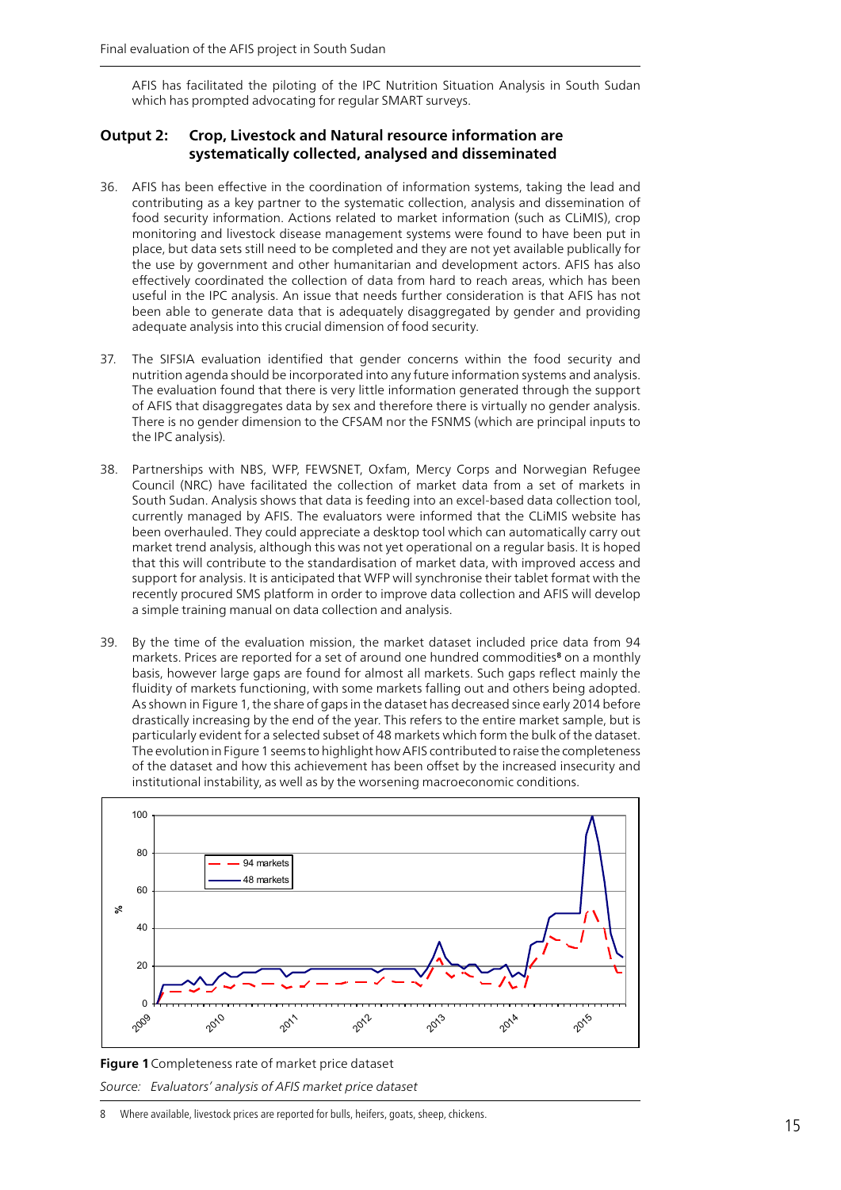AFIS has facilitated the piloting of the IPC Nutrition Situation Analysis in South Sudan which has prompted advocating for regular SMART surveys.

### Output 2: Crop, Livestock and Natural resource information are systematically collected, analysed and disseminated

36. AFIS has been effective in the coordination of information systems, taking the lead and contributing as a key partner to the systematic collection, analysis and dissemination of food security information. Actions related to market information (such as CLiMIS), crop monitoring and livestock disease management systems were found to have been put in place, but data sets still need to be completed and they are not yet available publically for the use by government and other humanitarian and development actors. AFIS has also effectively coordinated the collection of data from hard to reach areas, which has been useful in the IPC analysis. An issue that needs further consideration is that AFIS has not been able to generate data that is adequately disaggregated by gender and providing adequate analysis into this crucial dimension of food security.

37. The SIFSIA evaluation identified that gender concerns within the food security and nutrition agenda should be incorporated into any future information systems and analysis. The evaluation found that there is very little information generated through the support of AFIS that disaggregates data by sex and therefore there is virtually no gender analysis. There is no gender dimension to the CFSAM nor the FSNMS (which are principal inputs to the IPC analysis).

38. Partnerships with NBS, WFP, FEWSNET, Oxfam, Mercy Corps and Norwegian Refugee Council (NRC) have facilitated the collection of market data from a set of markets in South Sudan. Analysis shows that data is feeding into an excel-based data collection tool, currently managed by AFIS. The evaluators were informed that the CLiMIS website has been overhauled. They could appreciate a desktop tool which can automatically carry out market trend analysis, although this was not yet operational on a regular basis. It is hoped that this will contribute to the standardisation of market data, with improved access and support for analysis. It is anticipated that WFP will synchronise their tablet format with the recently procured SMS platform in order to improve data collection and AFIS will develop a simple training manual on data collection and analysis.

39. By the time of the evaluation mission, the market dataset included price data from 94 markets. Prices are reported for a set of around one hundred commodities[8] on a monthly basis, however large gaps are found for almost all markets. Such gaps reflect mainly the fluidity of markets functioning, with some markets falling out and others being adopted. As shown in Figure 1, the share of gaps in the dataset has decreased since early 2014 before drastically increasing by the end of the year. This refers to the entire market sample, but is particularly evident for a selected subset of 48 markets which form the bulk of the dataset. The evolution in Figure 1 seems to highlight how AFIS contributed to raise the completeness of the dataset and how this achievement has been offset by the increased insecurity and institutional instability, as well as by the worsening macroeconomic conditions.

**Figure 1** Completeness rate of market price dataset

*Source: Evaluators' analysis of AFIS market price dataset*

---

8 Where available, livestock prices are reported for bulls, heifers, goats, sheep, chickens.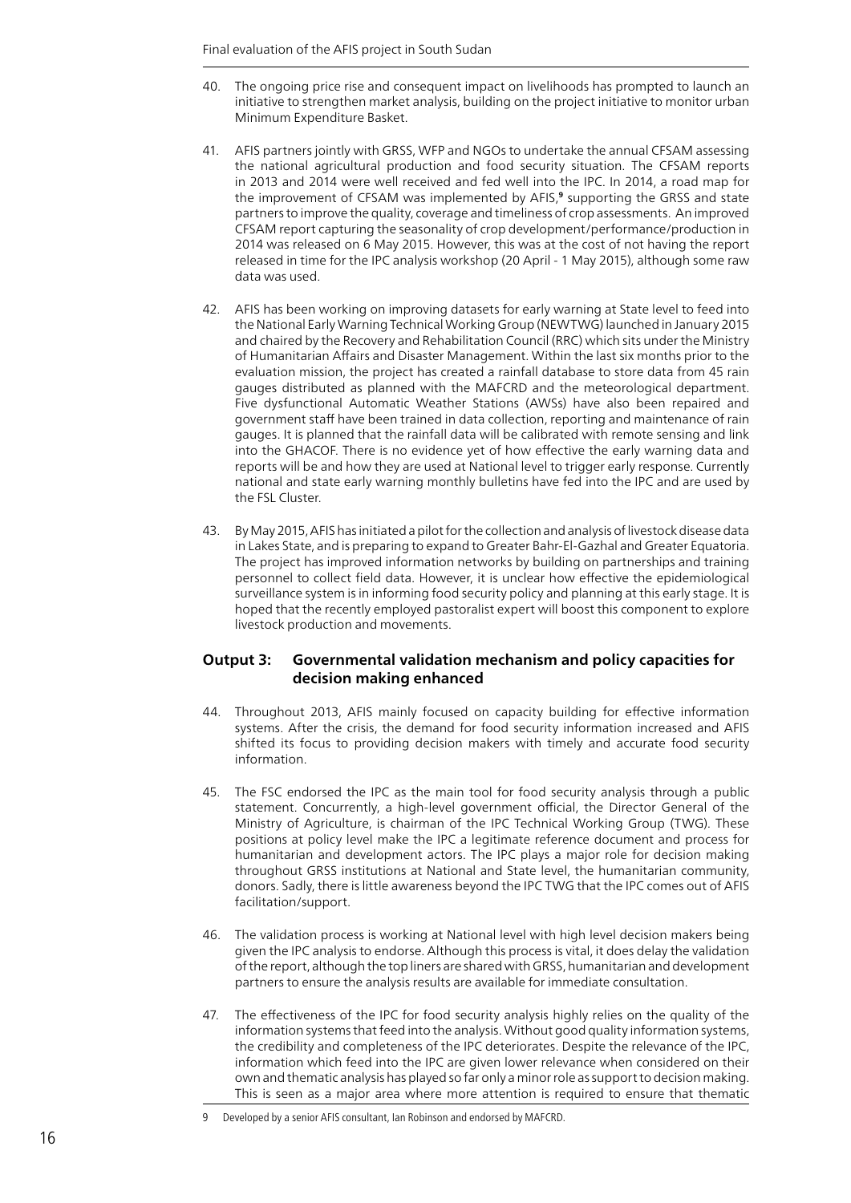40. The ongoing price rise and consequent impact on livelihoods has prompted to launch an initiative to strengthen market analysis, building on the project initiative to monitor urban Minimum Expenditure Basket.

41. AFIS partners jointly with GRSS, WFP and NGOs to undertake the annual CFSAM assessing the national agricultural production and food security situation. The CFSAM reports in 2013 and 2014 were well received and fed well into the IPC. In 2014, a road map for the improvement of CFSAM was implemented by AFIS,[9] supporting the GRSS and state partners to improve the quality, coverage and timeliness of crop assessments. An improved CFSAM report capturing the seasonality of crop development/performance/production in 2014 was released on 6 May 2015. However, this was at the cost of not having the report released in time for the IPC analysis workshop (20 April - 1 May 2015), although some raw data was used.

42. AFIS has been working on improving datasets for early warning at State level to feed into the National Early Warning Technical Working Group (NEWTWG) launched in January 2015 and chaired by the Recovery and Rehabilitation Council (RRC) which sits under the Ministry of Humanitarian Affairs and Disaster Management. Within the last six months prior to the evaluation mission, the project has created a rainfall database to store data from 45 rain gauges distributed as planned with the MAFCRD and the meteorological department. Five dysfunctional Automatic Weather Stations (AWSs) have also been repaired and government staff have been trained in data collection, reporting and maintenance of rain gauges. It is planned that the rainfall data will be calibrated with remote sensing and link into the GHACOF. There is no evidence yet of how effective the early warning data and reports will be and how they are used at National level to trigger early response. Currently national and state early warning monthly bulletins have fed into the IPC and are used by the FSL Cluster.

43. By May 2015, AFIS has initiated a pilot for the collection and analysis of livestock disease data in Lakes State, and is preparing to expand to Greater Bahr-El-Gazhal and Greater Equatoria. The project has improved information networks by building on partnerships and training personnel to collect field data. However, it is unclear how effective the epidemiological surveillance system is in informing food security policy and planning at this early stage. It is hoped that the recently employed pastoralist expert will boost this component to explore livestock production and movements.

### Output 3: Governmental validation mechanism and policy capacities for decision making enhanced

44. Throughout 2013, AFIS mainly focused on capacity building for effective information systems. After the crisis, the demand for food security information increased and AFIS shifted its focus to providing decision makers with timely and accurate food security information.

45. The FSC endorsed the IPC as the main tool for food security analysis through a public statement. Concurrently, a high-level government official, the Director General of the Ministry of Agriculture, is chairman of the IPC Technical Working Group (TWG). These positions at policy level make the IPC a legitimate reference document and process for humanitarian and development actors. The IPC plays a major role for decision making throughout GRSS institutions at National and State level, the humanitarian community, donors. Sadly, there is little awareness beyond the IPC TWG that the IPC comes out of AFIS facilitation/support.

46. The validation process is working at National level with high level decision makers being given the IPC analysis to endorse. Although this process is vital, it does delay the validation of the report, although the top liners are shared with GRSS, humanitarian and development partners to ensure the analysis results are available for immediate consultation.

47. The effectiveness of the IPC for food security analysis highly relies on the quality of the information systems that feed into the analysis. Without good quality information systems, the credibility and completeness of the IPC deteriorates. Despite the relevance of the IPC, information which feed into the IPC are given lower relevance when considered on their own and thematic analysis has played so far only a minor role as support to decision making. This is seen as a major area where more attention is required to ensure that thematic

9 Developed by a senior AFIS consultant, Ian Robinson and endorsed by MAFCRD.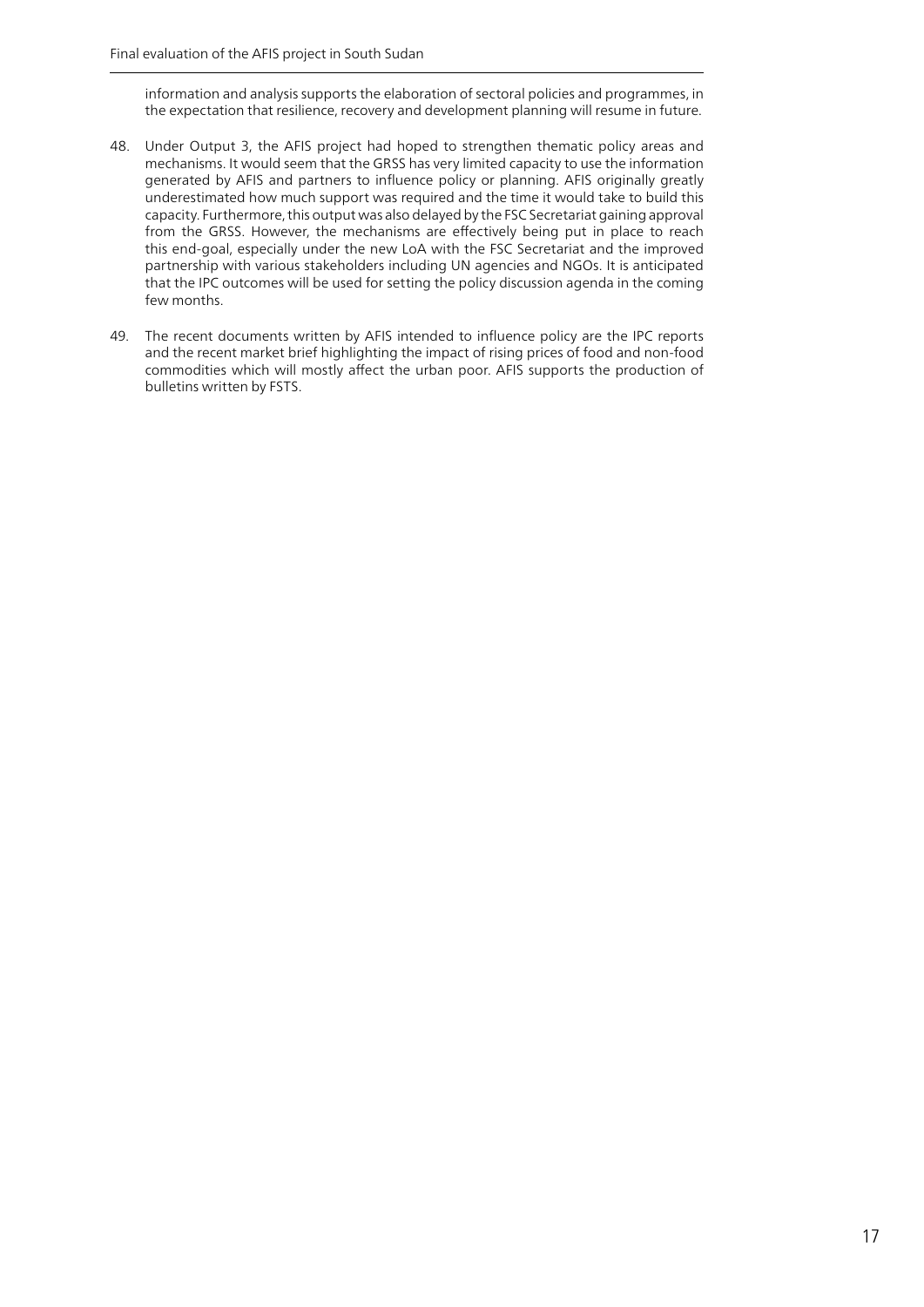information and analysis supports the elaboration of sectoral policies and programmes, in the expectation that resilience, recovery and development planning will resume in future.

48. Under Output 3, the AFIS project had hoped to strengthen thematic policy areas and mechanisms. It would seem that the GRSS has very limited capacity to use the information generated by AFIS and partners to influence policy or planning. AFIS originally greatly underestimated how much support was required and the time it would take to build this capacity. Furthermore, this output was also delayed by the FSC Secretariat gaining approval from the GRSS. However, the mechanisms are effectively being put in place to reach this end-goal, especially under the new LoA with the FSC Secretariat and the improved partnership with various stakeholders including UN agencies and NGOs. It is anticipated that the IPC outcomes will be used for setting the policy discussion agenda in the coming few months.

49. The recent documents written by AFIS intended to influence policy are the IPC reports and the recent market brief highlighting the impact of rising prices of food and non-food commodities which will mostly affect the urban poor. AFIS supports the production of bulletins written by FSTS.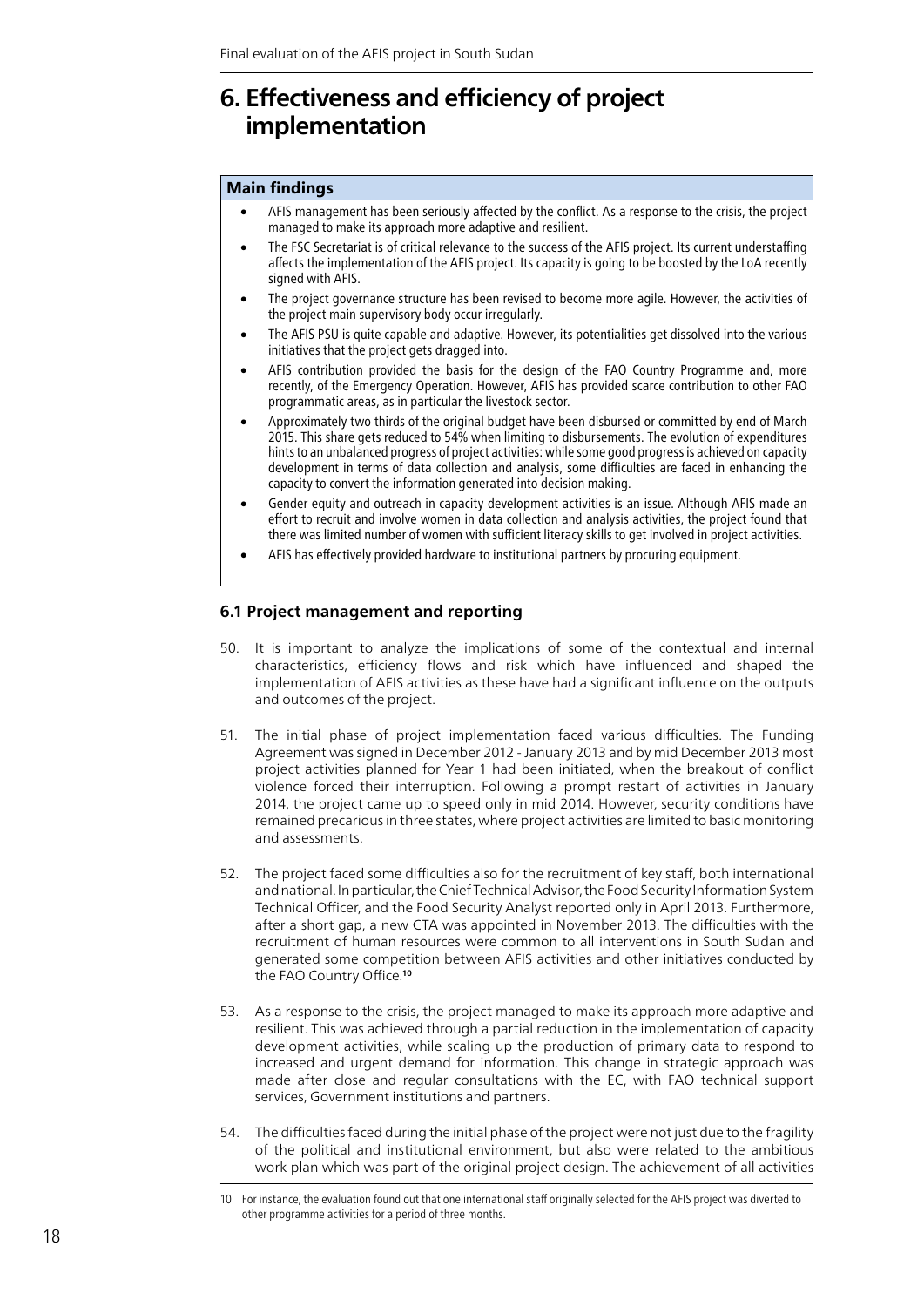# 6. Effectiveness and efficiency of project implementation

**Main findings**

- AFIS management has been seriously affected by the conflict. As a response to the crisis, the project managed to make its approach more adaptive and resilient.
- The FSC Secretariat is of critical relevance to the success of the AFIS project. Its current understaffing affects the implementation of the AFIS project. Its capacity is going to be boosted by the LoA recently signed with AFIS.
- The project governance structure has been revised to become more agile. However, the activities of the project main supervisory body occur irregularly.
- The AFIS PSU is quite capable and adaptive. However, its potentialities get dissolved into the various initiatives that the project gets dragged into.
- AFIS contribution provided the basis for the design of the FAO Country Programme and, more recently, of the Emergency Operation. However, AFIS has provided scarce contribution to other FAO programmatic areas, as in particular the livestock sector.
- Approximately two thirds of the original budget have been disbursed or committed by end of March 2015. This share gets reduced to 54% when limiting to disbursements. The evolution of expenditures hints to an unbalanced progress of project activities: while some good progress is achieved on capacity development in terms of data collection and analysis, some difficulties are faced in enhancing the capacity to convert the information generated into decision making.
- Gender equity and outreach in capacity development activities is an issue. Although AFIS made an effort to recruit and involve women in data collection and analysis activities, the project found that there was limited number of women with sufficient literacy skills to get involved in project activities.
- AFIS has effectively provided hardware to institutional partners by procuring equipment.

### 6.1 Project management and reporting

50. It is important to analyze the implications of some of the contextual and internal characteristics, efficiency flows and risk which have influenced and shaped the implementation of AFIS activities as these have had a significant influence on the outputs and outcomes of the project.

51. The initial phase of project implementation faced various difficulties. The Funding Agreement was signed in December 2012 - January 2013 and by mid December 2013 most project activities planned for Year 1 had been initiated, when the breakout of conflict violence forced their interruption. Following a prompt restart of activities in January 2014, the project came up to speed only in mid 2014. However, security conditions have remained precarious in three states, where project activities are limited to basic monitoring and assessments.

52. The project faced some difficulties also for the recruitment of key staff, both international and national. In particular, the Chief Technical Advisor, the Food Security Information System Technical Officer, and the Food Security Analyst reported only in April 2013. Furthermore, after a short gap, a new CTA was appointed in November 2013. The difficulties with the recruitment of human resources were common to all interventions in South Sudan and generated some competition between AFIS activities and other initiatives conducted by the FAO Country Office.[10]

53. As a response to the crisis, the project managed to make its approach more adaptive and resilient. This was achieved through a partial reduction in the implementation of capacity development activities, while scaling up the production of primary data to respond to increased and urgent demand for information. This change in strategic approach was made after close and regular consultations with the EC, with FAO technical support services, Government institutions and partners.

54. The difficulties faced during the initial phase of the project were not just due to the fragility of the political and institutional environment, but also were related to the ambitious work plan which was part of the original project design. The achievement of all activities

10 For instance, the evaluation found out that one international staff originally selected for the AFIS project was diverted to other programme activities for a period of three months.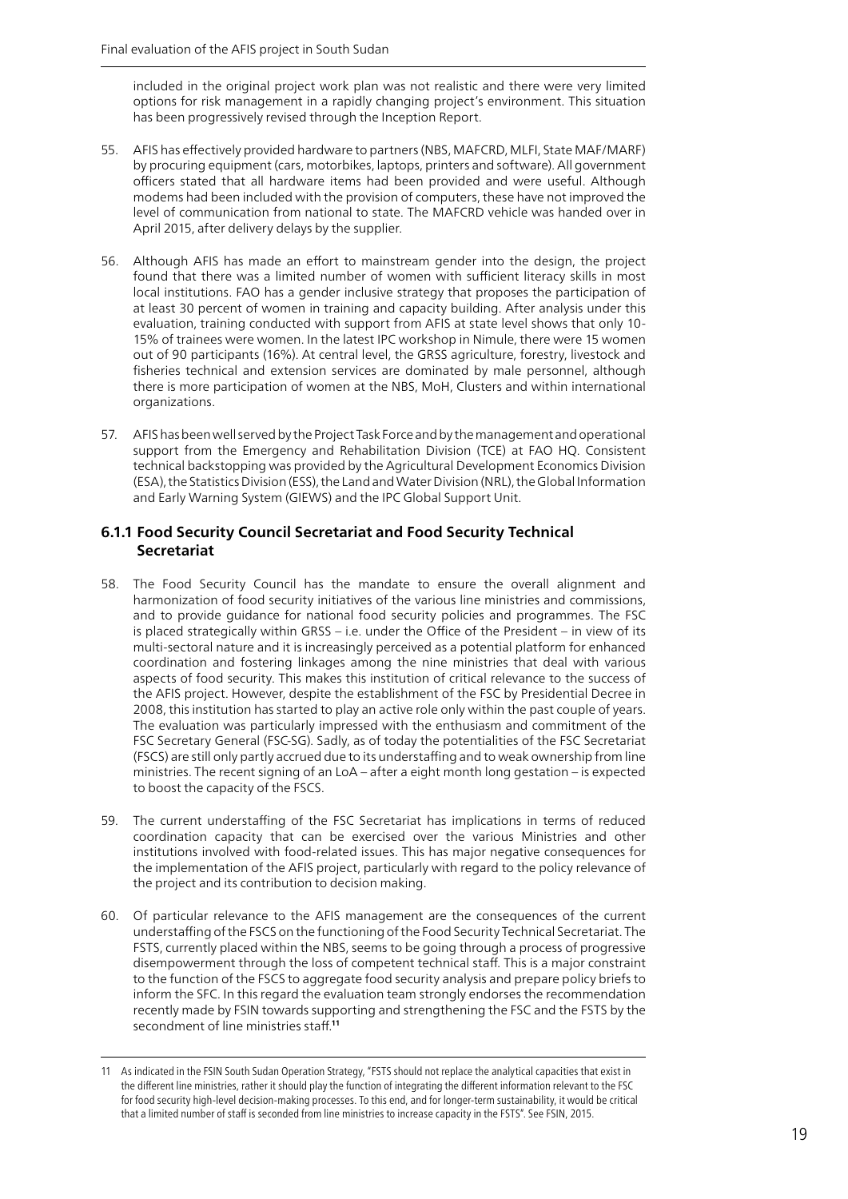included in the original project work plan was not realistic and there were very limited options for risk management in a rapidly changing project's environment. This situation has been progressively revised through the Inception Report.

55. AFIS has effectively provided hardware to partners (NBS, MAFCRD, MLFI, State MAF/MARF) by procuring equipment (cars, motorbikes, laptops, printers and software). All government officers stated that all hardware items had been provided and were useful. Although modems had been included with the provision of computers, these have not improved the level of communication from national to state. The MAFCRD vehicle was handed over in April 2015, after delivery delays by the supplier.

56. Although AFIS has made an effort to mainstream gender into the design, the project found that there was a limited number of women with sufficient literacy skills in most local institutions. FAO has a gender inclusive strategy that proposes the participation of at least 30 percent of women in training and capacity building. After analysis under this evaluation, training conducted with support from AFIS at state level shows that only 10-15% of trainees were women. In the latest IPC workshop in Nimule, there were 15 women out of 90 participants (16%). At central level, the GRSS agriculture, forestry, livestock and fisheries technical and extension services are dominated by male personnel, although there is more participation of women at the NBS, MoH, Clusters and within international organizations.

57. AFIS has been well served by the Project Task Force and by the management and operational support from the Emergency and Rehabilitation Division (TCE) at FAO HQ. Consistent technical backstopping was provided by the Agricultural Development Economics Division (ESA), the Statistics Division (ESS), the Land and Water Division (NRL), the Global Information and Early Warning System (GIEWS) and the IPC Global Support Unit.

### 6.1.1 Food Security Council Secretariat and Food Security Technical Secretariat

58. The Food Security Council has the mandate to ensure the overall alignment and harmonization of food security initiatives of the various line ministries and commissions, and to provide guidance for national food security policies and programmes. The FSC is placed strategically within GRSS – i.e. under the Office of the President – in view of its multi-sectoral nature and it is increasingly perceived as a potential platform for enhanced coordination and fostering linkages among the nine ministries that deal with various aspects of food security. This makes this institution of critical relevance to the success of the AFIS project. However, despite the establishment of the FSC by Presidential Decree in 2008, this institution has started to play an active role only within the past couple of years. The evaluation was particularly impressed with the enthusiasm and commitment of the FSC Secretary General (FSC-SG). Sadly, as of today the potentialities of the FSC Secretariat (FSCS) are still only partly accrued due to its understaffing and to weak ownership from line ministries. The recent signing of an LoA – after a eight month long gestation – is expected to boost the capacity of the FSCS.

59. The current understaffing of the FSC Secretariat has implications in terms of reduced coordination capacity that can be exercised over the various Ministries and other institutions involved with food-related issues. This has major negative consequences for the implementation of the AFIS project, particularly with regard to the policy relevance of the project and its contribution to decision making.

60. Of particular relevance to the AFIS management are the consequences of the current understaffing of the FSCS on the functioning of the Food Security Technical Secretariat. The FSTS, currently placed within the NBS, seems to be going through a process of progressive disempowerment through the loss of competent technical staff. This is a major constraint to the function of the FSCS to aggregate food security analysis and prepare policy briefs to inform the SFC. In this regard the evaluation team strongly endorses the recommendation recently made by FSIN towards supporting and strengthening the FSC and the FSTS by the secondment of line ministries staff.[11]

---

11 As indicated in the FSIN South Sudan Operation Strategy, "FSTS should not replace the analytical capacities that exist in the different line ministries, rather it should play the function of integrating the different information relevant to the FSC for food security high-level decision-making processes. To this end, and for longer-term sustainability, it would be critical that a limited number of staff is seconded from line ministries to increase capacity in the FSTS". See FSIN, 2015.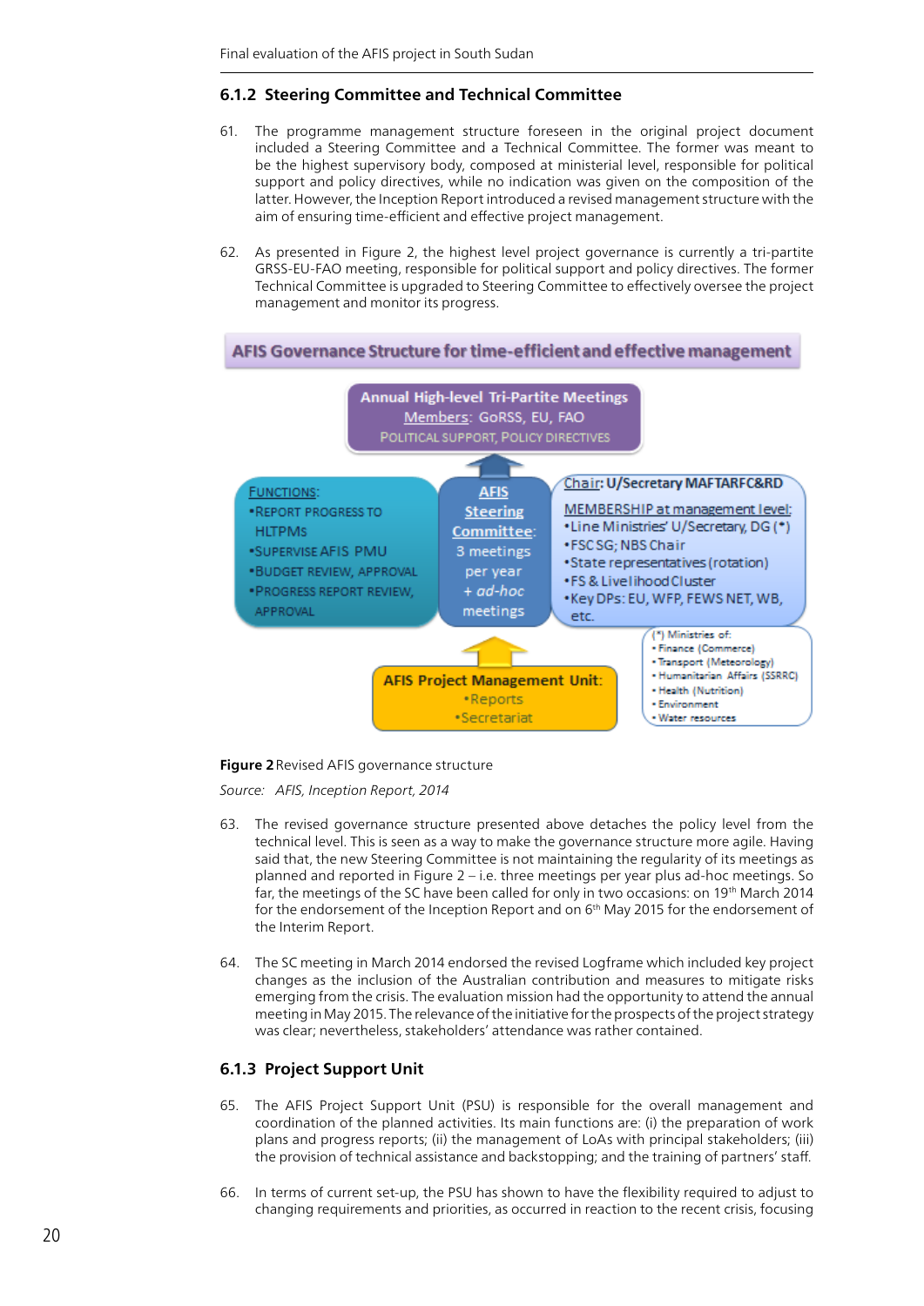### 6.1.2 Steering Committee and Technical Committee

61. The programme management structure foreseen in the original project document included a Steering Committee and a Technical Committee. The former was meant to be the highest supervisory body, composed at ministerial level, responsible for political support and policy directives, while no indication was given on the composition of the latter. However, the Inception Report introduced a revised management structure with the aim of ensuring time-efficient and effective project management.

62. As presented in Figure 2, the highest level project governance is currently a tri-partite GRSS-EU-FAO meeting, responsible for political support and policy directives. The former Technical Committee is upgraded to Steering Committee to effectively oversee the project management and monitor its progress.

**AFIS Governance Structure for time-efficient and effective management**

**Annual High-level Tri-Partite Meetings**
Members: GoRSS, EU, FAO
POLITICAL SUPPORT, POLICY DIRECTIVES

FUNCTIONS:
- REPORT PROGRESS TO HLTPMS
- SUPERVISE AFIS PMU
- BUDGET REVIEW, APPROVAL
- PROGRESS REPORT REVIEW, APPROVAL

**AFIS Steering Committee**: 3 meetings per year + *ad-hoc* meetings

**Chair: U/Secretary MAFTARFC&RD**

MEMBERSHIP at management level:
- Line Ministries' U/Secretary, DG (*)
- FSC SG; NBS Chair
- State representatives (rotation)
- FS & Livelihood Cluster
- Key DPs: EU, WFP, FEWS NET, WB, etc.

(*) Ministries of:
- Finance (Commerce)
- Transport (Meteorology)
- Humanitarian Affairs (SSRRC)
- Health (Nutrition)
- Environment
- Water resources

**AFIS Project Management Unit:**
- Reports
- Secretariat

**Figure 2** Revised AFIS governance structure

*Source: AFIS, Inception Report, 2014*

63. The revised governance structure presented above detaches the policy level from the technical level. This is seen as a way to make the governance structure more agile. Having said that, the new Steering Committee is not maintaining the regularity of its meetings as planned and reported in Figure 2 – i.e. three meetings per year plus ad-hoc meetings. So far, the meetings of the SC have been called for only in two occasions: on 19th March 2014 for the endorsement of the Inception Report and on 6th May 2015 for the endorsement of the Interim Report.

64. The SC meeting in March 2014 endorsed the revised Logframe which included key project changes as the inclusion of the Australian contribution and measures to mitigate risks emerging from the crisis. The evaluation mission had the opportunity to attend the annual meeting in May 2015. The relevance of the initiative for the prospects of the project strategy was clear; nevertheless, stakeholders' attendance was rather contained.

### 6.1.3 Project Support Unit

65. The AFIS Project Support Unit (PSU) is responsible for the overall management and coordination of the planned activities. Its main functions are: (i) the preparation of work plans and progress reports; (ii) the management of LoAs with principal stakeholders; (iii) the provision of technical assistance and backstopping; and the training of partners' staff.

66. In terms of current set-up, the PSU has shown to have the flexibility required to adjust to changing requirements and priorities, as occurred in reaction to the recent crisis, focusing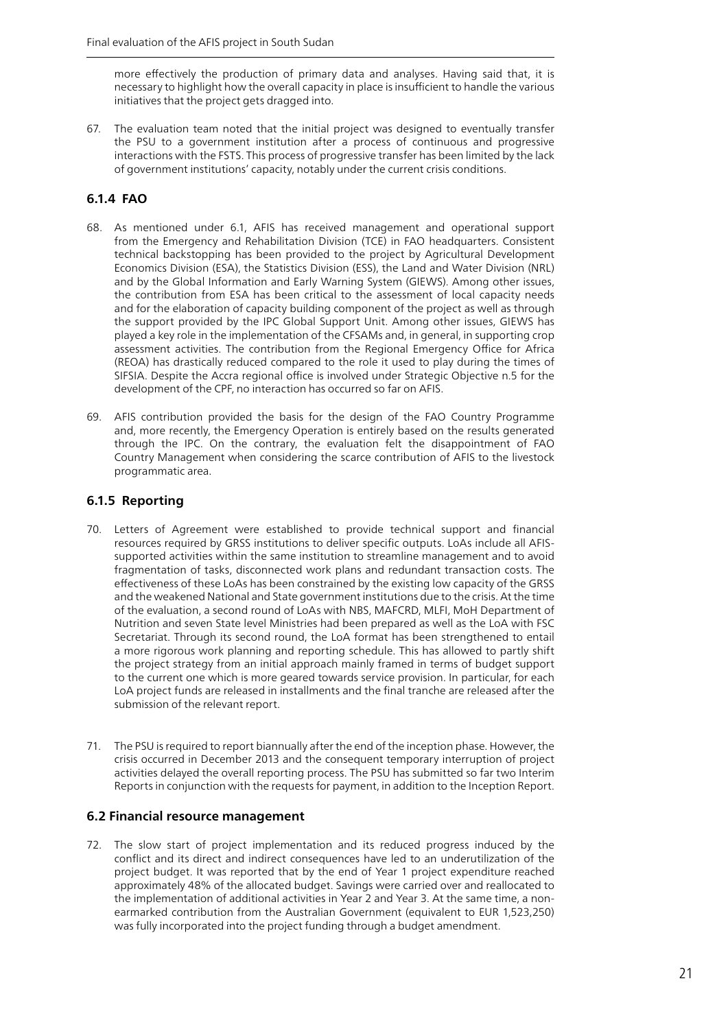more effectively the production of primary data and analyses. Having said that, it is necessary to highlight how the overall capacity in place is insufficient to handle the various initiatives that the project gets dragged into.

67. The evaluation team noted that the initial project was designed to eventually transfer the PSU to a government institution after a process of continuous and progressive interactions with the FSTS. This process of progressive transfer has been limited by the lack of government institutions' capacity, notably under the current crisis conditions.

### 6.1.4 FAO

68. As mentioned under 6.1, AFIS has received management and operational support from the Emergency and Rehabilitation Division (TCE) in FAO headquarters. Consistent technical backstopping has been provided to the project by Agricultural Development Economics Division (ESA), the Statistics Division (ESS), the Land and Water Division (NRL) and by the Global Information and Early Warning System (GIEWS). Among other issues, the contribution from ESA has been critical to the assessment of local capacity needs and for the elaboration of capacity building component of the project as well as through the support provided by the IPC Global Support Unit. Among other issues, GIEWS has played a key role in the implementation of the CFSAMs and, in general, in supporting crop assessment activities. The contribution from the Regional Emergency Office for Africa (REOA) has drastically reduced compared to the role it used to play during the times of SIFSIA. Despite the Accra regional office is involved under Strategic Objective n.5 for the development of the CPF, no interaction has occurred so far on AFIS.

69. AFIS contribution provided the basis for the design of the FAO Country Programme and, more recently, the Emergency Operation is entirely based on the results generated through the IPC. On the contrary, the evaluation felt the disappointment of FAO Country Management when considering the scarce contribution of AFIS to the livestock programmatic area.

### 6.1.5 Reporting

70. Letters of Agreement were established to provide technical support and financial resources required by GRSS institutions to deliver specific outputs. LoAs include all AFIS-supported activities within the same institution to streamline management and to avoid fragmentation of tasks, disconnected work plans and redundant transaction costs. The effectiveness of these LoAs has been constrained by the existing low capacity of the GRSS and the weakened National and State government institutions due to the crisis. At the time of the evaluation, a second round of LoAs with NBS, MAFCRD, MLFI, MoH Department of Nutrition and seven State level Ministries had been prepared as well as the LoA with FSC Secretariat. Through its second round, the LoA format has been strengthened to entail a more rigorous work planning and reporting schedule. This has allowed to partly shift the project strategy from an initial approach mainly framed in terms of budget support to the current one which is more geared towards service provision. In particular, for each LoA project funds are released in installments and the final tranche are released after the submission of the relevant report.

71. The PSU is required to report biannually after the end of the inception phase. However, the crisis occurred in December 2013 and the consequent temporary interruption of project activities delayed the overall reporting process. The PSU has submitted so far two Interim Reports in conjunction with the requests for payment, in addition to the Inception Report.

### 6.2 Financial resource management

72. The slow start of project implementation and its reduced progress induced by the conflict and its direct and indirect consequences have led to an underutilization of the project budget. It was reported that by the end of Year 1 project expenditure reached approximately 48% of the allocated budget. Savings were carried over and reallocated to the implementation of additional activities in Year 2 and Year 3. At the same time, a non-earmarked contribution from the Australian Government (equivalent to EUR 1,523,250) was fully incorporated into the project funding through a budget amendment.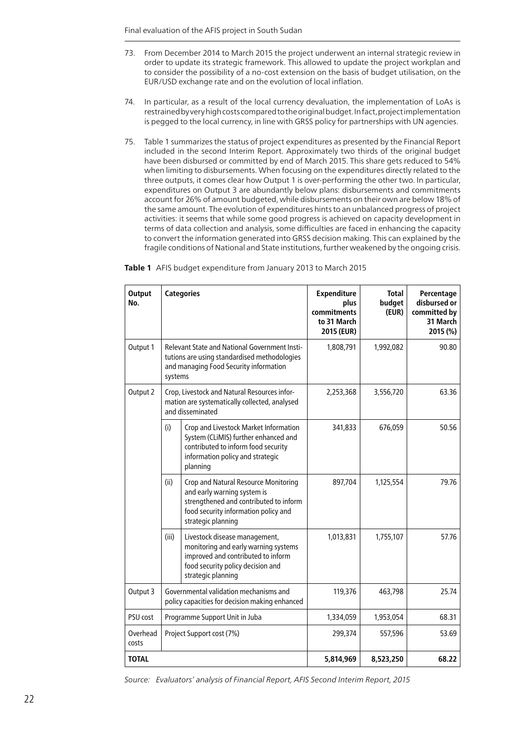73. From December 2014 to March 2015 the project underwent an internal strategic review in order to update its strategic framework. This allowed to update the project workplan and to consider the possibility of a no-cost extension on the basis of budget utilisation, on the EUR/USD exchange rate and on the evolution of local inflation.

74. In particular, as a result of the local currency devaluation, the implementation of LoAs is restrained by very high costs compared to the original budget. In fact, project implementation is pegged to the local currency, in line with GRSS policy for partnerships with UN agencies.

75. Table 1 summarizes the status of project expenditures as presented by the Financial Report included in the second Interim Report. Approximately two thirds of the original budget have been disbursed or committed by end of March 2015. This share gets reduced to 54% when limiting to disbursements. When focusing on the expenditures directly related to the three outputs, it comes clear how Output 1 is over-performing the other two. In particular, expenditures on Output 3 are abundantly below plans: disbursements and commitments account for 26% of amount budgeted, while disbursements on their own are below 18% of the same amount. The evolution of expenditures hints to an unbalanced progress of project activities: it seems that while some good progress is achieved on capacity development in terms of data collection and analysis, some difficulties are faced in enhancing the capacity to convert the information generated into GRSS decision making. This can explained by the fragile conditions of National and State institutions, further weakened by the ongoing crisis.

**Table 1** AFIS budget expenditure from January 2013 to March 2015

| Output No. | Categories | | Expenditure plus commitments to 31 March 2015 (EUR) | Total budget (EUR) | Percentage disbursed or committed by 31 March 2015 (%) |
|---|---|---|---|---|---|
| Output 1 | Relevant State and National Government Institutions are using standardised methodologies and managing Food Security information systems | | 1,808,791 | 1,992,082 | 90.80 |
| Output 2 | Crop, Livestock and Natural Resources information are systematically collected, analysed and disseminated | | 2,253,368 | 3,556,720 | 63.36 |
| | (i) | Crop and Livestock Market Information System (CLiMIS) further enhanced and contributed to inform food security information policy and strategic planning | 341,833 | 676,059 | 50.56 |
| | (ii) | Crop and Natural Resource Monitoring and early warning system is strengthened and contributed to inform food security information policy and strategic planning | 897,704 | 1,125,554 | 79.76 |
| | (iii) | Livestock disease management, monitoring and early warning systems improved and contributed to inform food security policy decision and strategic planning | 1,013,831 | 1,755,107 | 57.76 |
| Output 3 | Governmental validation mechanisms and policy capacities for decision making enhanced | | 119,376 | 463,798 | 25.74 |
| PSU cost | Programme Support Unit in Juba | | 1,334,059 | 1,953,054 | 68.31 |
| Overhead costs | Project Support cost (7%) | | 299,374 | 557,596 | 53.69 |
| **TOTAL** | | | **5,814,969** | **8,523,250** | **68.22** |

*Source: Evaluators' analysis of Financial Report, AFIS Second Interim Report, 2015*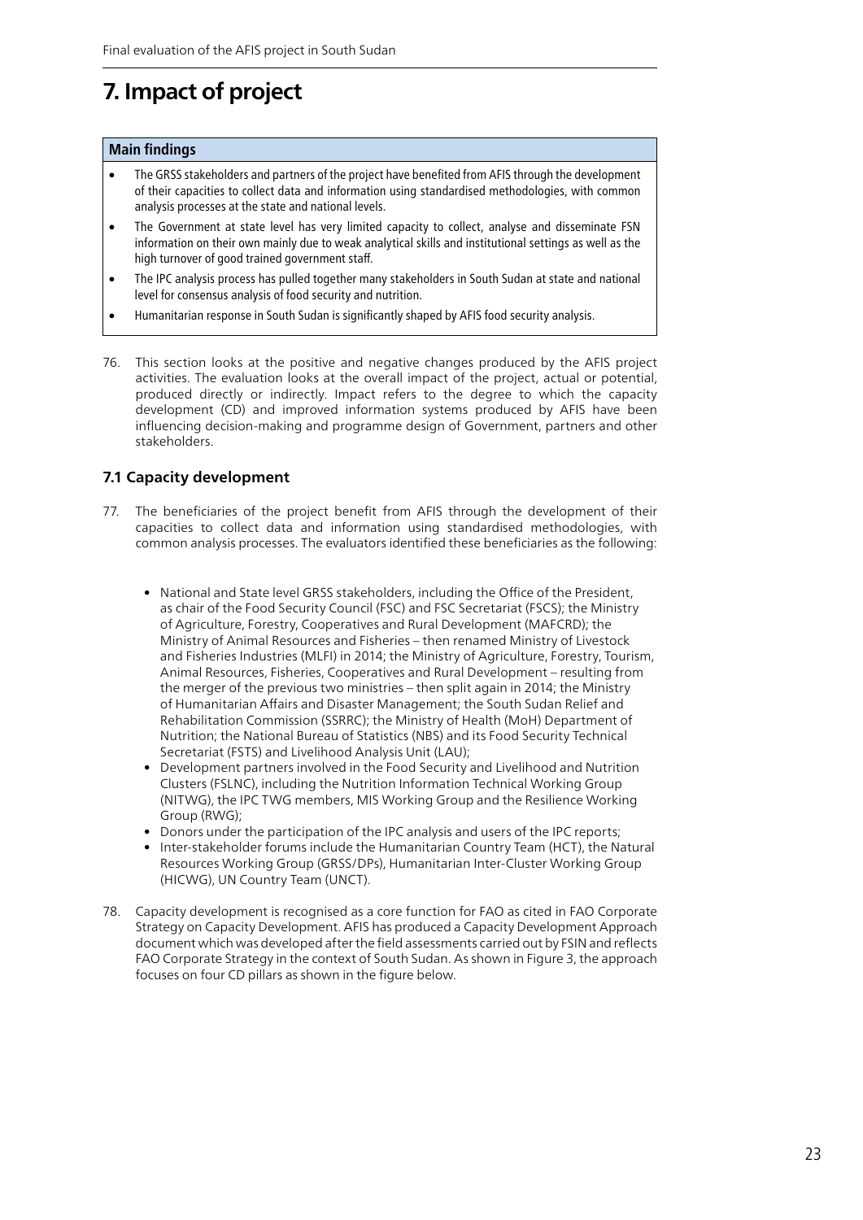# 7. Impact of project

**Main findings**

- The GRSS stakeholders and partners of the project have benefited from AFIS through the development of their capacities to collect data and information using standardised methodologies, with common analysis processes at the state and national levels.
- The Government at state level has very limited capacity to collect, analyse and disseminate FSN information on their own mainly due to weak analytical skills and institutional settings as well as the high turnover of good trained government staff.
- The IPC analysis process has pulled together many stakeholders in South Sudan at state and national level for consensus analysis of food security and nutrition.
- Humanitarian response in South Sudan is significantly shaped by AFIS food security analysis.

76. This section looks at the positive and negative changes produced by the AFIS project activities. The evaluation looks at the overall impact of the project, actual or potential, produced directly or indirectly. Impact refers to the degree to which the capacity development (CD) and improved information systems produced by AFIS have been influencing decision-making and programme design of Government, partners and other stakeholders.

## 7.1 Capacity development

77. The beneficiaries of the project benefit from AFIS through the development of their capacities to collect data and information using standardised methodologies, with common analysis processes. The evaluators identified these beneficiaries as the following:

   - National and State level GRSS stakeholders, including the Office of the President, as chair of the Food Security Council (FSC) and FSC Secretariat (FSCS); the Ministry of Agriculture, Forestry, Cooperatives and Rural Development (MAFCRD); the Ministry of Animal Resources and Fisheries – then renamed Ministry of Livestock and Fisheries Industries (MLFI) in 2014; the Ministry of Agriculture, Forestry, Tourism, Animal Resources, Fisheries, Cooperatives and Rural Development – resulting from the merger of the previous two ministries – then split again in 2014; the Ministry of Humanitarian Affairs and Disaster Management; the South Sudan Relief and Rehabilitation Commission (SSRRC); the Ministry of Health (MoH) Department of Nutrition; the National Bureau of Statistics (NBS) and its Food Security Technical Secretariat (FSTS) and Livelihood Analysis Unit (LAU);
   - Development partners involved in the Food Security and Livelihood and Nutrition Clusters (FSLNC), including the Nutrition Information Technical Working Group (NITWG), the IPC TWG members, MIS Working Group and the Resilience Working Group (RWG);
   - Donors under the participation of the IPC analysis and users of the IPC reports;
   - Inter-stakeholder forums include the Humanitarian Country Team (HCT), the Natural Resources Working Group (GRSS/DPs), Humanitarian Inter-Cluster Working Group (HICWG), UN Country Team (UNCT).

78. Capacity development is recognised as a core function for FAO as cited in FAO Corporate Strategy on Capacity Development. AFIS has produced a Capacity Development Approach document which was developed after the field assessments carried out by FSIN and reflects FAO Corporate Strategy in the context of South Sudan. As shown in Figure 3, the approach focuses on four CD pillars as shown in the figure below.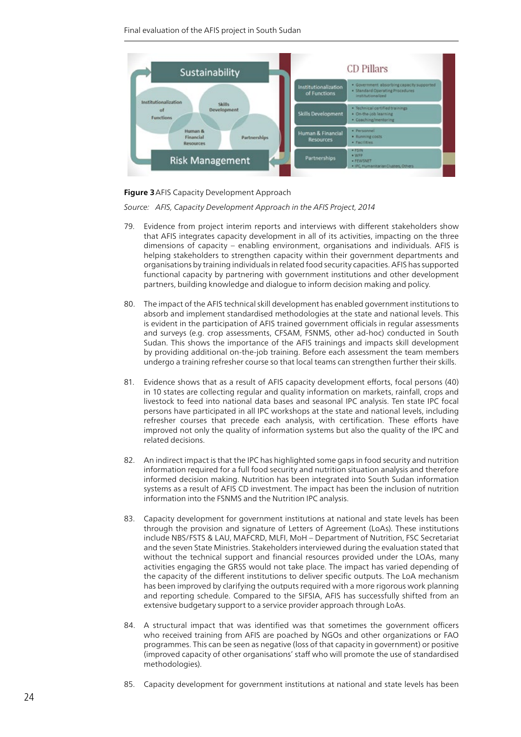**Figure 3** AFIS Capacity Development Approach

*Source: AFIS, Capacity Development Approach in the AFIS Project, 2014*

79. Evidence from project interim reports and interviews with different stakeholders show that AFIS integrates capacity development in all of its activities, impacting on the three dimensions of capacity – enabling environment, organisations and individuals. AFIS is helping stakeholders to strengthen capacity within their government departments and organisations by training individuals in related food security capacities. AFIS has supported functional capacity by partnering with government institutions and other development partners, building knowledge and dialogue to inform decision making and policy.

80. The impact of the AFIS technical skill development has enabled government institutions to absorb and implement standardised methodologies at the state and national levels. This is evident in the participation of AFIS trained government officials in regular assessments and surveys (e.g. crop assessments, CFSAM, FSNMS, other ad-hoc) conducted in South Sudan. This shows the importance of the AFIS trainings and impacts skill development by providing additional on-the-job training. Before each assessment the team members undergo a training refresher course so that local teams can strengthen further their skills.

81. Evidence shows that as a result of AFIS capacity development efforts, focal persons (40) in 10 states are collecting regular and quality information on markets, rainfall, crops and livestock to feed into national data bases and seasonal IPC analysis. Ten state IPC focal persons have participated in all IPC workshops at the state and national levels, including refresher courses that precede each analysis, with certification. These efforts have improved not only the quality of information systems but also the quality of the IPC and related decisions.

82. An indirect impact is that the IPC has highlighted some gaps in food security and nutrition information required for a full food security and nutrition situation analysis and therefore informed decision making. Nutrition has been integrated into South Sudan information systems as a result of AFIS CD investment. The impact has been the inclusion of nutrition information into the FSNMS and the Nutrition IPC analysis.

83. Capacity development for government institutions at national and state levels has been through the provision and signature of Letters of Agreement (LoAs). These institutions include NBS/FSTS & LAU, MAFCRD, MLFI, MoH – Department of Nutrition, FSC Secretariat and the seven State Ministries. Stakeholders interviewed during the evaluation stated that without the technical support and financial resources provided under the LOAs, many activities engaging the GRSS would not take place. The impact has varied depending of the capacity of the different institutions to deliver specific outputs. The LoA mechanism has been improved by clarifying the outputs required with a more rigorous work planning and reporting schedule. Compared to the SIFSIA, AFIS has successfully shifted from an extensive budgetary support to a service provider approach through LoAs.

84. A structural impact that was identified was that sometimes the government officers who received training from AFIS are poached by NGOs and other organizations or FAO programmes. This can be seen as negative (loss of that capacity in government) or positive (improved capacity of other organisations' staff who will promote the use of standardised methodologies).

85. Capacity development for government institutions at national and state levels has been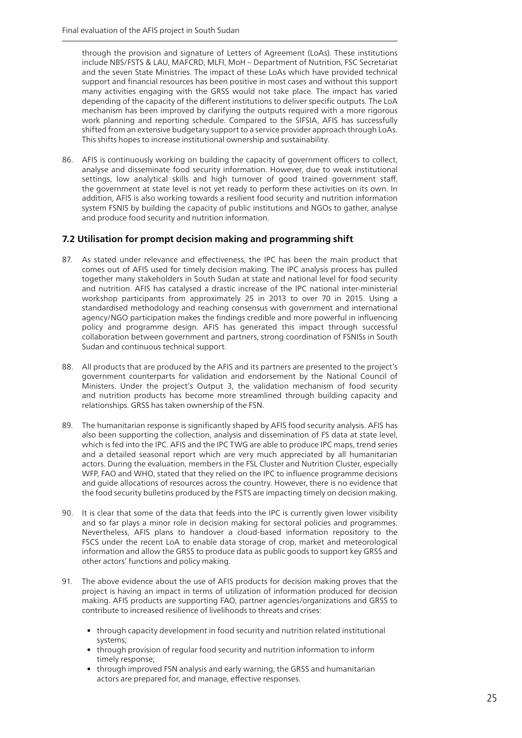through the provision and signature of Letters of Agreement (LoAs). These institutions include NBS/FSTS & LAU, MAFCRD, MLFI, MoH – Department of Nutrition, FSC Secretariat and the seven State Ministries. The impact of these LoAs which have provided technical support and financial resources has been positive in most cases and without this support many activities engaging with the GRSS would not take place. The impact has varied depending of the capacity of the different institutions to deliver specific outputs. The LoA mechanism has been improved by clarifying the outputs required with a more rigorous work planning and reporting schedule. Compared to the SIFSIA, AFIS has successfully shifted from an extensive budgetary support to a service provider approach through LoAs. This shifts hopes to increase institutional ownership and sustainability.

86. AFIS is continuously working on building the capacity of government officers to collect, analyse and disseminate food security information. However, due to weak institutional settings, low analytical skills and high turnover of good trained government staff, the government at state level is not yet ready to perform these activities on its own. In addition, AFIS is also working towards a resilient food security and nutrition information system FSNIS by building the capacity of public institutions and NGOs to gather, analyse and produce food security and nutrition information.

## 7.2 Utilisation for prompt decision making and programming shift

87. As stated under relevance and effectiveness, the IPC has been the main product that comes out of AFIS used for timely decision making. The IPC analysis process has pulled together many stakeholders in South Sudan at state and national level for food security and nutrition. AFIS has catalysed a drastic increase of the IPC national inter-ministerial workshop participants from approximately 25 in 2013 to over 70 in 2015. Using a standardised methodology and reaching consensus with government and international agency/NGO participation makes the findings credible and more powerful in influencing policy and programme design. AFIS has generated this impact through successful collaboration between government and partners, strong coordination of FSNISs in South Sudan and continuous technical support.

88. All products that are produced by the AFIS and its partners are presented to the project's government counterparts for validation and endorsement by the National Council of Ministers. Under the project's Output 3, the validation mechanism of food security and nutrition products has become more streamlined through building capacity and relationships. GRSS has taken ownership of the FSN.

89. The humanitarian response is significantly shaped by AFIS food security analysis. AFIS has also been supporting the collection, analysis and dissemination of FS data at state level, which is fed into the IPC. AFIS and the IPC TWG are able to produce IPC maps, trend series and a detailed seasonal report which are very much appreciated by all humanitarian actors. During the evaluation, members in the FSL Cluster and Nutrition Cluster, especially WFP, FAO and WHO, stated that they relied on the IPC to influence programme decisions and guide allocations of resources across the country. However, there is no evidence that the food security bulletins produced by the FSTS are impacting timely on decision making.

90. It is clear that some of the data that feeds into the IPC is currently given lower visibility and so far plays a minor role in decision making for sectoral policies and programmes. Nevertheless, AFIS plans to handover a cloud-based information repository to the FSCS under the recent LoA to enable data storage of crop, market and meteorological information and allow the GRSS to produce data as public goods to support key GRSS and other actors' functions and policy making.

91. The above evidence about the use of AFIS products for decision making proves that the project is having an impact in terms of utilization of information produced for decision making. AFIS products are supporting FAO, partner agencies/organizations and GRSS to contribute to increased resilience of livelihoods to threats and crises:

    - through capacity development in food security and nutrition related institutional systems;
    - through provision of regular food security and nutrition information to inform timely response;
    - through improved FSN analysis and early warning, the GRSS and humanitarian actors are prepared for, and manage, effective responses.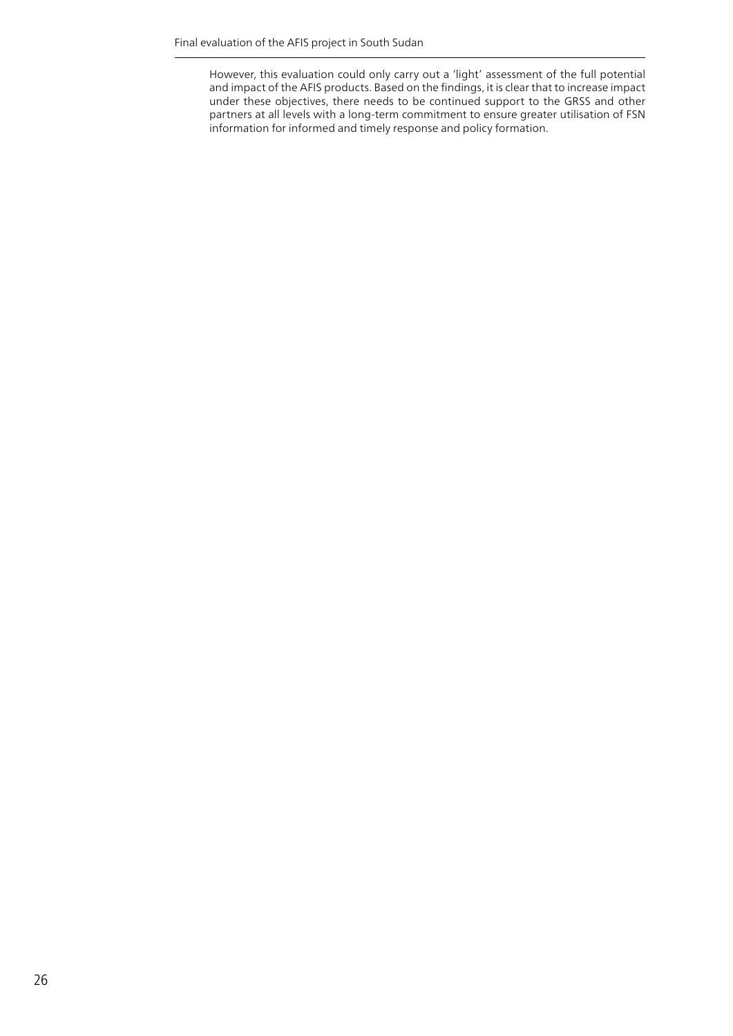However, this evaluation could only carry out a 'light' assessment of the full potential and impact of the AFIS products. Based on the findings, it is clear that to increase impact under these objectives, there needs to be continued support to the GRSS and other partners at all levels with a long-term commitment to ensure greater utilisation of FSN information for informed and timely response and policy formation.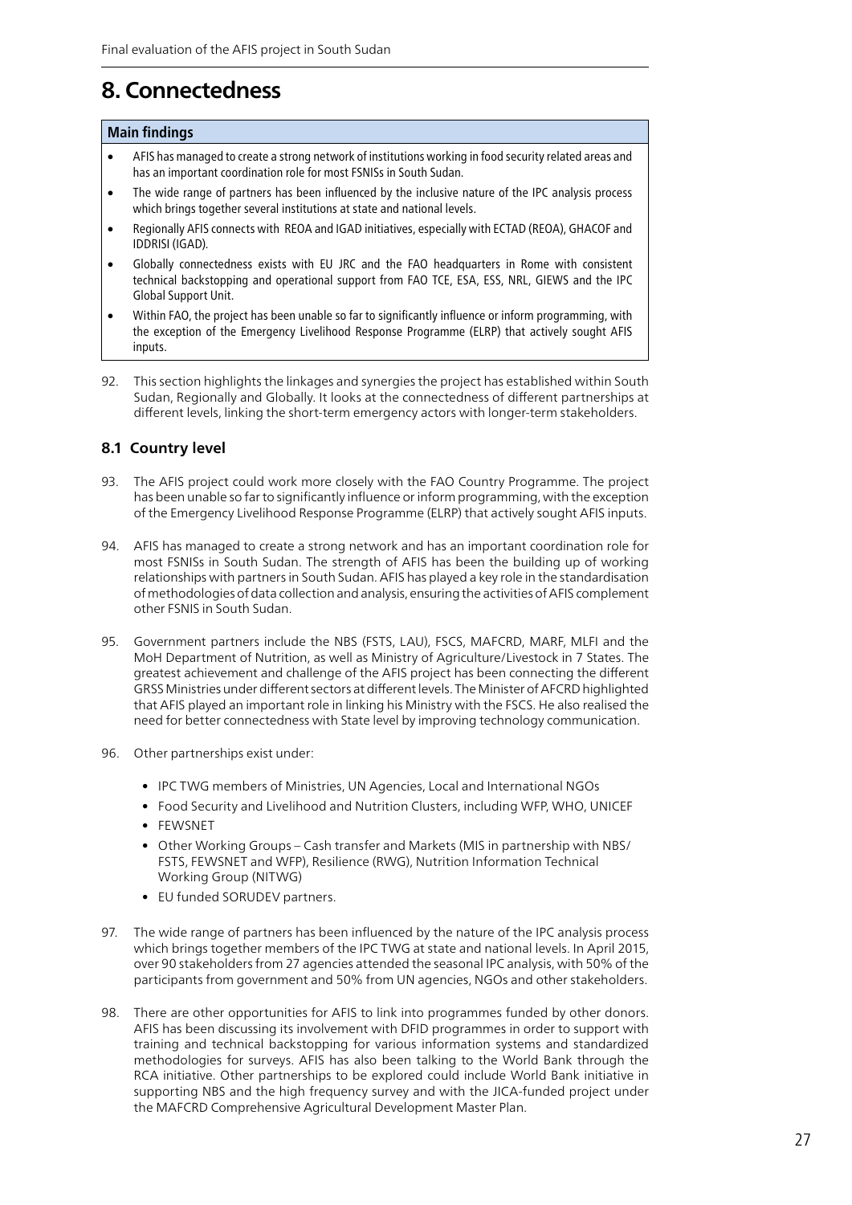# 8. Connectedness

**Main findings**

- AFIS has managed to create a strong network of institutions working in food security related areas and has an important coordination role for most FSNISs in South Sudan.
- The wide range of partners has been influenced by the inclusive nature of the IPC analysis process which brings together several institutions at state and national levels.
- Regionally AFIS connects with REOA and IGAD initiatives, especially with ECTAD (REOA), GHACOF and IDDRISI (IGAD).
- Globally connectedness exists with EU JRC and the FAO headquarters in Rome with consistent technical backstopping and operational support from FAO TCE, ESA, ESS, NRL, GIEWS and the IPC Global Support Unit.
- Within FAO, the project has been unable so far to significantly influence or inform programming, with the exception of the Emergency Livelihood Response Programme (ELRP) that actively sought AFIS inputs.

92. This section highlights the linkages and synergies the project has established within South Sudan, Regionally and Globally. It looks at the connectedness of different partnerships at different levels, linking the short-term emergency actors with longer-term stakeholders.

## 8.1 Country level

93. The AFIS project could work more closely with the FAO Country Programme. The project has been unable so far to significantly influence or inform programming, with the exception of the Emergency Livelihood Response Programme (ELRP) that actively sought AFIS inputs.

94. AFIS has managed to create a strong network and has an important coordination role for most FSNISs in South Sudan. The strength of AFIS has been the building up of working relationships with partners in South Sudan. AFIS has played a key role in the standardisation of methodologies of data collection and analysis, ensuring the activities of AFIS complement other FSNIS in South Sudan.

95. Government partners include the NBS (FSTS, LAU), FSCS, MAFCRD, MARF, MLFI and the MoH Department of Nutrition, as well as Ministry of Agriculture/Livestock in 7 States. The greatest achievement and challenge of the AFIS project has been connecting the different GRSS Ministries under different sectors at different levels. The Minister of AFCRD highlighted that AFIS played an important role in linking his Ministry with the FSCS. He also realised the need for better connectedness with State level by improving technology communication.

96. Other partnerships exist under:

    - IPC TWG members of Ministries, UN Agencies, Local and International NGOs
    - Food Security and Livelihood and Nutrition Clusters, including WFP, WHO, UNICEF
    - FEWSNET
    - Other Working Groups – Cash transfer and Markets (MIS in partnership with NBS/FSTS, FEWSNET and WFP), Resilience (RWG), Nutrition Information Technical Working Group (NITWG)
    - EU funded SORUDEV partners.

97. The wide range of partners has been influenced by the nature of the IPC analysis process which brings together members of the IPC TWG at state and national levels. In April 2015, over 90 stakeholders from 27 agencies attended the seasonal IPC analysis, with 50% of the participants from government and 50% from UN agencies, NGOs and other stakeholders.

98. There are other opportunities for AFIS to link into programmes funded by other donors. AFIS has been discussing its involvement with DFID programmes in order to support with training and technical backstopping for various information systems and standardized methodologies for surveys. AFIS has also been talking to the World Bank through the RCA initiative. Other partnerships to be explored could include World Bank initiative in supporting NBS and the high frequency survey and with the JICA-funded project under the MAFCRD Comprehensive Agricultural Development Master Plan.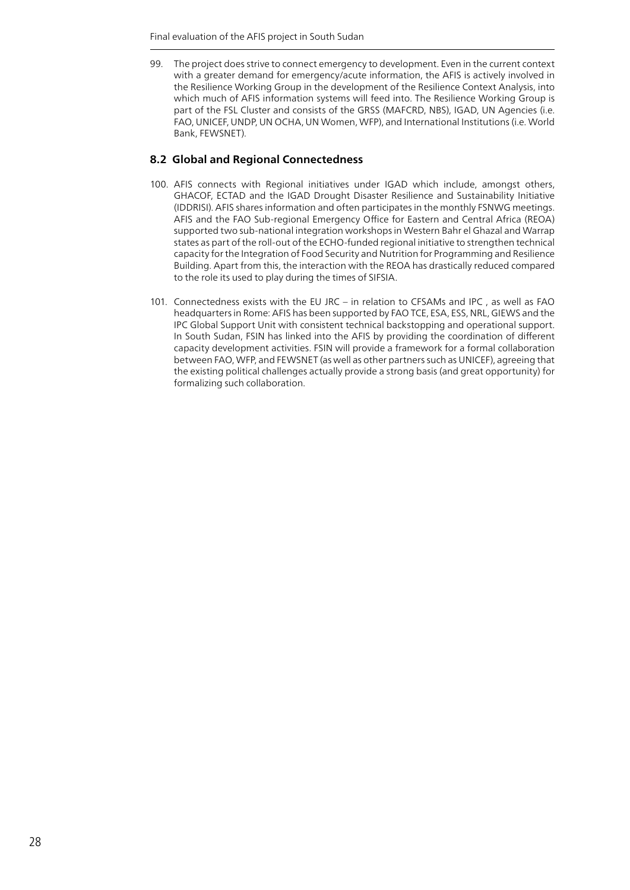99. The project does strive to connect emergency to development. Even in the current context with a greater demand for emergency/acute information, the AFIS is actively involved in the Resilience Working Group in the development of the Resilience Context Analysis, into which much of AFIS information systems will feed into. The Resilience Working Group is part of the FSL Cluster and consists of the GRSS (MAFCRD, NBS), IGAD, UN Agencies (i.e. FAO, UNICEF, UNDP, UN OCHA, UN Women, WFP), and International Institutions (i.e. World Bank, FEWSNET).

## 8.2 Global and Regional Connectedness

100. AFIS connects with Regional initiatives under IGAD which include, amongst others, GHACOF, ECTAD and the IGAD Drought Disaster Resilience and Sustainability Initiative (IDDRISI). AFIS shares information and often participates in the monthly FSNWG meetings. AFIS and the FAO Sub-regional Emergency Office for Eastern and Central Africa (REOA) supported two sub-national integration workshops in Western Bahr el Ghazal and Warrap states as part of the roll-out of the ECHO-funded regional initiative to strengthen technical capacity for the Integration of Food Security and Nutrition for Programming and Resilience Building. Apart from this, the interaction with the REOA has drastically reduced compared to the role its used to play during the times of SIFSIA.

101. Connectedness exists with the EU JRC – in relation to CFSAMs and IPC , as well as FAO headquarters in Rome: AFIS has been supported by FAO TCE, ESA, ESS, NRL, GIEWS and the IPC Global Support Unit with consistent technical backstopping and operational support. In South Sudan, FSIN has linked into the AFIS by providing the coordination of different capacity development activities. FSIN will provide a framework for a formal collaboration between FAO, WFP, and FEWSNET (as well as other partners such as UNICEF), agreeing that the existing political challenges actually provide a strong basis (and great opportunity) for formalizing such collaboration.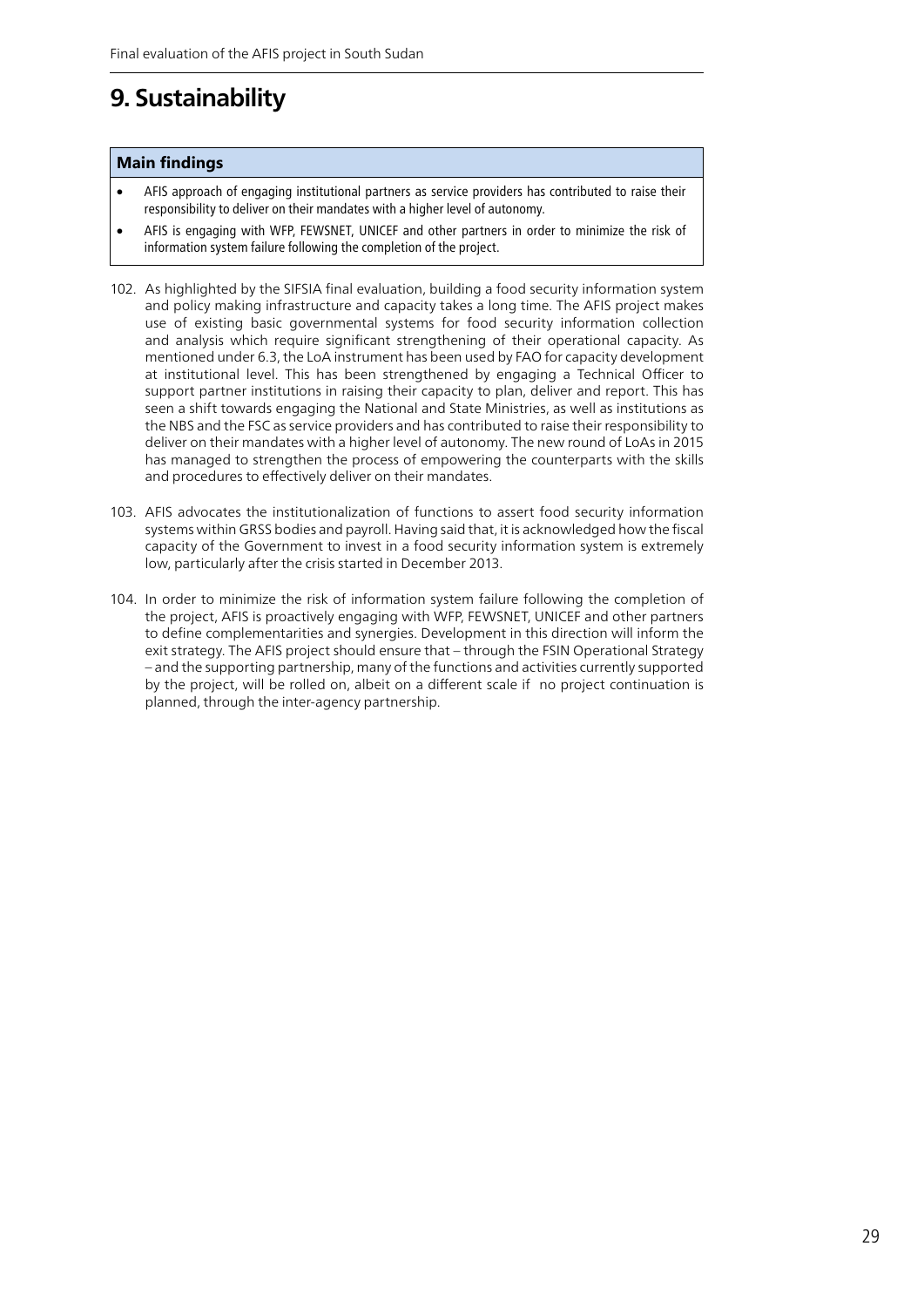# 9. Sustainability

**Main findings**

- AFIS approach of engaging institutional partners as service providers has contributed to raise their responsibility to deliver on their mandates with a higher level of autonomy.
- AFIS is engaging with WFP, FEWSNET, UNICEF and other partners in order to minimize the risk of information system failure following the completion of the project.

102. As highlighted by the SIFSIA final evaluation, building a food security information system and policy making infrastructure and capacity takes a long time. The AFIS project makes use of existing basic governmental systems for food security information collection and analysis which require significant strengthening of their operational capacity. As mentioned under 6.3, the LoA instrument has been used by FAO for capacity development at institutional level. This has been strengthened by engaging a Technical Officer to support partner institutions in raising their capacity to plan, deliver and report. This has seen a shift towards engaging the National and State Ministries, as well as institutions as the NBS and the FSC as service providers and has contributed to raise their responsibility to deliver on their mandates with a higher level of autonomy. The new round of LoAs in 2015 has managed to strengthen the process of empowering the counterparts with the skills and procedures to effectively deliver on their mandates.

103. AFIS advocates the institutionalization of functions to assert food security information systems within GRSS bodies and payroll. Having said that, it is acknowledged how the fiscal capacity of the Government to invest in a food security information system is extremely low, particularly after the crisis started in December 2013.

104. In order to minimize the risk of information system failure following the completion of the project, AFIS is proactively engaging with WFP, FEWSNET, UNICEF and other partners to define complementarities and synergies. Development in this direction will inform the exit strategy. The AFIS project should ensure that – through the FSIN Operational Strategy – and the supporting partnership, many of the functions and activities currently supported by the project, will be rolled on, albeit on a different scale if no project continuation is planned, through the inter-agency partnership.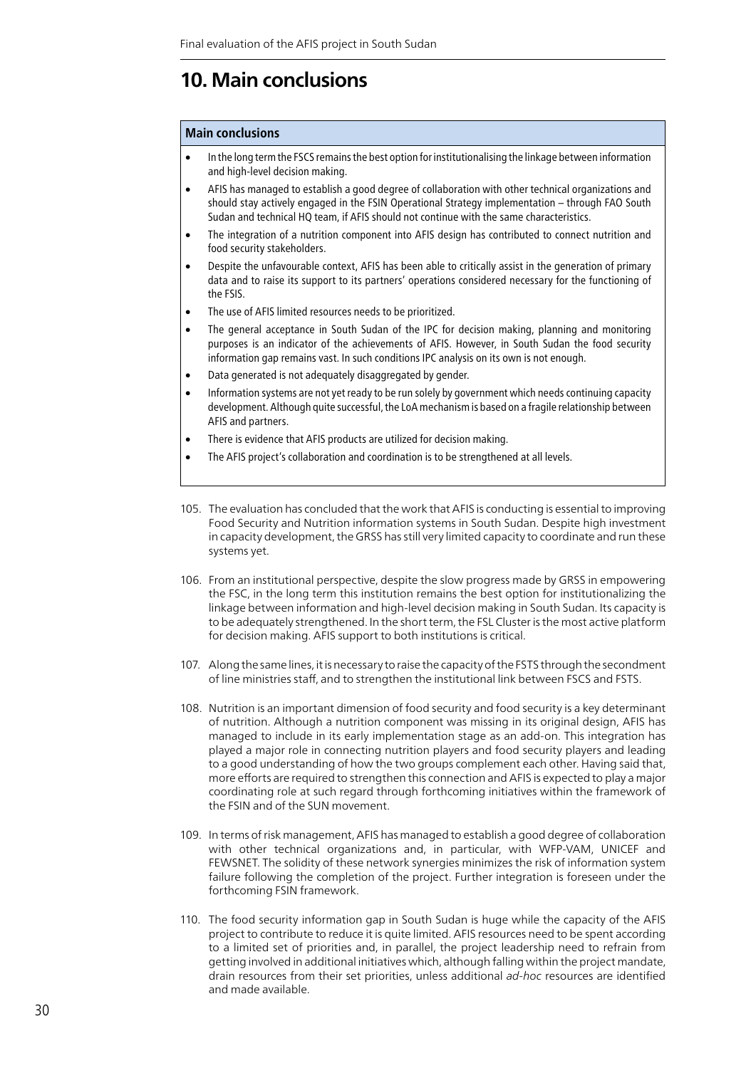# 10. Main conclusions

**Main conclusions**

- In the long term the FSCS remains the best option for institutionalising the linkage between information and high-level decision making.
- AFIS has managed to establish a good degree of collaboration with other technical organizations and should stay actively engaged in the FSIN Operational Strategy implementation – through FAO South Sudan and technical HQ team, if AFIS should not continue with the same characteristics.
- The integration of a nutrition component into AFIS design has contributed to connect nutrition and food security stakeholders.
- Despite the unfavourable context, AFIS has been able to critically assist in the generation of primary data and to raise its support to its partners' operations considered necessary for the functioning of the FSIS.
- The use of AFIS limited resources needs to be prioritized.
- The general acceptance in South Sudan of the IPC for decision making, planning and monitoring purposes is an indicator of the achievements of AFIS. However, in South Sudan the food security information gap remains vast. In such conditions IPC analysis on its own is not enough.
- Data generated is not adequately disaggregated by gender.
- Information systems are not yet ready to be run solely by government which needs continuing capacity development. Although quite successful, the LoA mechanism is based on a fragile relationship between AFIS and partners.
- There is evidence that AFIS products are utilized for decision making.
- The AFIS project's collaboration and coordination is to be strengthened at all levels.

105. The evaluation has concluded that the work that AFIS is conducting is essential to improving Food Security and Nutrition information systems in South Sudan. Despite high investment in capacity development, the GRSS has still very limited capacity to coordinate and run these systems yet.

106. From an institutional perspective, despite the slow progress made by GRSS in empowering the FSC, in the long term this institution remains the best option for institutionalizing the linkage between information and high-level decision making in South Sudan. Its capacity is to be adequately strengthened. In the short term, the FSL Cluster is the most active platform for decision making. AFIS support to both institutions is critical.

107. Along the same lines, it is necessary to raise the capacity of the FSTS through the secondment of line ministries staff, and to strengthen the institutional link between FSCS and FSTS.

108. Nutrition is an important dimension of food security and food security is a key determinant of nutrition. Although a nutrition component was missing in its original design, AFIS has managed to include in its early implementation stage as an add-on. This integration has played a major role in connecting nutrition players and food security players and leading to a good understanding of how the two groups complement each other. Having said that, more efforts are required to strengthen this connection and AFIS is expected to play a major coordinating role at such regard through forthcoming initiatives within the framework of the FSIN and of the SUN movement.

109. In terms of risk management, AFIS has managed to establish a good degree of collaboration with other technical organizations and, in particular, with WFP-VAM, UNICEF and FEWSNET. The solidity of these network synergies minimizes the risk of information system failure following the completion of the project. Further integration is foreseen under the forthcoming FSIN framework.

110. The food security information gap in South Sudan is huge while the capacity of the AFIS project to contribute to reduce it is quite limited. AFIS resources need to be spent according to a limited set of priorities and, in parallel, the project leadership need to refrain from getting involved in additional initiatives which, although falling within the project mandate, drain resources from their set priorities, unless additional *ad-hoc* resources are identified and made available.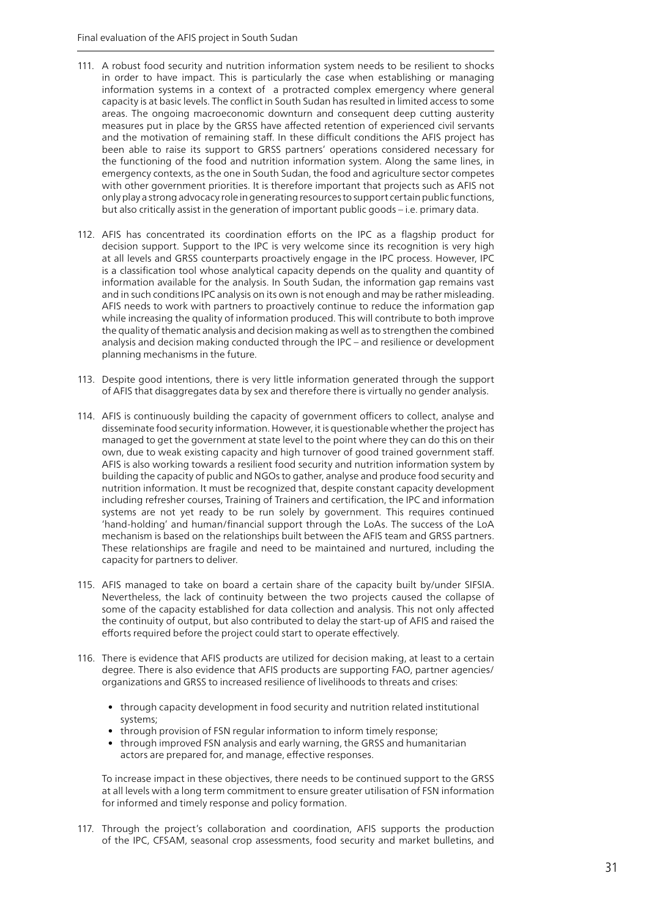111. A robust food security and nutrition information system needs to be resilient to shocks in order to have impact. This is particularly the case when establishing or managing information systems in a context of a protracted complex emergency where general capacity is at basic levels. The conflict in South Sudan has resulted in limited access to some areas. The ongoing macroeconomic downturn and consequent deep cutting austerity measures put in place by the GRSS have affected retention of experienced civil servants and the motivation of remaining staff. In these difficult conditions the AFIS project has been able to raise its support to GRSS partners' operations considered necessary for the functioning of the food and nutrition information system. Along the same lines, in emergency contexts, as the one in South Sudan, the food and agriculture sector competes with other government priorities. It is therefore important that projects such as AFIS not only play a strong advocacy role in generating resources to support certain public functions, but also critically assist in the generation of important public goods – i.e. primary data.

112. AFIS has concentrated its coordination efforts on the IPC as a flagship product for decision support. Support to the IPC is very welcome since its recognition is very high at all levels and GRSS counterparts proactively engage in the IPC process. However, IPC is a classification tool whose analytical capacity depends on the quality and quantity of information available for the analysis. In South Sudan, the information gap remains vast and in such conditions IPC analysis on its own is not enough and may be rather misleading. AFIS needs to work with partners to proactively continue to reduce the information gap while increasing the quality of information produced. This will contribute to both improve the quality of thematic analysis and decision making as well as to strengthen the combined analysis and decision making conducted through the IPC – and resilience or development planning mechanisms in the future.

113. Despite good intentions, there is very little information generated through the support of AFIS that disaggregates data by sex and therefore there is virtually no gender analysis.

114. AFIS is continuously building the capacity of government officers to collect, analyse and disseminate food security information. However, it is questionable whether the project has managed to get the government at state level to the point where they can do this on their own, due to weak existing capacity and high turnover of good trained government staff. AFIS is also working towards a resilient food security and nutrition information system by building the capacity of public and NGOs to gather, analyse and produce food security and nutrition information. It must be recognized that, despite constant capacity development including refresher courses, Training of Trainers and certification, the IPC and information systems are not yet ready to be run solely by government. This requires continued 'hand-holding' and human/financial support through the LoAs. The success of the LoA mechanism is based on the relationships built between the AFIS team and GRSS partners. These relationships are fragile and need to be maintained and nurtured, including the capacity for partners to deliver.

115. AFIS managed to take on board a certain share of the capacity built by/under SIFSIA. Nevertheless, the lack of continuity between the two projects caused the collapse of some of the capacity established for data collection and analysis. This not only affected the continuity of output, but also contributed to delay the start-up of AFIS and raised the efforts required before the project could start to operate effectively.

116. There is evidence that AFIS products are utilized for decision making, at least to a certain degree. There is also evidence that AFIS products are supporting FAO, partner agencies/organizations and GRSS to increased resilience of livelihoods to threats and crises:

   - through capacity development in food security and nutrition related institutional systems;
   - through provision of FSN regular information to inform timely response;
   - through improved FSN analysis and early warning, the GRSS and humanitarian actors are prepared for, and manage, effective responses.

   To increase impact in these objectives, there needs to be continued support to the GRSS at all levels with a long term commitment to ensure greater utilisation of FSN information for informed and timely response and policy formation.

117. Through the project's collaboration and coordination, AFIS supports the production of the IPC, CFSAM, seasonal crop assessments, food security and market bulletins, and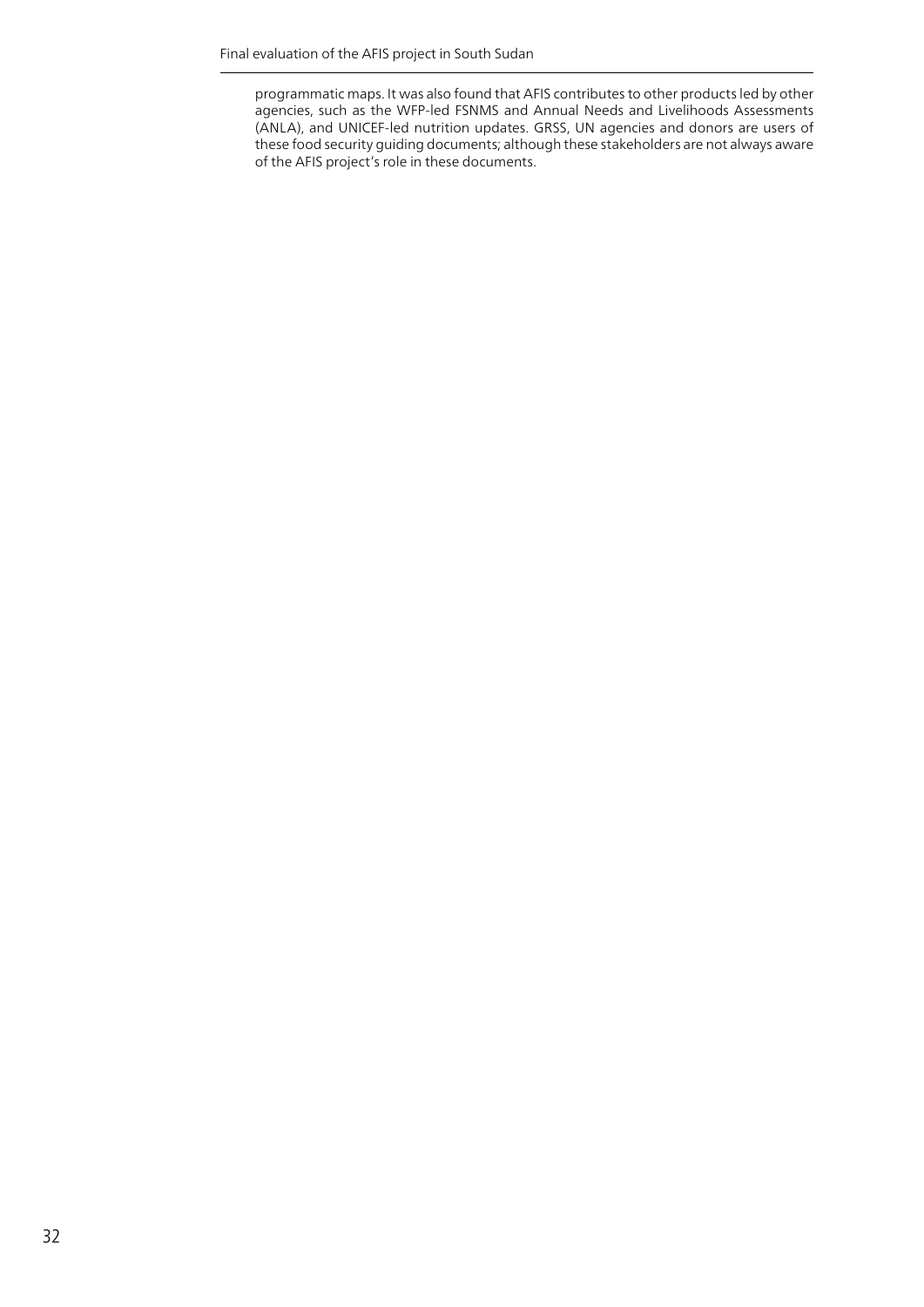programmatic maps. It was also found that AFIS contributes to other products led by other agencies, such as the WFP-led FSNMS and Annual Needs and Livelihoods Assessments (ANLA), and UNICEF-led nutrition updates. GRSS, UN agencies and donors are users of these food security guiding documents; although these stakeholders are not always aware of the AFIS project's role in these documents.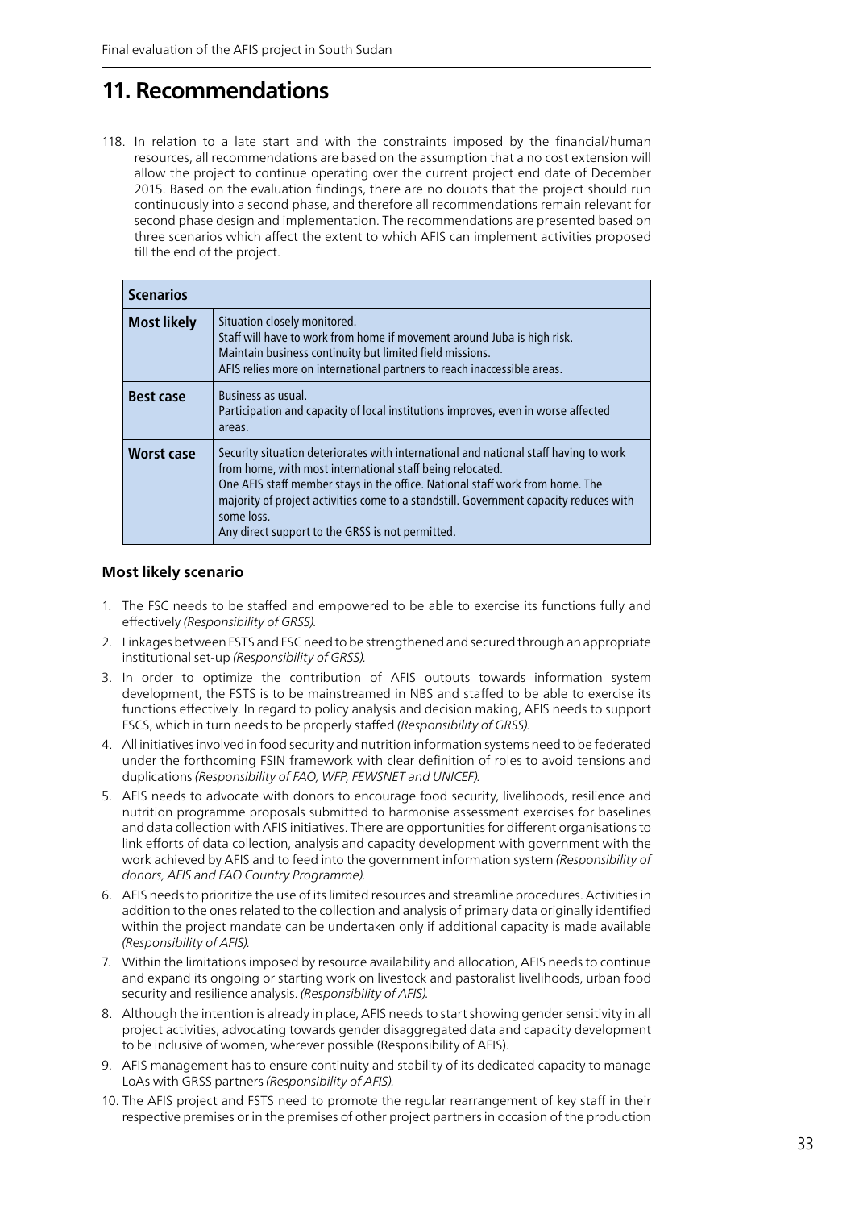# 11. Recommendations

118. In relation to a late start and with the constraints imposed by the financial/human resources, all recommendations are based on the assumption that a no cost extension will allow the project to continue operating over the current project end date of December 2015. Based on the evaluation findings, there are no doubts that the project should run continuously into a second phase, and therefore all recommendations remain relevant for second phase design and implementation. The recommendations are presented based on three scenarios which affect the extent to which AFIS can implement activities proposed till the end of the project.

| **Scenarios** | |
|---|---|
| **Most likely** | Situation closely monitored. Staff will have to work from home if movement around Juba is high risk. Maintain business continuity but limited field missions. AFIS relies more on international partners to reach inaccessible areas. |
| **Best case** | Business as usual. Participation and capacity of local institutions improves, even in worse affected areas. |
| **Worst case** | Security situation deteriorates with international and national staff having to work from home, with most international staff being relocated. One AFIS staff member stays in the office. National staff work from home. The majority of project activities come to a standstill. Government capacity reduces with some loss. Any direct support to the GRSS is not permitted. |

### Most likely scenario

1. The FSC needs to be staffed and empowered to be able to exercise its functions fully and effectively *(Responsibility of GRSS).*
2. Linkages between FSTS and FSC need to be strengthened and secured through an appropriate institutional set-up *(Responsibility of GRSS).*
3. In order to optimize the contribution of AFIS outputs towards information system development, the FSTS is to be mainstreamed in NBS and staffed to be able to exercise its functions effectively. In regard to policy analysis and decision making, AFIS needs to support FSCS, which in turn needs to be properly staffed *(Responsibility of GRSS).*
4. All initiatives involved in food security and nutrition information systems need to be federated under the forthcoming FSIN framework with clear definition of roles to avoid tensions and duplications *(Responsibility of FAO, WFP, FEWSNET and UNICEF).*
5. AFIS needs to advocate with donors to encourage food security, livelihoods, resilience and nutrition programme proposals submitted to harmonise assessment exercises for baselines and data collection with AFIS initiatives. There are opportunities for different organisations to link efforts of data collection, analysis and capacity development with government with the work achieved by AFIS and to feed into the government information system *(Responsibility of donors, AFIS and FAO Country Programme).*
6. AFIS needs to prioritize the use of its limited resources and streamline procedures. Activities in addition to the ones related to the collection and analysis of primary data originally identified within the project mandate can be undertaken only if additional capacity is made available *(Responsibility of AFIS).*
7. Within the limitations imposed by resource availability and allocation, AFIS needs to continue and expand its ongoing or starting work on livestock and pastoralist livelihoods, urban food security and resilience analysis. *(Responsibility of AFIS).*
8. Although the intention is already in place, AFIS needs to start showing gender sensitivity in all project activities, advocating towards gender disaggregated data and capacity development to be inclusive of women, wherever possible (Responsibility of AFIS).
9. AFIS management has to ensure continuity and stability of its dedicated capacity to manage LoAs with GRSS partners *(Responsibility of AFIS).*
10. The AFIS project and FSTS need to promote the regular rearrangement of key staff in their respective premises or in the premises of other project partners in occasion of the production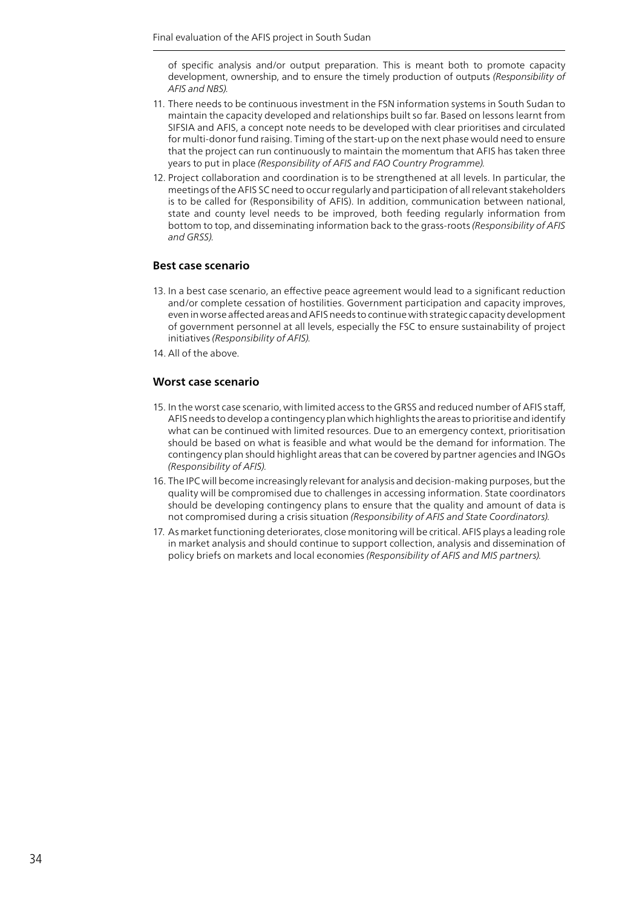of specific analysis and/or output preparation. This is meant both to promote capacity development, ownership, and to ensure the timely production of outputs *(Responsibility of AFIS and NBS).*

11. There needs to be continuous investment in the FSN information systems in South Sudan to maintain the capacity developed and relationships built so far. Based on lessons learnt from SIFSIA and AFIS, a concept note needs to be developed with clear prioritises and circulated for multi-donor fund raising. Timing of the start-up on the next phase would need to ensure that the project can run continuously to maintain the momentum that AFIS has taken three years to put in place *(Responsibility of AFIS and FAO Country Programme).*
12. Project collaboration and coordination is to be strengthened at all levels. In particular, the meetings of the AFIS SC need to occur regularly and participation of all relevant stakeholders is to be called for (Responsibility of AFIS). In addition, communication between national, state and county level needs to be improved, both feeding regularly information from bottom to top, and disseminating information back to the grass-roots *(Responsibility of AFIS and GRSS).*

### Best case scenario

13. In a best case scenario, an effective peace agreement would lead to a significant reduction and/or complete cessation of hostilities. Government participation and capacity improves, even in worse affected areas and AFIS needs to continue with strategic capacity development of government personnel at all levels, especially the FSC to ensure sustainability of project initiatives *(Responsibility of AFIS).*
14. All of the above.

### Worst case scenario

15. In the worst case scenario, with limited access to the GRSS and reduced number of AFIS staff, AFIS needs to develop a contingency plan which highlights the areas to prioritise and identify what can be continued with limited resources. Due to an emergency context, prioritisation should be based on what is feasible and what would be the demand for information. The contingency plan should highlight areas that can be covered by partner agencies and INGOs *(Responsibility of AFIS).*
16. The IPC will become increasingly relevant for analysis and decision-making purposes, but the quality will be compromised due to challenges in accessing information. State coordinators should be developing contingency plans to ensure that the quality and amount of data is not compromised during a crisis situation *(Responsibility of AFIS and State Coordinators).*
17. As market functioning deteriorates, close monitoring will be critical. AFIS plays a leading role in market analysis and should continue to support collection, analysis and dissemination of policy briefs on markets and local economies *(Responsibility of AFIS and MIS partners).*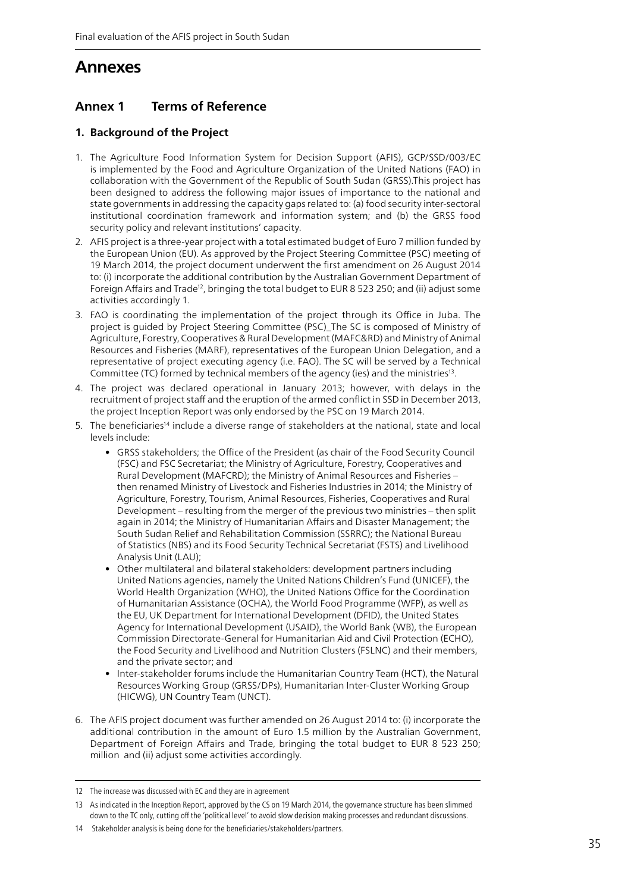# Annexes

## Annex 1 Terms of Reference

### 1. Background of the Project

1. The Agriculture Food Information System for Decision Support (AFIS), GCP/SSD/003/EC is implemented by the Food and Agriculture Organization of the United Nations (FAO) in collaboration with the Government of the Republic of South Sudan (GRSS).This project has been designed to address the following major issues of importance to the national and state governments in addressing the capacity gaps related to: (a) food security inter-sectoral institutional coordination framework and information system; and (b) the GRSS food security policy and relevant institutions' capacity.
2. AFIS project is a three-year project with a total estimated budget of Euro 7 million funded by the European Union (EU). As approved by the Project Steering Committee (PSC) meeting of 19 March 2014, the project document underwent the first amendment on 26 August 2014 to: (i) incorporate the additional contribution by the Australian Government Department of Foreign Affairs and Trade[12], bringing the total budget to EUR 8 523 250; and (ii) adjust some activities accordingly 1.
3. FAO is coordinating the implementation of the project through its Office in Juba. The project is guided by Project Steering Committee (PSC)_The SC is composed of Ministry of Agriculture, Forestry, Cooperatives & Rural Development (MAFC&RD) and Ministry of Animal Resources and Fisheries (MARF), representatives of the European Union Delegation, and a representative of project executing agency (i.e. FAO). The SC will be served by a Technical Committee (TC) formed by technical members of the agency (ies) and the ministries[13].
4. The project was declared operational in January 2013; however, with delays in the recruitment of project staff and the eruption of the armed conflict in SSD in December 2013, the project Inception Report was only endorsed by the PSC on 19 March 2014.
5. The beneficiaries[14] include a diverse range of stakeholders at the national, state and local levels include:
   - GRSS stakeholders; the Office of the President (as chair of the Food Security Council (FSC) and FSC Secretariat; the Ministry of Agriculture, Forestry, Cooperatives and Rural Development (MAFCRD); the Ministry of Animal Resources and Fisheries – then renamed Ministry of Livestock and Fisheries Industries in 2014; the Ministry of Agriculture, Forestry, Tourism, Animal Resources, Fisheries, Cooperatives and Rural Development – resulting from the merger of the previous two ministries – then split again in 2014; the Ministry of Humanitarian Affairs and Disaster Management; the South Sudan Relief and Rehabilitation Commission (SSRRC); the National Bureau of Statistics (NBS) and its Food Security Technical Secretariat (FSTS) and Livelihood Analysis Unit (LAU);
   - Other multilateral and bilateral stakeholders: development partners including United Nations agencies, namely the United Nations Children's Fund (UNICEF), the World Health Organization (WHO), the United Nations Office for the Coordination of Humanitarian Assistance (OCHA), the World Food Programme (WFP), as well as the EU, UK Department for International Development (DFID), the United States Agency for International Development (USAID), the World Bank (WB), the European Commission Directorate-General for Humanitarian Aid and Civil Protection (ECHO), the Food Security and Livelihood and Nutrition Clusters (FSLNC) and their members, and the private sector; and
   - Inter-stakeholder forums include the Humanitarian Country Team (HCT), the Natural Resources Working Group (GRSS/DPs), Humanitarian Inter-Cluster Working Group (HICWG), UN Country Team (UNCT).
6. The AFIS project document was further amended on 26 August 2014 to: (i) incorporate the additional contribution in the amount of Euro 1.5 million by the Australian Government, Department of Foreign Affairs and Trade, bringing the total budget to EUR 8 523 250; million and (ii) adjust some activities accordingly.

---

12 The increase was discussed with EC and they are in agreement

13 As indicated in the Inception Report, approved by the CS on 19 March 2014, the governance structure has been slimmed down to the TC only, cutting off the 'political level' to avoid slow decision making processes and redundant discussions.

14 Stakeholder analysis is being done for the beneficiaries/stakeholders/partners.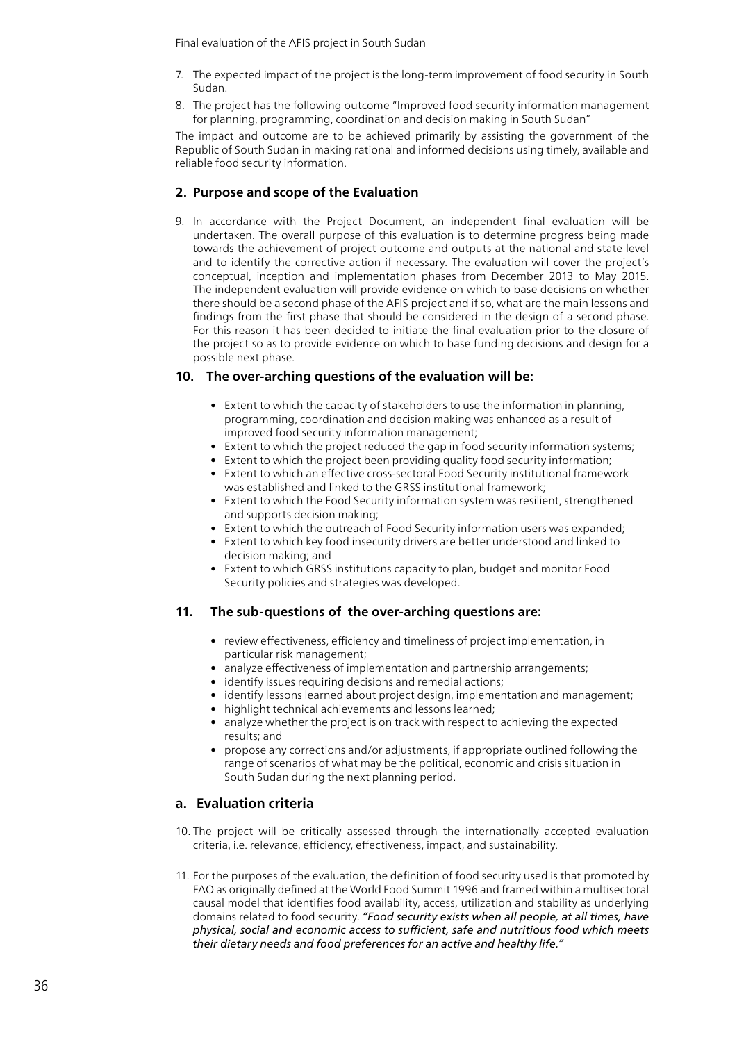7. The expected impact of the project is the long-term improvement of food security in South Sudan.
8. The project has the following outcome "Improved food security information management for planning, programming, coordination and decision making in South Sudan"

The impact and outcome are to be achieved primarily by assisting the government of the Republic of South Sudan in making rational and informed decisions using timely, available and reliable food security information.

## 2. Purpose and scope of the Evaluation

9. In accordance with the Project Document, an independent final evaluation will be undertaken. The overall purpose of this evaluation is to determine progress being made towards the achievement of project outcome and outputs at the national and state level and to identify the corrective action if necessary. The evaluation will cover the project's conceptual, inception and implementation phases from December 2013 to May 2015. The independent evaluation will provide evidence on which to base decisions on whether there should be a second phase of the AFIS project and if so, what are the main lessons and findings from the first phase that should be considered in the design of a second phase. For this reason it has been decided to initiate the final evaluation prior to the closure of the project so as to provide evidence on which to base funding decisions and design for a possible next phase.

### 10. The over-arching questions of the evaluation will be:

- Extent to which the capacity of stakeholders to use the information in planning, programming, coordination and decision making was enhanced as a result of improved food security information management;
- Extent to which the project reduced the gap in food security information systems;
- Extent to which the project been providing quality food security information;
- Extent to which an effective cross-sectoral Food Security institutional framework was established and linked to the GRSS institutional framework;
- Extent to which the Food Security information system was resilient, strengthened and supports decision making;
- Extent to which the outreach of Food Security information users was expanded;
- Extent to which key food insecurity drivers are better understood and linked to decision making; and
- Extent to which GRSS institutions capacity to plan, budget and monitor Food Security policies and strategies was developed.

### 11. The sub-questions of the over-arching questions are:

- review effectiveness, efficiency and timeliness of project implementation, in particular risk management;
- analyze effectiveness of implementation and partnership arrangements;
- identify issues requiring decisions and remedial actions;
- identify lessons learned about project design, implementation and management;
- highlight technical achievements and lessons learned;
- analyze whether the project is on track with respect to achieving the expected results; and
- propose any corrections and/or adjustments, if appropriate outlined following the range of scenarios of what may be the political, economic and crisis situation in South Sudan during the next planning period.

### a. Evaluation criteria

10. The project will be critically assessed through the internationally accepted evaluation criteria, i.e. relevance, efficiency, effectiveness, impact, and sustainability.

11. For the purposes of the evaluation, the definition of food security used is that promoted by FAO as originally defined at the World Food Summit 1996 and framed within a multisectoral causal model that identifies food availability, access, utilization and stability as underlying domains related to food security. *"Food security exists when all people, at all times, have physical, social and economic access to sufficient, safe and nutritious food which meets their dietary needs and food preferences for an active and healthy life."*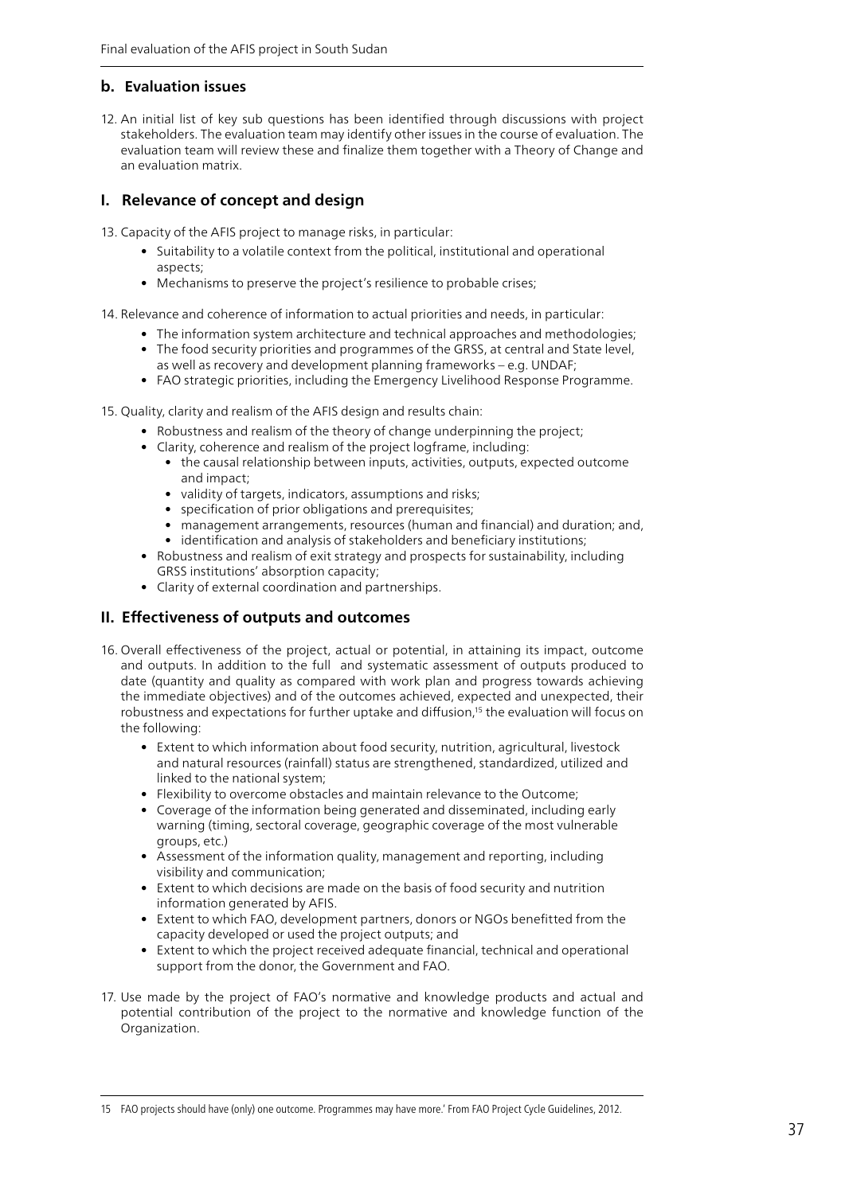### b. Evaluation issues

12. An initial list of key sub questions has been identified through discussions with project stakeholders. The evaluation team may identify other issues in the course of evaluation. The evaluation team will review these and finalize them together with a Theory of Change and an evaluation matrix.

## I. Relevance of concept and design

13. Capacity of the AFIS project to manage risks, in particular:
    - Suitability to a volatile context from the political, institutional and operational aspects;
    - Mechanisms to preserve the project's resilience to probable crises;

14. Relevance and coherence of information to actual priorities and needs, in particular:
    - The information system architecture and technical approaches and methodologies;
    - The food security priorities and programmes of the GRSS, at central and State level, as well as recovery and development planning frameworks – e.g. UNDAF;
    - FAO strategic priorities, including the Emergency Livelihood Response Programme.

15. Quality, clarity and realism of the AFIS design and results chain:
    - Robustness and realism of the theory of change underpinning the project;
    - Clarity, coherence and realism of the project logframe, including:
        - the causal relationship between inputs, activities, outputs, expected outcome and impact;
        - validity of targets, indicators, assumptions and risks;
        - specification of prior obligations and prerequisites;
        - management arrangements, resources (human and financial) and duration; and,
        - identification and analysis of stakeholders and beneficiary institutions;
    - Robustness and realism of exit strategy and prospects for sustainability, including GRSS institutions' absorption capacity;
    - Clarity of external coordination and partnerships.

## II. Effectiveness of outputs and outcomes

16. Overall effectiveness of the project, actual or potential, in attaining its impact, outcome and outputs. In addition to the full and systematic assessment of outputs produced to date (quantity and quality as compared with work plan and progress towards achieving the immediate objectives) and of the outcomes achieved, expected and unexpected, their robustness and expectations for further uptake and diffusion,[15] the evaluation will focus on the following:
    - Extent to which information about food security, nutrition, agricultural, livestock and natural resources (rainfall) status are strengthened, standardized, utilized and linked to the national system;
    - Flexibility to overcome obstacles and maintain relevance to the Outcome;
    - Coverage of the information being generated and disseminated, including early warning (timing, sectoral coverage, geographic coverage of the most vulnerable groups, etc.)
    - Assessment of the information quality, management and reporting, including visibility and communication;
    - Extent to which decisions are made on the basis of food security and nutrition information generated by AFIS.
    - Extent to which FAO, development partners, donors or NGOs benefitted from the capacity developed or used the project outputs; and
    - Extent to which the project received adequate financial, technical and operational support from the donor, the Government and FAO.

17. Use made by the project of FAO's normative and knowledge products and actual and potential contribution of the project to the normative and knowledge function of the Organization.

---

15 FAO projects should have (only) one outcome. Programmes may have more.' From FAO Project Cycle Guidelines, 2012.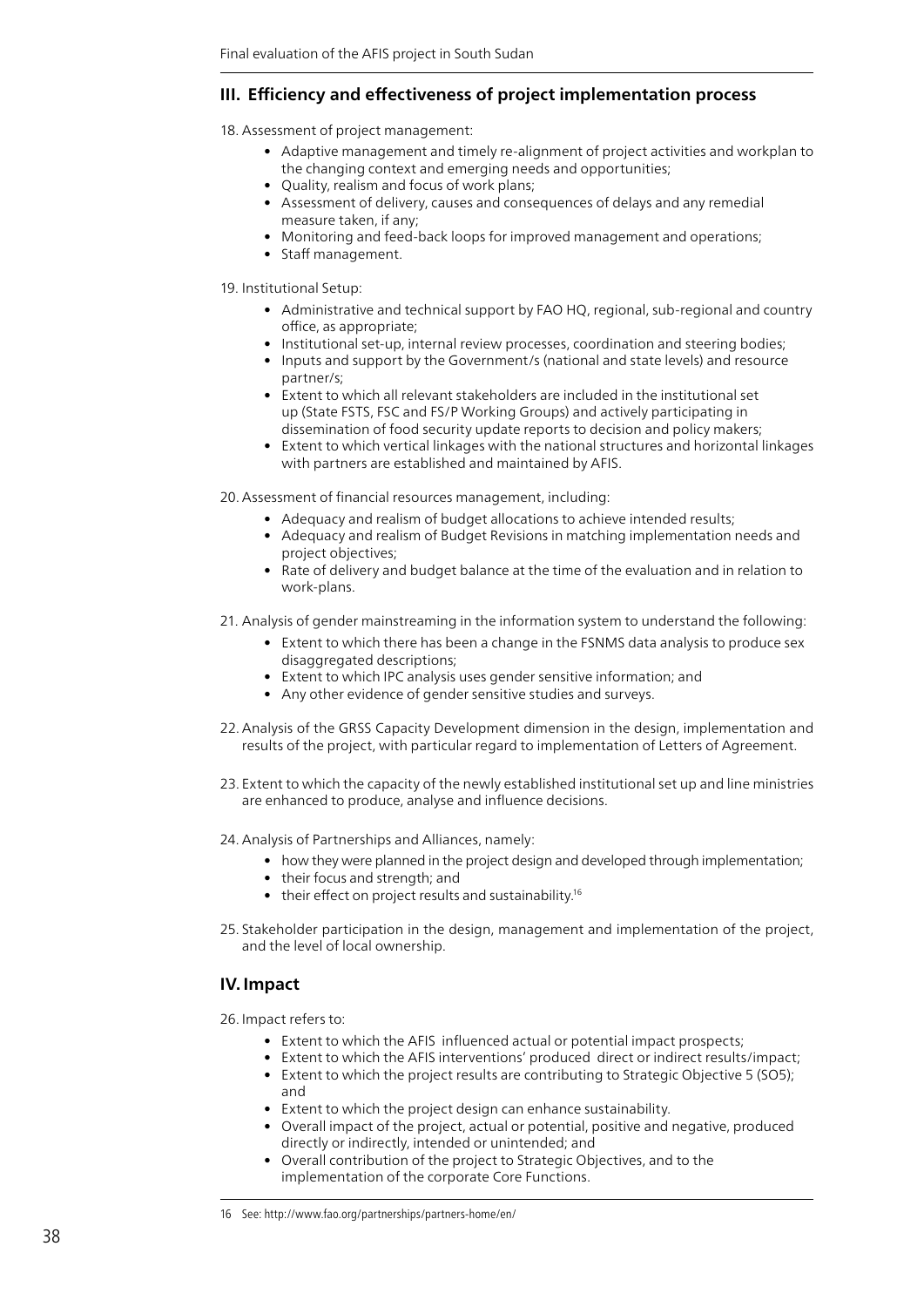## III. Efficiency and effectiveness of project implementation process

18. Assessment of project management:
    - Adaptive management and timely re-alignment of project activities and workplan to the changing context and emerging needs and opportunities;
    - Quality, realism and focus of work plans;
    - Assessment of delivery, causes and consequences of delays and any remedial measure taken, if any;
    - Monitoring and feed-back loops for improved management and operations;
    - Staff management.

19. Institutional Setup:
    - Administrative and technical support by FAO HQ, regional, sub-regional and country office, as appropriate;
    - Institutional set-up, internal review processes, coordination and steering bodies;
    - Inputs and support by the Government/s (national and state levels) and resource partner/s;
    - Extent to which all relevant stakeholders are included in the institutional set up (State FSTS, FSC and FS/P Working Groups) and actively participating in dissemination of food security update reports to decision and policy makers;
    - Extent to which vertical linkages with the national structures and horizontal linkages with partners are established and maintained by AFIS.

20. Assessment of financial resources management, including:
    - Adequacy and realism of budget allocations to achieve intended results;
    - Adequacy and realism of Budget Revisions in matching implementation needs and project objectives;
    - Rate of delivery and budget balance at the time of the evaluation and in relation to work-plans.

21. Analysis of gender mainstreaming in the information system to understand the following:
    - Extent to which there has been a change in the FSNMS data analysis to produce sex disaggregated descriptions;
    - Extent to which IPC analysis uses gender sensitive information; and
    - Any other evidence of gender sensitive studies and surveys.

22. Analysis of the GRSS Capacity Development dimension in the design, implementation and results of the project, with particular regard to implementation of Letters of Agreement.

23. Extent to which the capacity of the newly established institutional set up and line ministries are enhanced to produce, analyse and influence decisions.

24. Analysis of Partnerships and Alliances, namely:
    - how they were planned in the project design and developed through implementation;
    - their focus and strength; and
    - their effect on project results and sustainability.[16]

25. Stakeholder participation in the design, management and implementation of the project, and the level of local ownership.

## IV. Impact

26. Impact refers to:
    - Extent to which the AFIS influenced actual or potential impact prospects;
    - Extent to which the AFIS interventions' produced direct or indirect results/impact;
    - Extent to which the project results are contributing to Strategic Objective 5 (SO5); and
    - Extent to which the project design can enhance sustainability.
    - Overall impact of the project, actual or potential, positive and negative, produced directly or indirectly, intended or unintended; and
    - Overall contribution of the project to Strategic Objectives, and to the implementation of the corporate Core Functions.

---

16 See: http://www.fao.org/partnerships/partners-home/en/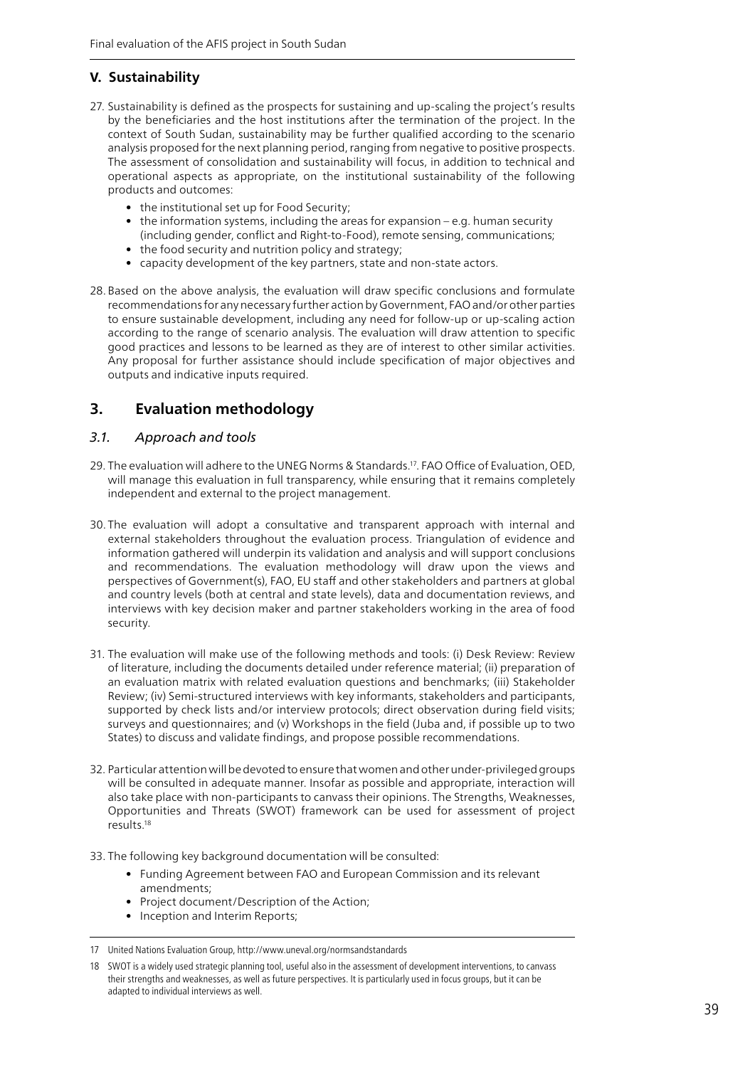## V. Sustainability

27. Sustainability is defined as the prospects for sustaining and up-scaling the project's results by the beneficiaries and the host institutions after the termination of the project. In the context of South Sudan, sustainability may be further qualified according to the scenario analysis proposed for the next planning period, ranging from negative to positive prospects. The assessment of consolidation and sustainability will focus, in addition to technical and operational aspects as appropriate, on the institutional sustainability of the following products and outcomes:
    - the institutional set up for Food Security;
    - the information systems, including the areas for expansion – e.g. human security (including gender, conflict and Right-to-Food), remote sensing, communications;
    - the food security and nutrition policy and strategy;
    - capacity development of the key partners, state and non-state actors.

28. Based on the above analysis, the evaluation will draw specific conclusions and formulate recommendations for any necessary further action by Government, FAO and/or other parties to ensure sustainable development, including any need for follow-up or up-scaling action according to the range of scenario analysis. The evaluation will draw attention to specific good practices and lessons to be learned as they are of interest to other similar activities. Any proposal for further assistance should include specification of major objectives and outputs and indicative inputs required.

# 3. Evaluation methodology

## *3.1. Approach and tools*

29. The evaluation will adhere to the UNEG Norms & Standards.[17]. FAO Office of Evaluation, OED, will manage this evaluation in full transparency, while ensuring that it remains completely independent and external to the project management.

30. The evaluation will adopt a consultative and transparent approach with internal and external stakeholders throughout the evaluation process. Triangulation of evidence and information gathered will underpin its validation and analysis and will support conclusions and recommendations. The evaluation methodology will draw upon the views and perspectives of Government(s), FAO, EU staff and other stakeholders and partners at global and country levels (both at central and state levels), data and documentation reviews, and interviews with key decision maker and partner stakeholders working in the area of food security.

31. The evaluation will make use of the following methods and tools: (i) Desk Review: Review of literature, including the documents detailed under reference material; (ii) preparation of an evaluation matrix with related evaluation questions and benchmarks; (iii) Stakeholder Review; (iv) Semi-structured interviews with key informants, stakeholders and participants, supported by check lists and/or interview protocols; direct observation during field visits; surveys and questionnaires; and (v) Workshops in the field (Juba and, if possible up to two States) to discuss and validate findings, and propose possible recommendations.

32. Particular attention will be devoted to ensure that women and other under-privileged groups will be consulted in adequate manner. Insofar as possible and appropriate, interaction will also take place with non-participants to canvass their opinions. The Strengths, Weaknesses, Opportunities and Threats (SWOT) framework can be used for assessment of project results.[18]

33. The following key background documentation will be consulted:
    - Funding Agreement between FAO and European Commission and its relevant amendments;
    - Project document/Description of the Action;
    - Inception and Interim Reports;

---

17 United Nations Evaluation Group, http://www.uneval.org/normsandstandards

18 SWOT is a widely used strategic planning tool, useful also in the assessment of development interventions, to canvass their strengths and weaknesses, as well as future perspectives. It is particularly used in focus groups, but it can be adapted to individual interviews as well.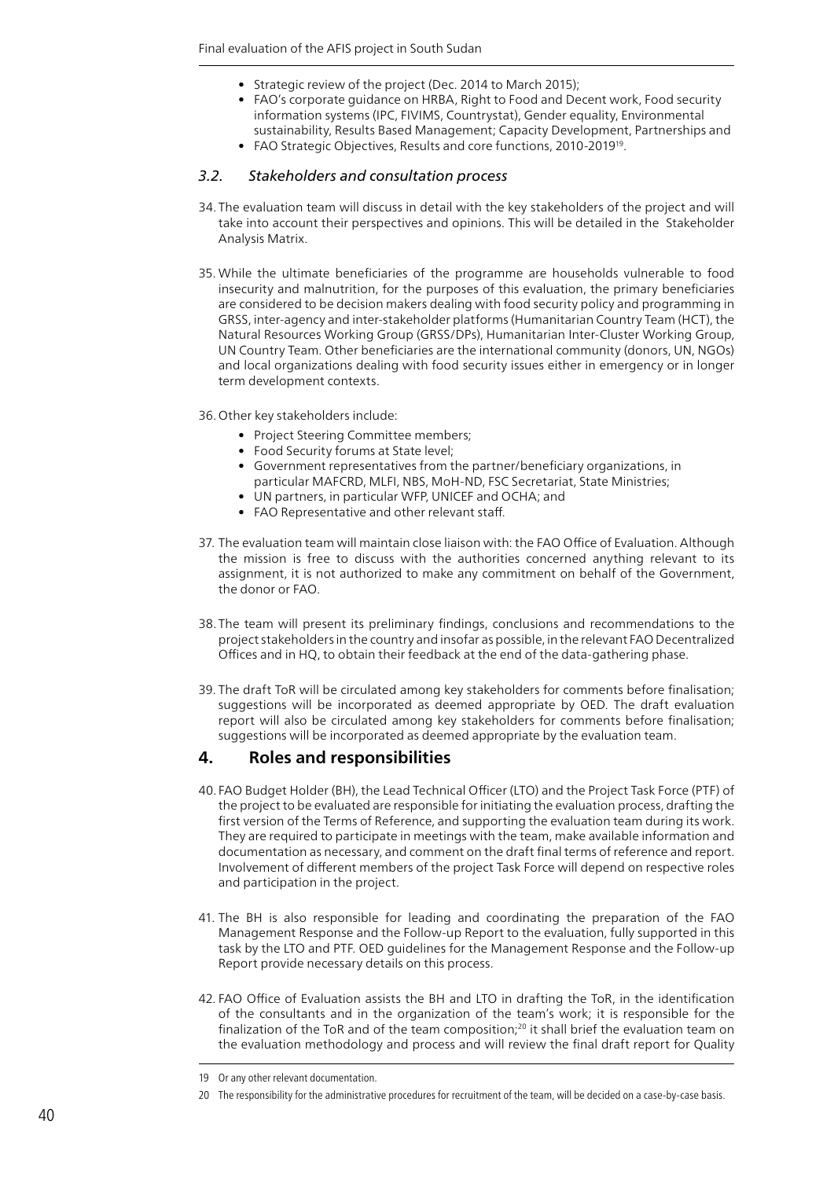- Strategic review of the project (Dec. 2014 to March 2015);
- FAO's corporate guidance on HRBA, Right to Food and Decent work, Food security information systems (IPC, FIVIMS, Countrystat), Gender equality, Environmental sustainability, Results Based Management; Capacity Development, Partnerships and
- FAO Strategic Objectives, Results and core functions, 2010-2019[19].

### *3.2. Stakeholders and consultation process*

34. The evaluation team will discuss in detail with the key stakeholders of the project and will take into account their perspectives and opinions. This will be detailed in the Stakeholder Analysis Matrix.

35. While the ultimate beneficiaries of the programme are households vulnerable to food insecurity and malnutrition, for the purposes of this evaluation, the primary beneficiaries are considered to be decision makers dealing with food security policy and programming in GRSS, inter-agency and inter-stakeholder platforms (Humanitarian Country Team (HCT), the Natural Resources Working Group (GRSS/DPs), Humanitarian Inter-Cluster Working Group, UN Country Team. Other beneficiaries are the international community (donors, UN, NGOs) and local organizations dealing with food security issues either in emergency or in longer term development contexts.

36. Other key stakeholders include:
    - Project Steering Committee members;
    - Food Security forums at State level;
    - Government representatives from the partner/beneficiary organizations, in particular MAFCRD, MLFI, NBS, MoH-ND, FSC Secretariat, State Ministries;
    - UN partners, in particular WFP, UNICEF and OCHA; and
    - FAO Representative and other relevant staff.

37. The evaluation team will maintain close liaison with: the FAO Office of Evaluation. Although the mission is free to discuss with the authorities concerned anything relevant to its assignment, it is not authorized to make any commitment on behalf of the Government, the donor or FAO.

38. The team will present its preliminary findings, conclusions and recommendations to the project stakeholders in the country and insofar as possible, in the relevant FAO Decentralized Offices and in HQ, to obtain their feedback at the end of the data-gathering phase.

39. The draft ToR will be circulated among key stakeholders for comments before finalisation; suggestions will be incorporated as deemed appropriate by OED. The draft evaluation report will also be circulated among key stakeholders for comments before finalisation; suggestions will be incorporated as deemed appropriate by the evaluation team.

## 4. Roles and responsibilities

40. FAO Budget Holder (BH), the Lead Technical Officer (LTO) and the Project Task Force (PTF) of the project to be evaluated are responsible for initiating the evaluation process, drafting the first version of the Terms of Reference, and supporting the evaluation team during its work. They are required to participate in meetings with the team, make available information and documentation as necessary, and comment on the draft final terms of reference and report. Involvement of different members of the project Task Force will depend on respective roles and participation in the project.

41. The BH is also responsible for leading and coordinating the preparation of the FAO Management Response and the Follow-up Report to the evaluation, fully supported in this task by the LTO and PTF. OED guidelines for the Management Response and the Follow-up Report provide necessary details on this process.

42. FAO Office of Evaluation assists the BH and LTO in drafting the ToR, in the identification of the consultants and in the organization of the team's work; it is responsible for the finalization of the ToR and of the team composition;[20] it shall brief the evaluation team on the evaluation methodology and process and will review the final draft report for Quality

---

19 Or any other relevant documentation.

20 The responsibility for the administrative procedures for recruitment of the team, will be decided on a case-by-case basis.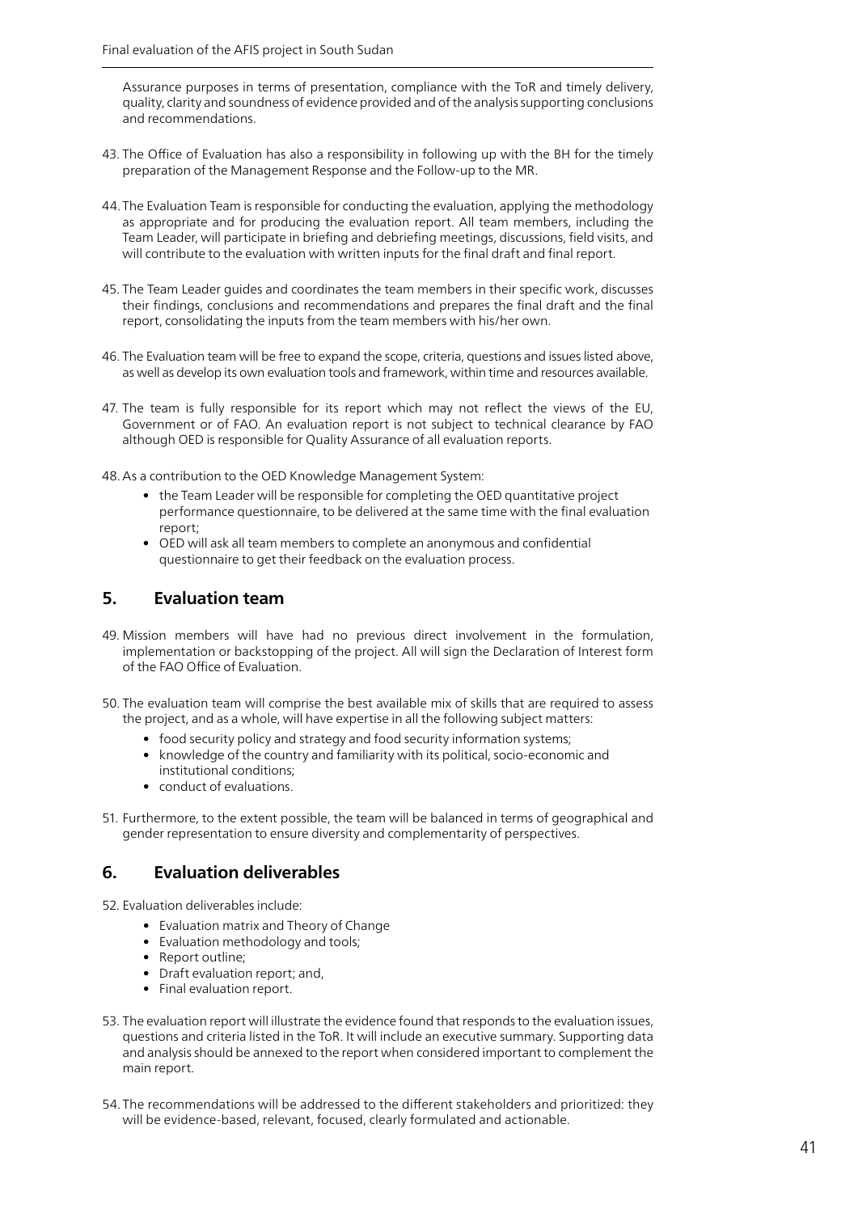Assurance purposes in terms of presentation, compliance with the ToR and timely delivery, quality, clarity and soundness of evidence provided and of the analysis supporting conclusions and recommendations.

43. The Office of Evaluation has also a responsibility in following up with the BH for the timely preparation of the Management Response and the Follow-up to the MR.

44. The Evaluation Team is responsible for conducting the evaluation, applying the methodology as appropriate and for producing the evaluation report. All team members, including the Team Leader, will participate in briefing and debriefing meetings, discussions, field visits, and will contribute to the evaluation with written inputs for the final draft and final report.

45. The Team Leader guides and coordinates the team members in their specific work, discusses their findings, conclusions and recommendations and prepares the final draft and the final report, consolidating the inputs from the team members with his/her own.

46. The Evaluation team will be free to expand the scope, criteria, questions and issues listed above, as well as develop its own evaluation tools and framework, within time and resources available.

47. The team is fully responsible for its report which may not reflect the views of the EU, Government or of FAO. An evaluation report is not subject to technical clearance by FAO although OED is responsible for Quality Assurance of all evaluation reports.

48. As a contribution to the OED Knowledge Management System:
    - the Team Leader will be responsible for completing the OED quantitative project performance questionnaire, to be delivered at the same time with the final evaluation report;
    - OED will ask all team members to complete an anonymous and confidential questionnaire to get their feedback on the evaluation process.

## 5. Evaluation team

49. Mission members will have had no previous direct involvement in the formulation, implementation or backstopping of the project. All will sign the Declaration of Interest form of the FAO Office of Evaluation.

50. The evaluation team will comprise the best available mix of skills that are required to assess the project, and as a whole, will have expertise in all the following subject matters:
    - food security policy and strategy and food security information systems;
    - knowledge of the country and familiarity with its political, socio-economic and institutional conditions;
    - conduct of evaluations.

51. Furthermore, to the extent possible, the team will be balanced in terms of geographical and gender representation to ensure diversity and complementarity of perspectives.

## 6. Evaluation deliverables

52. Evaluation deliverables include:
    - Evaluation matrix and Theory of Change
    - Evaluation methodology and tools;
    - Report outline;
    - Draft evaluation report; and,
    - Final evaluation report.

53. The evaluation report will illustrate the evidence found that responds to the evaluation issues, questions and criteria listed in the ToR. It will include an executive summary. Supporting data and analysis should be annexed to the report when considered important to complement the main report.

54. The recommendations will be addressed to the different stakeholders and prioritized: they will be evidence-based, relevant, focused, clearly formulated and actionable.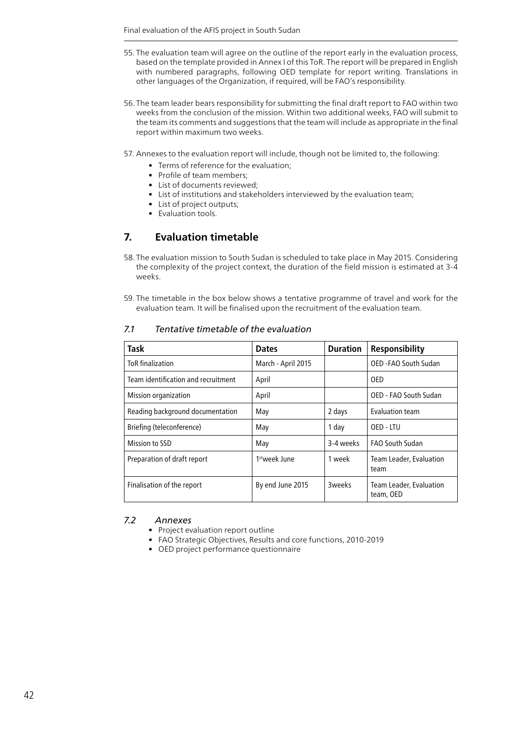55. The evaluation team will agree on the outline of the report early in the evaluation process, based on the template provided in Annex I of this ToR. The report will be prepared in English with numbered paragraphs, following OED template for report writing. Translations in other languages of the Organization, if required, will be FAO's responsibility.

56. The team leader bears responsibility for submitting the final draft report to FAO within two weeks from the conclusion of the mission. Within two additional weeks, FAO will submit to the team its comments and suggestions that the team will include as appropriate in the final report within maximum two weeks.

57. Annexes to the evaluation report will include, though not be limited to, the following:
    - Terms of reference for the evaluation;
    - Profile of team members;
    - List of documents reviewed;
    - List of institutions and stakeholders interviewed by the evaluation team;
    - List of project outputs;
    - Evaluation tools.

## 7. Evaluation timetable

58. The evaluation mission to South Sudan is scheduled to take place in May 2015. Considering the complexity of the project context, the duration of the field mission is estimated at 3-4 weeks.

59. The timetable in the box below shows a tentative programme of travel and work for the evaluation team. It will be finalised upon the recruitment of the evaluation team.

### *7.1 Tentative timetable of the evaluation*

| Task | Dates | Duration | Responsibility |
|---|---|---|---|
| ToR finalization | March - April 2015 | | OED -FAO South Sudan |
| Team identification and recruitment | April | | OED |
| Mission organization | April | | OED - FAO South Sudan |
| Reading background documentation | May | 2 days | Evaluation team |
| Briefing (teleconference) | May | 1 day | OED - LTU |
| Mission to SSD | May | 3-4 weeks | FAO South Sudan |
| Preparation of draft report | 1st week June | 1 week | Team Leader, Evaluation team |
| Finalisation of the report | By end June 2015 | 3weeks | Team Leader, Evaluation team, OED |

### *7.2 Annexes*

- Project evaluation report outline
- FAO Strategic Objectives, Results and core functions, 2010-2019
- OED project performance questionnaire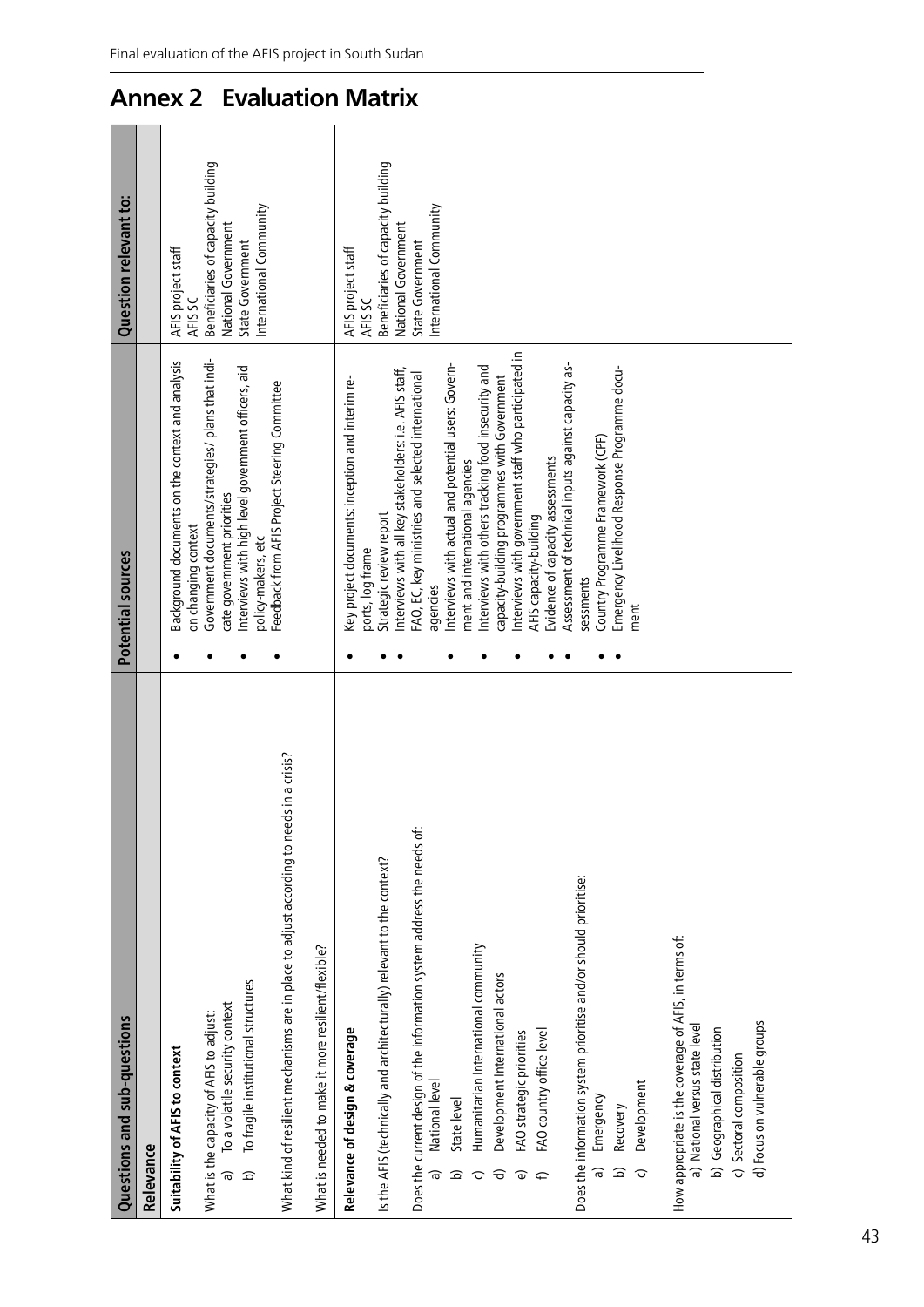# Annex 2 Evaluation Matrix

| Questions and sub-questions | Potential sources | Question relevant to: |
|---|---|---|
| **Relevance** | | |
| **Suitability of AFIS to context**<br><br>What is the capacity of AFIS to adjust:<br>a) To a volatile security context<br>b) To fragile institutional structures<br><br>What kind of resilient mechanisms are in place to adjust according to needs in a crisis?<br><br>What is needed to make it more resilient/flexible? | • Background documents on the context and analysis on changing context<br>• Government documents/strategies/ plans that indicate government priorities<br>• Interviews with high level government officers, aid policy-makers, etc<br>• Feedback from AFIS Project Steering Committee | AFIS project staff<br>AFIS SC<br>Beneficiaries of capacity building<br>National Government<br>State Government<br>International Community |
| **Relevance of design & coverage**<br><br>Is the AFIS (technically and architecturally) relevant to the context?<br><br>Does the current design of the information system address the needs of:<br>a) National level<br>b) State level<br>c) Humanitarian International community<br>d) Development International actors<br>e) FAO strategic priorities<br>f) FAO country office level<br><br>Does the information system prioritise and/or should prioritise:<br>a) Emergency<br>b) Recovery<br>c) Development<br><br>How appropriate is the coverage of AFIS, in terms of:<br>a) National versus state level<br>b) Geographical distribution<br>c) Sectoral composition<br>d) Focus on vulnerable groups | • Key project documents: inception and interim reports, log frame<br>• Strategic review report<br>• Interviews with all key stakeholders: i.e. AFIS staff, FAO, EC, key ministries and selected international agencies<br>• Interviews with actual and potential users: Government and international agencies<br>• Interviews with others tracking food insecurity and capacity-building programmes with Government<br>• Interviews with government staff who participated in AFIS capacity-building<br>• Evidence of capacity assessments<br>• Assessment of technical inputs against capacity assessments<br>• Country Programme Framework (CPF)<br>• Emergency Livelihood Response Programme document | AFIS project staff<br>AFIS SC<br>Beneficiaries of capacity building<br>National Government<br>State Government<br>International Community |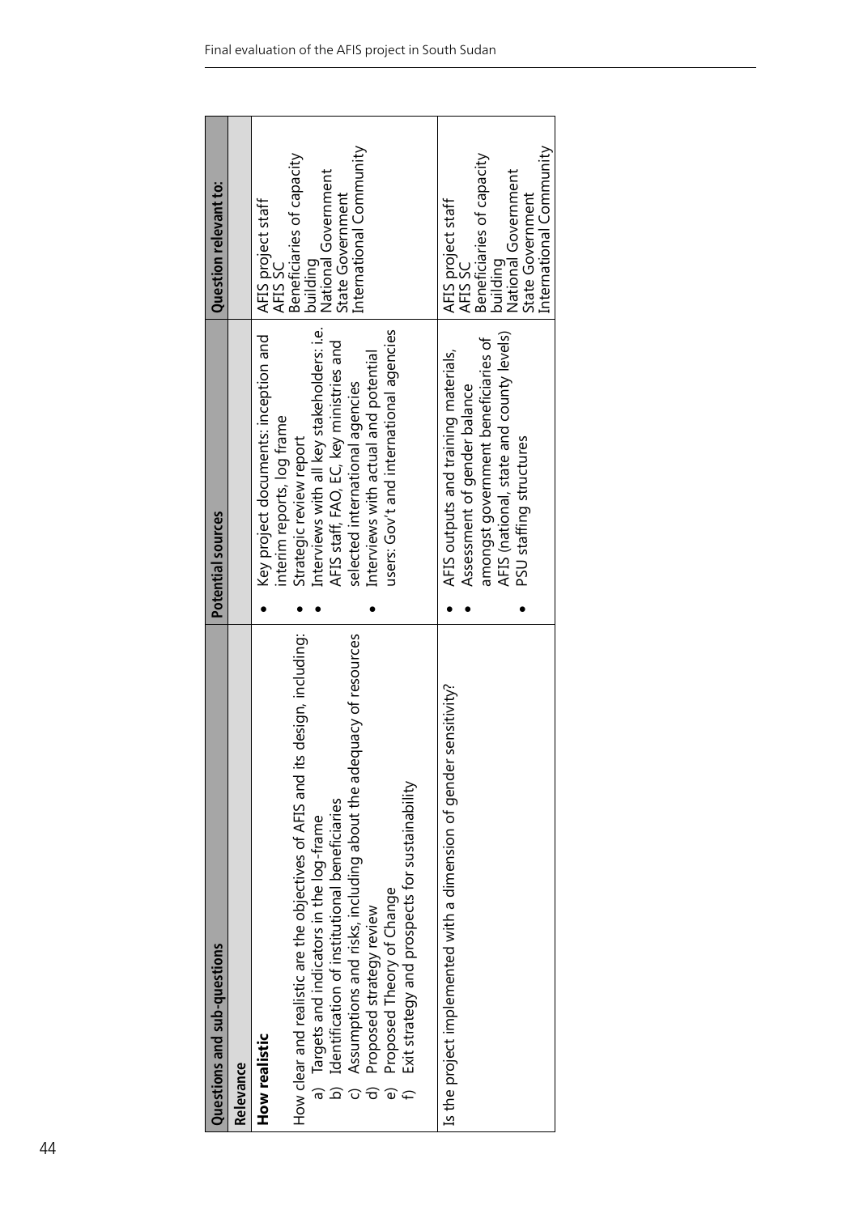| Questions and sub-questions | Potential sources | Question relevant to: |
| --- | --- | --- |
| **Relevance** | | |
| **How realistic**<br><br>How clear and realistic are the objectives of AFIS and its design, including:<br>a) Targets and indicators in the log-frame<br>b) Identification of institutional beneficiaries<br>c) Assumptions and risks, including about the adequacy of resources<br>d) Proposed strategy review<br>e) Proposed Theory of Change<br>f) Exit strategy and prospects for sustainability | • Key project documents: inception and interim reports, log frame<br>• Strategic review report<br>• Interviews with all key stakeholders: i.e. AFIS staff, FAO, EC, key ministries and selected international agencies<br>• Interviews with actual and potential users: Gov't and international agencies | AFIS project staff<br>AFIS SC<br>Beneficiaries of capacity building<br>National Government<br>State Government<br>International Community |
| Is the project implemented with a dimension of gender sensitivity? | • AFIS outputs and training materials,<br>• Assessment of gender balance amongst government beneficiaries of AFIS (national, state and county levels)<br>• PSU staffing structures | AFIS project staff<br>AFIS SC<br>Beneficiaries of capacity building<br>National Government<br>State Government<br>International Community |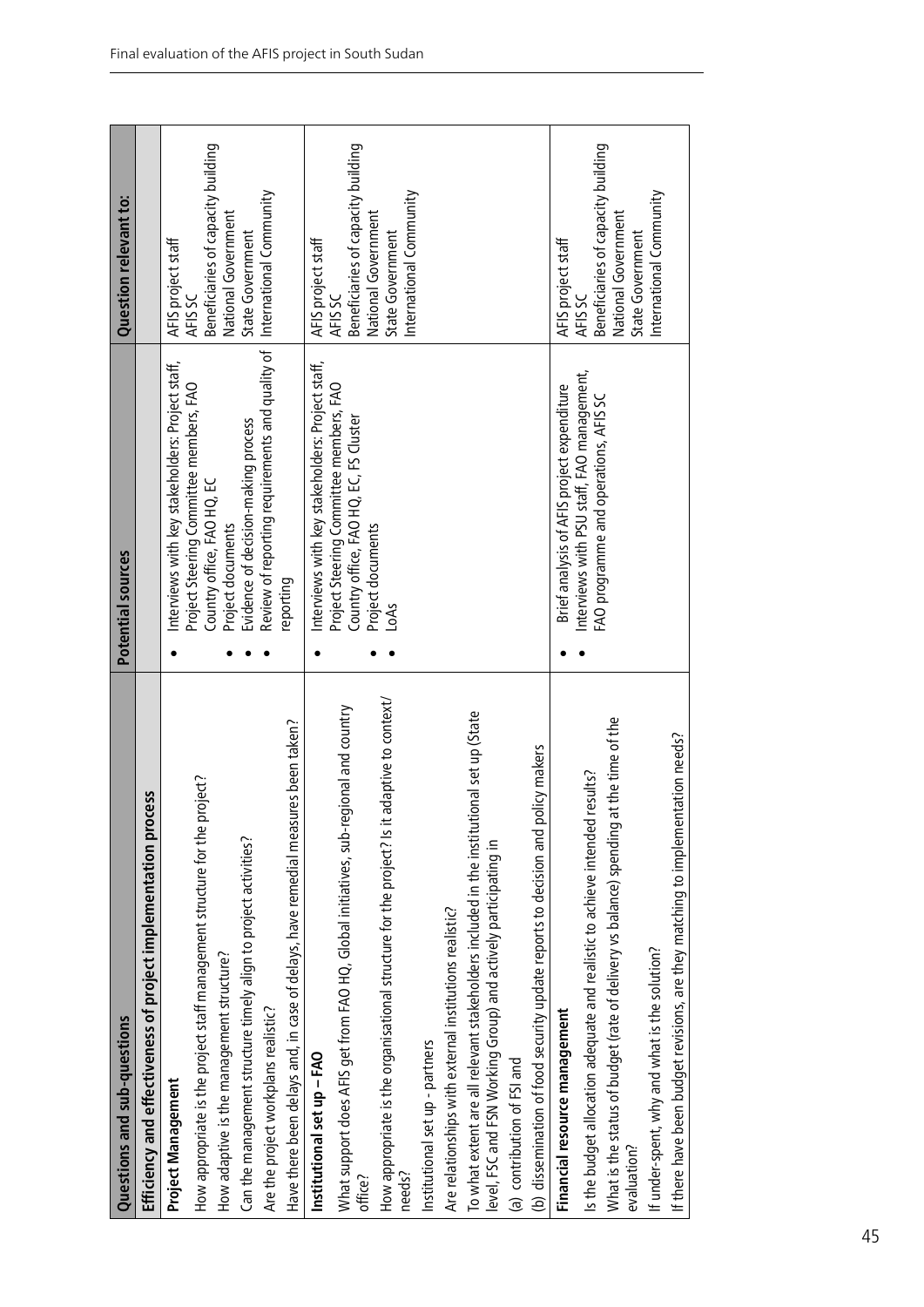| Questions and sub-questions | Potential sources | Question relevant to: |
|---|---|---|
| **Efficiency and effectiveness of project implementation process** | | |
| **Project Management**<br>How appropriate is the project staff management structure for the project?<br>How adaptive is the management structure?<br>Can the management structure timely align to project activities?<br>Are the project workplans realistic?<br>Have there been delays and, in case of delays, have remedial measures been taken? | • Interviews with key stakeholders: Project staff, Project Steering Committee members, FAO Country office, FAO HQ, EC<br>• Project documents<br>• Evidence of decision-making process<br>• Review of reporting requirements and quality of reporting | AFIS project staff<br>AFIS SC<br>Beneficiaries of capacity building<br>National Government<br>State Government<br>International Community |
| **Institutional set up – FAO**<br>What support does AFIS get from FAO HQ, Global initiatives, sub-regional and country office?<br>How appropriate is the organisational structure for the project? Is it adaptive to context/needs?<br>Institutional set up - partners<br>Are relationships with external institutions realistic?<br>To what extent are all relevant stakeholders included in the institutional set up (State level, FSC and FSN Working Group) and actively participating in<br>(a) contribution of FSI and<br>(b) dissemination of food security update reports to decision and policy makers | • Interviews with key stakeholders: Project staff, Project Steering Committee members, FAO Country office, FAO HQ, EC, FS Cluster<br>• Project documents<br>• LoAs | AFIS project staff<br>AFIS SC<br>Beneficiaries of capacity building<br>National Government<br>State Government<br>International Community |
| **Financial resource management**<br>Is the budget allocation adequate and realistic to achieve intended results?<br>What is the status of budget (rate of delivery vs balance) spending at the time of the evaluation?<br>If under-spent, why and what is the solution?<br>If there have been budget revisions, are they matching to implementation needs? | • Brief analysis of AFIS project expenditure<br>• Interviews with PSU staff, FAO management, FAO programme and operations, AFIS SC | AFIS project staff<br>AFIS SC<br>Beneficiaries of capacity building<br>National Government<br>State Government<br>International Community |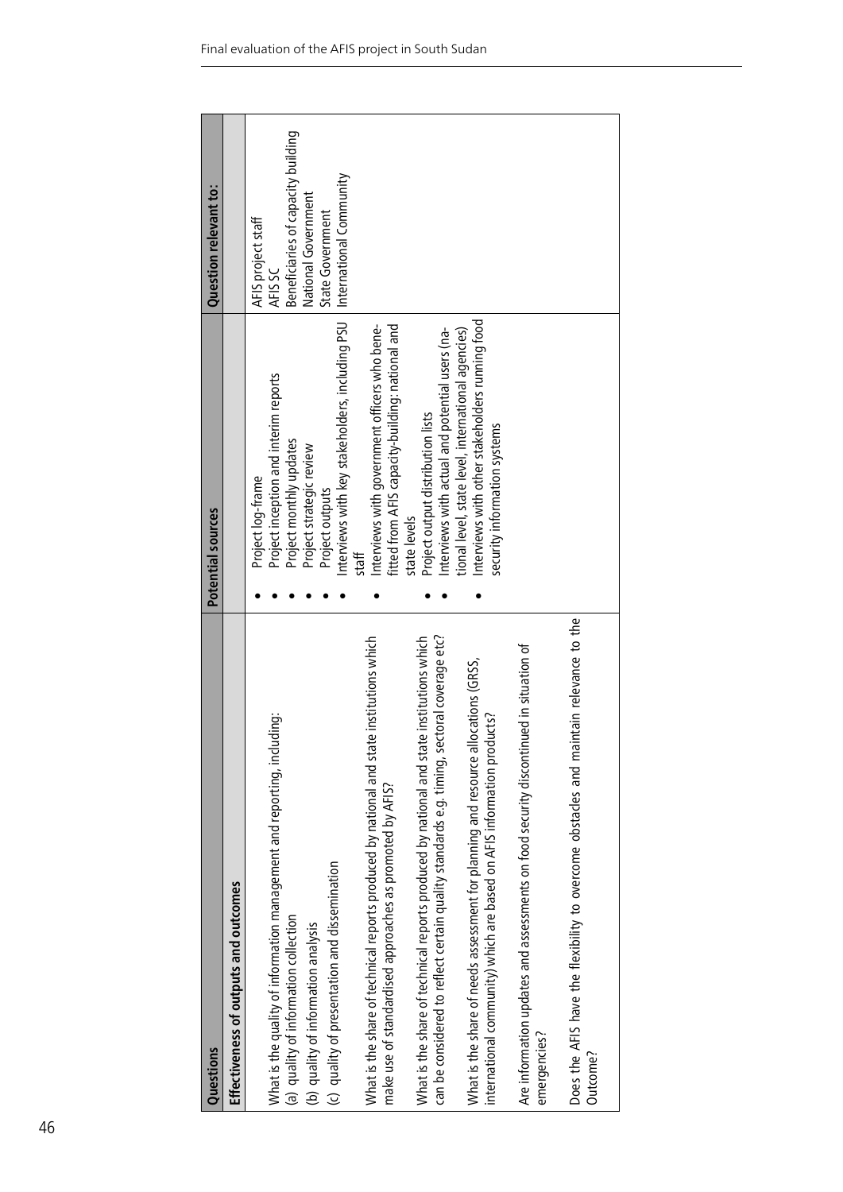| Questions | Potential sources | Question relevant to: |
|---|---|---|
| **Effectiveness of outputs and outcomes** | | |
| What is the quality of information management and reporting, including:<br>(a) quality of information collection<br>(b) quality of information analysis<br>(c) quality of presentation and dissemination<br><br>What is the share of technical reports produced by national and state institutions which make use of standardised approaches as promoted by AFIS?<br><br>What is the share of technical reports produced by national and state institutions which can be considered to reflect certain quality standards e.g. timing, sectoral coverage etc?<br><br>What is the share of needs assessment for planning and resource allocations (GRSS, international community) which are based on AFIS information products?<br><br>Are information updates and assessments on food security discontinued in situation of emergencies?<br><br>Does the AFIS have the flexibility to overcome obstacles and maintain relevance to the Outcome? | • Project log-frame<br>• Project inception and interim reports<br>• Project monthly updates<br>• Project strategic review<br>• Project outputs<br>• Interviews with key stakeholders, including PSU staff<br>• Interviews with government officers who benefitted from AFIS capacity-building: national and state levels<br>• Project output distribution lists<br>• Interviews with actual and potential users (national level, state level, international agencies)<br>• Interviews with other stakeholders running food security information systems | AFIS project staff<br>AFIS SC<br>Beneficiaries of capacity building<br>National Government<br>State Government<br>International Community |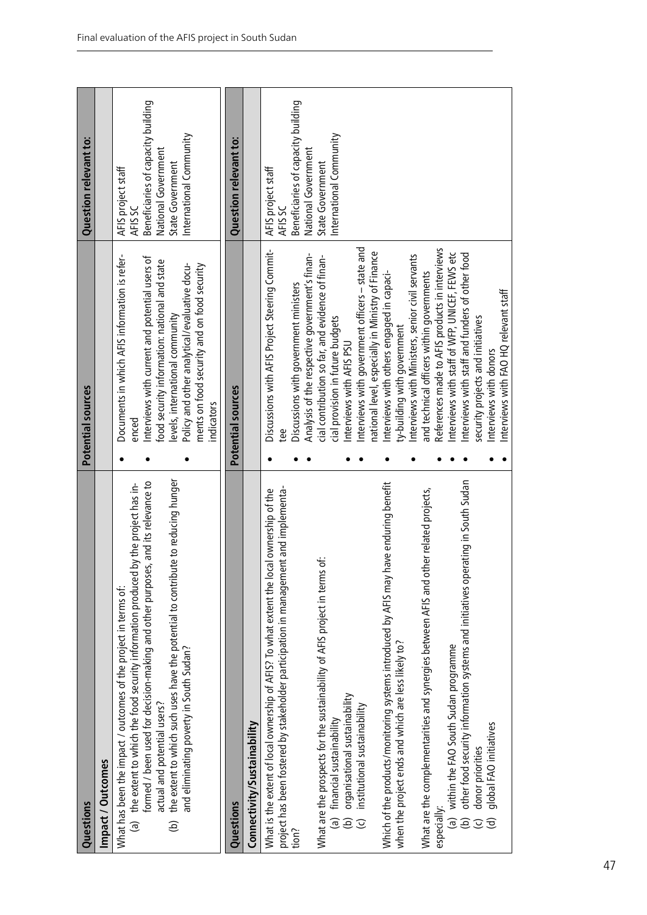| Questions | Potential sources | Question relevant to: |
|---|---|---|
| **Impact / Outcomes** | | |
| What has been the impact / outcomes of the project in terms of:<br>(a) the extent to which the food security information produced by the project has informed / been used for decision-making and other purposes, and its relevance to actual and potential users?<br>(b) the extent to which such uses have the potential to contribute to reducing hunger and eliminating poverty in South Sudan? | • Documents in which AFIS information is referenced<br>• Interviews with current and potential users of food security information: national and state levels, international community<br>• Policy and other analytical/evaluative documents on food security and on food security indicators | AFIS project staff<br>AFIS SC<br>Beneficiaries of capacity building<br>National Government<br>State Government<br>International Community |

| Questions | Potential sources | Question relevant to: |
|---|---|---|
| **Connectivity/Sustainability** | | |
| What is the extent of local ownership of AFIS? To what extent the local ownership of the project has been fostered by stakeholder participation in management and implementation?<br><br>What are the prospects for the sustainability of AFIS project in terms of:<br>(a) financial sustainability<br>(b) organisational sustainability<br>(c) institutional sustainability<br><br>Which of the products/monitoring systems introduced by AFIS may have enduring benefit when the project ends and which are less likely to?<br><br>What are the complementarities and synergies between AFIS and other related projects, especially:<br>(a) within the FAO South Sudan programme<br>(b) other food security information systems and initiatives operating in South Sudan<br>(c) donor priorities<br>(d) global FAO initiatives | • Discussions with AFIS Project Steering Committee<br>• Discussions with government ministers<br>• Analysis of the respective government's financial contribution so far, and evidence of financial provision in future budgets<br>• Interviews with AFIS PSU<br>• Interviews with government officers – state and national level, especially in Ministry of Finance<br>• Interviews with others engaged in capacity-building with government<br>• Interviews with Ministers, senior civil servants and technical officers within governments<br>• References made to AFIS products in interviews<br>• Interviews with staff of WFP, UNICEF, FEWS etc<br>• Interviews with staff and funders of other food security projects and initiatives<br>• Interviews with donors<br>• Interviews with FAO HQ relevant staff | AFIS project staff<br>AFIS SC<br>Beneficiaries of capacity building<br>National Government<br>State Government<br>International Community |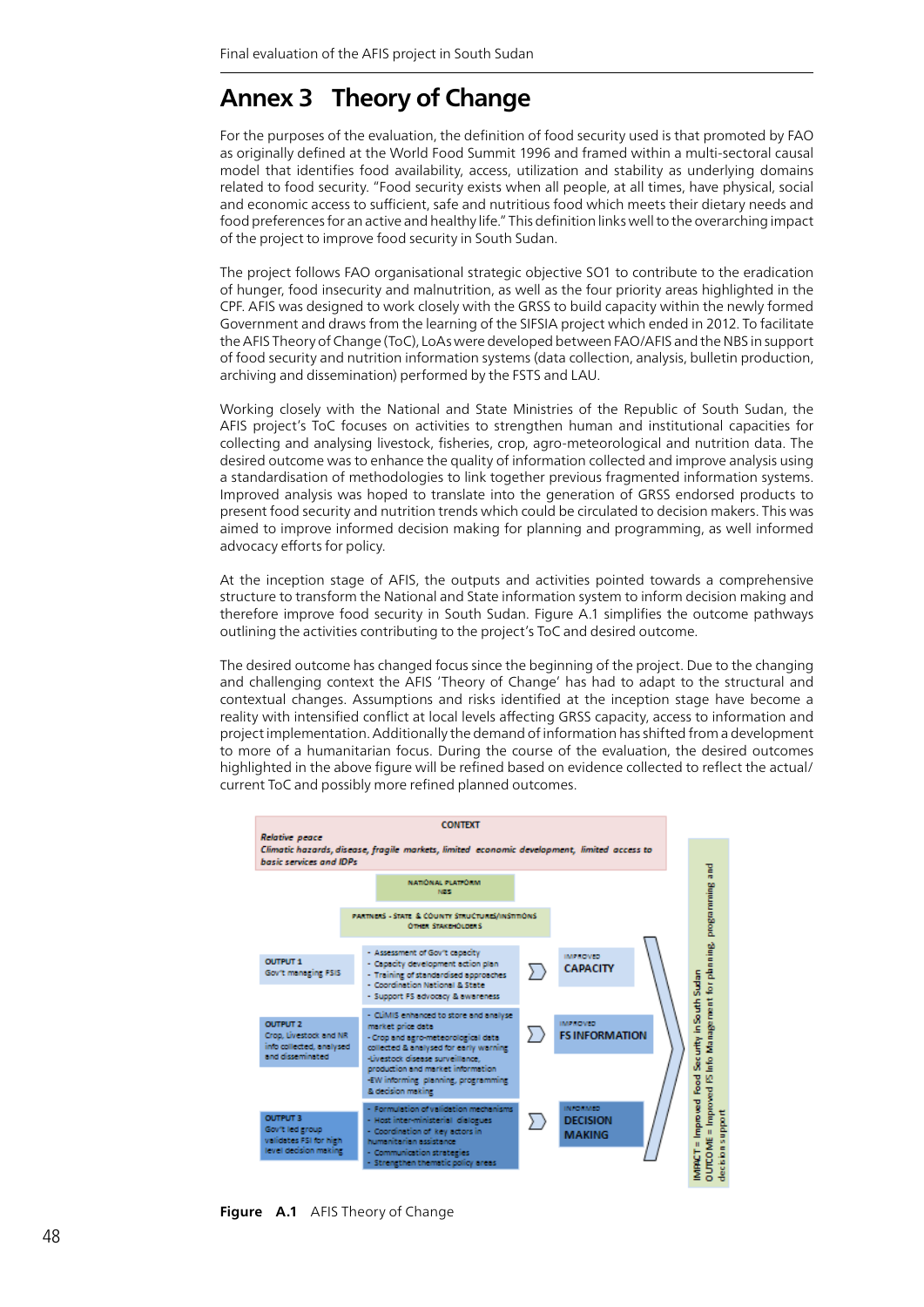# Annex 3 Theory of Change

For the purposes of the evaluation, the definition of food security used is that promoted by FAO as originally defined at the World Food Summit 1996 and framed within a multi-sectoral causal model that identifies food availability, access, utilization and stability as underlying domains related to food security. "Food security exists when all people, at all times, have physical, social and economic access to sufficient, safe and nutritious food which meets their dietary needs and food preferences for an active and healthy life." This definition links well to the overarching impact of the project to improve food security in South Sudan.

The project follows FAO organisational strategic objective SO1 to contribute to the eradication of hunger, food insecurity and malnutrition, as well as the four priority areas highlighted in the CPF. AFIS was designed to work closely with the GRSS to build capacity within the newly formed Government and draws from the learning of the SIFSIA project which ended in 2012. To facilitate the AFIS Theory of Change (ToC), LoAs were developed between FAO/AFIS and the NBS in support of food security and nutrition information systems (data collection, analysis, bulletin production, archiving and dissemination) performed by the FSTS and LAU.

Working closely with the National and State Ministries of the Republic of South Sudan, the AFIS project's ToC focuses on activities to strengthen human and institutional capacities for collecting and analysing livestock, fisheries, crop, agro-meteorological and nutrition data. The desired outcome was to enhance the quality of information collected and improve analysis using a standardisation of methodologies to link together previous fragmented information systems. Improved analysis was hoped to translate into the generation of GRSS endorsed products to present food security and nutrition trends which could be circulated to decision makers. This was aimed to improve informed decision making for planning and programming, as well informed advocacy efforts for policy.

At the inception stage of AFIS, the outputs and activities pointed towards a comprehensive structure to transform the National and State information system to inform decision making and therefore improve food security in South Sudan. Figure A.1 simplifies the outcome pathways outlining the activities contributing to the project's ToC and desired outcome.

The desired outcome has changed focus since the beginning of the project. Due to the changing and challenging context the AFIS 'Theory of Change' has had to adapt to the structural and contextual changes. Assumptions and risks identified at the inception stage have become a reality with intensified conflict at local levels affecting GRSS capacity, access to information and project implementation. Additionally the demand of information has shifted from a development to more of a humanitarian focus. During the course of the evaluation, the desired outcomes highlighted in the above figure will be refined based on evidence collected to reflect the actual/current ToC and possibly more refined planned outcomes.

**CONTEXT**

*Relative peace*
*Climatic hazards, disease, fragile markets, limited economic development, limited access to basic services and IDPs*

NATIONAL PLATFORM
NBS

PARTNERS - STATE & COUNTY STRUCTURES/INSTITUTIONS
OTHER STAKEHOLDERS

| Output | Activities | Result |
|---|---|---|
| OUTPUT 1<br>Gov't managing FSIS | - Assessment of Gov't capacity<br>- Capacity development action plan<br>- Training of standardised approaches<br>- Coordination National & State<br>- Support FS advocacy & awareness | IMPROVED CAPACITY |
| OUTPUT 2<br>Crop, Livestock and NR info collected, analysed and disseminated | - CLiMIS enhanced to store and analyse market price data<br>- Crop and agro-meteorological data collected & analysed for early warning<br>-Livestock disease surveillance, production and market information<br>-EW informing planning, programming & decision making | IMPROVED FS INFORMATION |
| OUTPUT 3<br>Gov't led group validates FSI for high level decision making | - Formulation of validation mechanisms<br>- Host inter-ministerial dialogues<br>- Coordination of key actors in humanitarian assistance<br>- Communication strategies<br>- Strengthen thematic policy areas | INFORMED DECISION MAKING |

IMPACT = Improved Food Security in South Sudan
OUTCOME = Improved FS Info Management for planning, programming and decision support

**Figure A.1** AFIS Theory of Change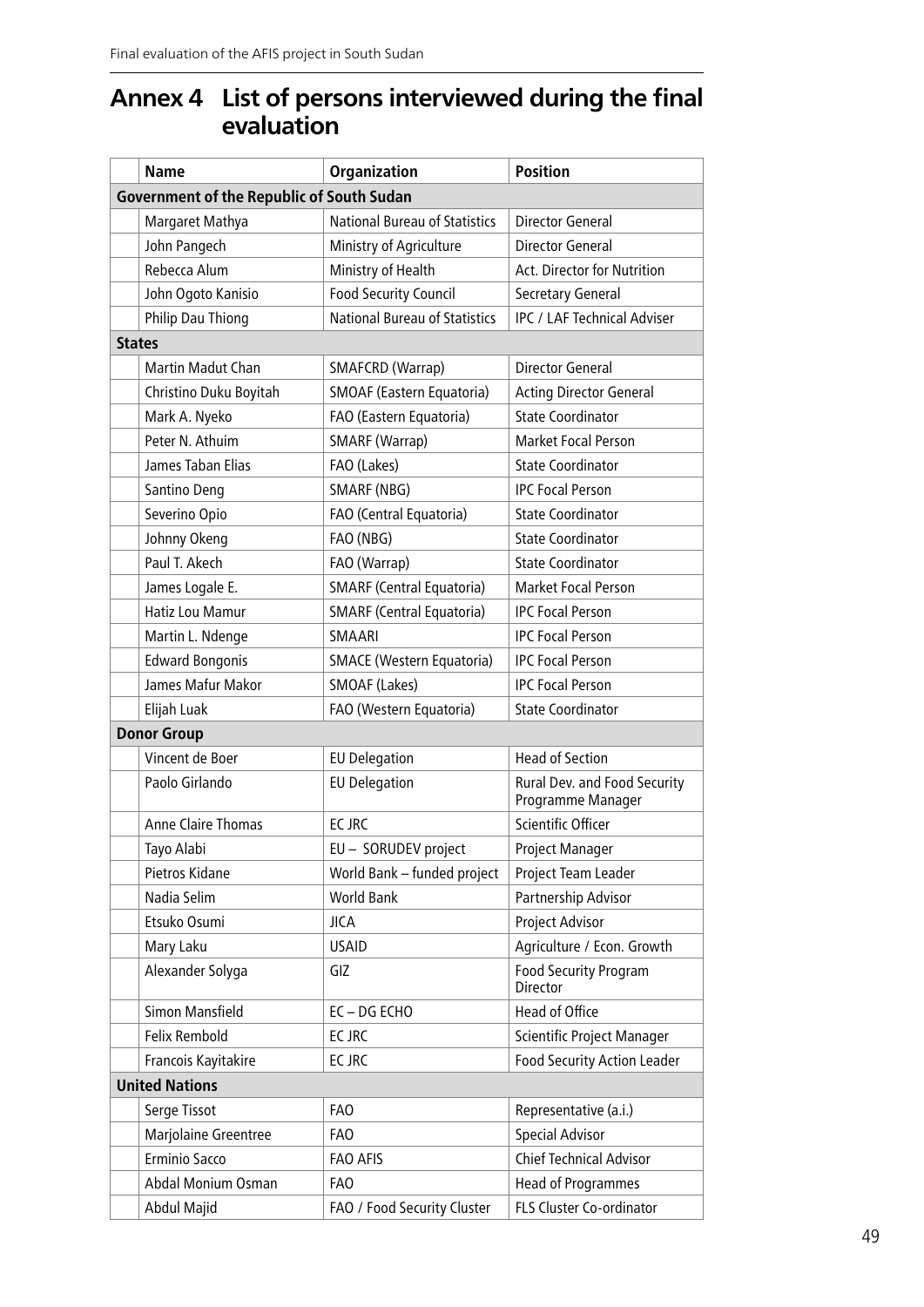# Annex 4 List of persons interviewed during the final evaluation

| Name | Organization | Position |
|---|---|---|
| **Government of the Republic of South Sudan** | | |
| Margaret Mathya | National Bureau of Statistics | Director General |
| John Pangech | Ministry of Agriculture | Director General |
| Rebecca Alum | Ministry of Health | Act. Director for Nutrition |
| John Ogoto Kanisio | Food Security Council | Secretary General |
| Philip Dau Thiong | National Bureau of Statistics | IPC / LAF Technical Adviser |
| **States** | | |
| Martin Madut Chan | SMAFCRD (Warrap) | Director General |
| Christino Duku Boyitah | SMOAF (Eastern Equatoria) | Acting Director General |
| Mark A. Nyeko | FAO (Eastern Equatoria) | State Coordinator |
| Peter N. Athuim | SMARF (Warrap) | Market Focal Person |
| James Taban Elias | FAO (Lakes) | State Coordinator |
| Santino Deng | SMARF (NBG) | IPC Focal Person |
| Severino Opio | FAO (Central Equatoria) | State Coordinator |
| Johnny Okeng | FAO (NBG) | State Coordinator |
| Paul T. Akech | FAO (Warrap) | State Coordinator |
| James Logale E. | SMARF (Central Equatoria) | Market Focal Person |
| Hatiz Lou Mamur | SMARF (Central Equatoria) | IPC Focal Person |
| Martin L. Ndenge | SMAARI | IPC Focal Person |
| Edward Bongonis | SMACE (Western Equatoria) | IPC Focal Person |
| James Mafur Makor | SMOAF (Lakes) | IPC Focal Person |
| Elijah Luak | FAO (Western Equatoria) | State Coordinator |
| **Donor Group** | | |
| Vincent de Boer | EU Delegation | Head of Section |
| Paolo Girlando | EU Delegation | Rural Dev. and Food Security Programme Manager |
| Anne Claire Thomas | EC JRC | Scientific Officer |
| Tayo Alabi | EU – SORUDEV project | Project Manager |
| Pietros Kidane | World Bank – funded project | Project Team Leader |
| Nadia Selim | World Bank | Partnership Advisor |
| Etsuko Osumi | JICA | Project Advisor |
| Mary Laku | USAID | Agriculture / Econ. Growth |
| Alexander Solyga | GIZ | Food Security Program Director |
| Simon Mansfield | EC – DG ECHO | Head of Office |
| Felix Rembold | EC JRC | Scientific Project Manager |
| Francois Kayitakire | EC JRC | Food Security Action Leader |
| **United Nations** | | |
| Serge Tissot | FAO | Representative (a.i.) |
| Marjolaine Greentree | FAO | Special Advisor |
| Erminio Sacco | FAO AFIS | Chief Technical Advisor |
| Abdal Monium Osman | FAO | Head of Programmes |
| Abdul Majid | FAO / Food Security Cluster | FLS Cluster Co-ordinator |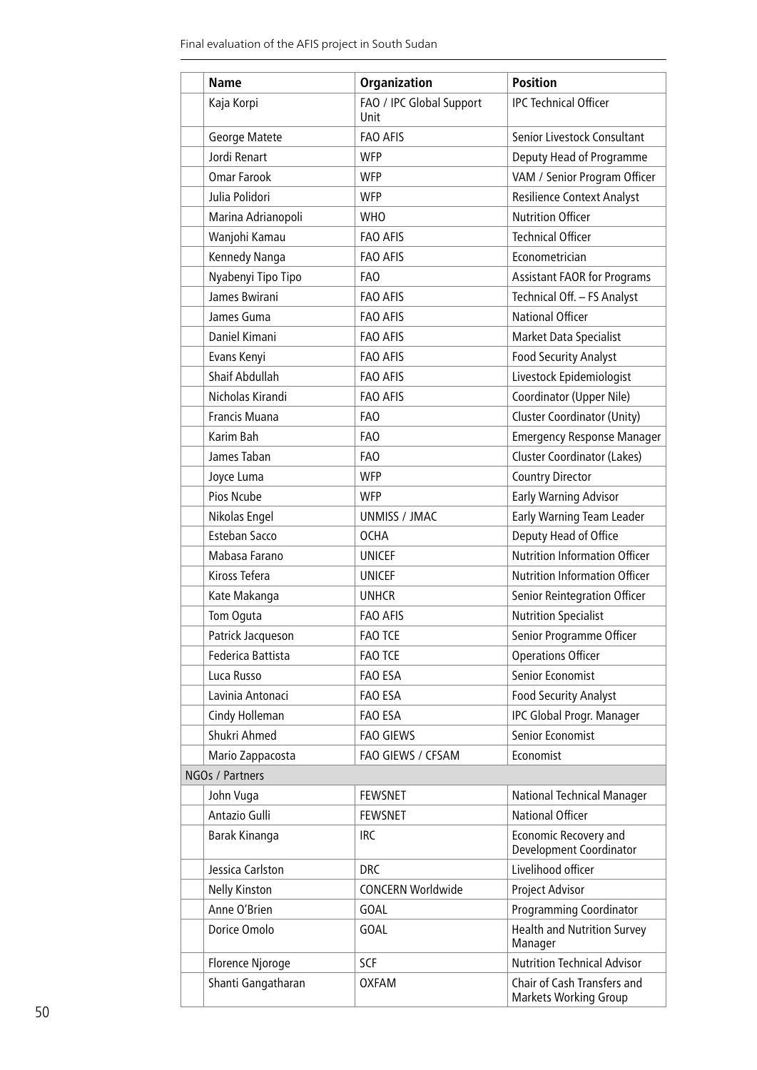| | Name | Organization | Position |
|---|---|---|---|
| | Kaja Korpi | FAO / IPC Global Support Unit | IPC Technical Officer |
| | George Matete | FAO AFIS | Senior Livestock Consultant |
| | Jordi Renart | WFP | Deputy Head of Programme |
| | Omar Farook | WFP | VAM / Senior Program Officer |
| | Julia Polidori | WFP | Resilience Context Analyst |
| | Marina Adrianopoli | WHO | Nutrition Officer |
| | Wanjohi Kamau | FAO AFIS | Technical Officer |
| | Kennedy Nanga | FAO AFIS | Econometrician |
| | Nyabenyi Tipo Tipo | FAO | Assistant FAOR for Programs |
| | James Bwirani | FAO AFIS | Technical Off. – FS Analyst |
| | James Guma | FAO AFIS | National Officer |
| | Daniel Kimani | FAO AFIS | Market Data Specialist |
| | Evans Kenyi | FAO AFIS | Food Security Analyst |
| | Shaif Abdullah | FAO AFIS | Livestock Epidemiologist |
| | Nicholas Kirandi | FAO AFIS | Coordinator (Upper Nile) |
| | Francis Muana | FAO | Cluster Coordinator (Unity) |
| | Karim Bah | FAO | Emergency Response Manager |
| | James Taban | FAO | Cluster Coordinator (Lakes) |
| | Joyce Luma | WFP | Country Director |
| | Pios Ncube | WFP | Early Warning Advisor |
| | Nikolas Engel | UNMISS / JMAC | Early Warning Team Leader |
| | Esteban Sacco | OCHA | Deputy Head of Office |
| | Mabasa Farano | UNICEF | Nutrition Information Officer |
| | Kiross Tefera | UNICEF | Nutrition Information Officer |
| | Kate Makanga | UNHCR | Senior Reintegration Officer |
| | Tom Oguta | FAO AFIS | Nutrition Specialist |
| | Patrick Jacqueson | FAO TCE | Senior Programme Officer |
| | Federica Battista | FAO TCE | Operations Officer |
| | Luca Russo | FAO ESA | Senior Economist |
| | Lavinia Antonaci | FAO ESA | Food Security Analyst |
| | Cindy Holleman | FAO ESA | IPC Global Progr. Manager |
| | Shukri Ahmed | FAO GIEWS | Senior Economist |
| | Mario Zappacosta | FAO GIEWS / CFSAM | Economist |
| NGOs / Partners | | | |
| | John Vuga | FEWSNET | National Technical Manager |
| | Antazio Gulli | FEWSNET | National Officer |
| | Barak Kinanga | IRC | Economic Recovery and Development Coordinator |
| | Jessica Carlston | DRC | Livelihood officer |
| | Nelly Kinston | CONCERN Worldwide | Project Advisor |
| | Anne O'Brien | GOAL | Programming Coordinator |
| | Dorice Omolo | GOAL | Health and Nutrition Survey Manager |
| | Florence Njoroge | SCF | Nutrition Technical Advisor |
| | Shanti Gangatharan | OXFAM | Chair of Cash Transfers and Markets Working Group |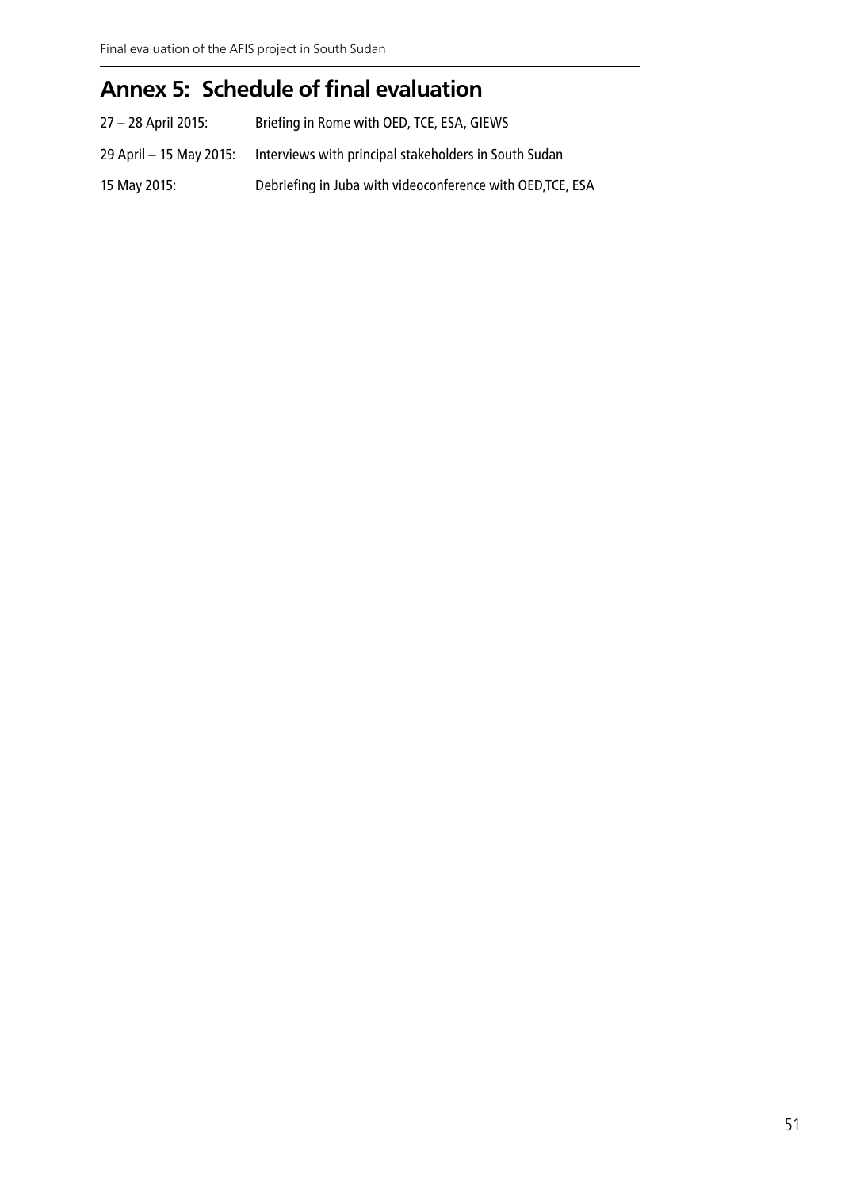# Annex 5: Schedule of final evaluation

| | |
|---|---|
| 27 – 28 April 2015: | Briefing in Rome with OED, TCE, ESA, GIEWS |
| 29 April – 15 May 2015: | Interviews with principal stakeholders in South Sudan |
| 15 May 2015: | Debriefing in Juba with videoconference with OED,TCE, ESA |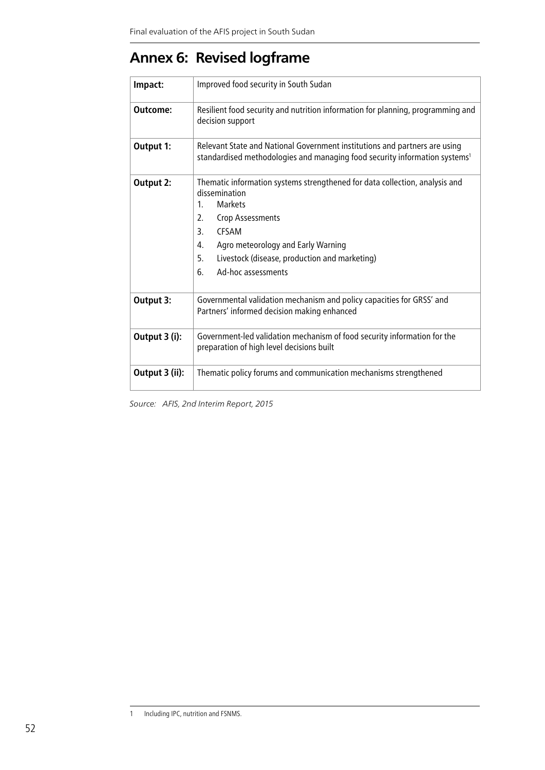# Annex 6: Revised logframe

| | |
|---|---|
| **Impact:** | Improved food security in South Sudan |
| **Outcome:** | Resilient food security and nutrition information for planning, programming and decision support |
| **Output 1:** | Relevant State and National Government institutions and partners are using standardised methodologies and managing food security information systems[1] |
| **Output 2:** | Thematic information systems strengthened for data collection, analysis and dissemination<br>1. Markets<br>2. Crop Assessments<br>3. CFSAM<br>4. Agro meteorology and Early Warning<br>5. Livestock (disease, production and marketing)<br>6. Ad-hoc assessments |
| **Output 3:** | Governmental validation mechanism and policy capacities for GRSS' and Partners' informed decision making enhanced |
| **Output 3 (i):** | Government-led validation mechanism of food security information for the preparation of high level decisions built |
| **Output 3 (ii):** | Thematic policy forums and communication mechanisms strengthened |

*Source: AFIS, 2nd Interim Report, 2015*

1 Including IPC, nutrition and FSNMS.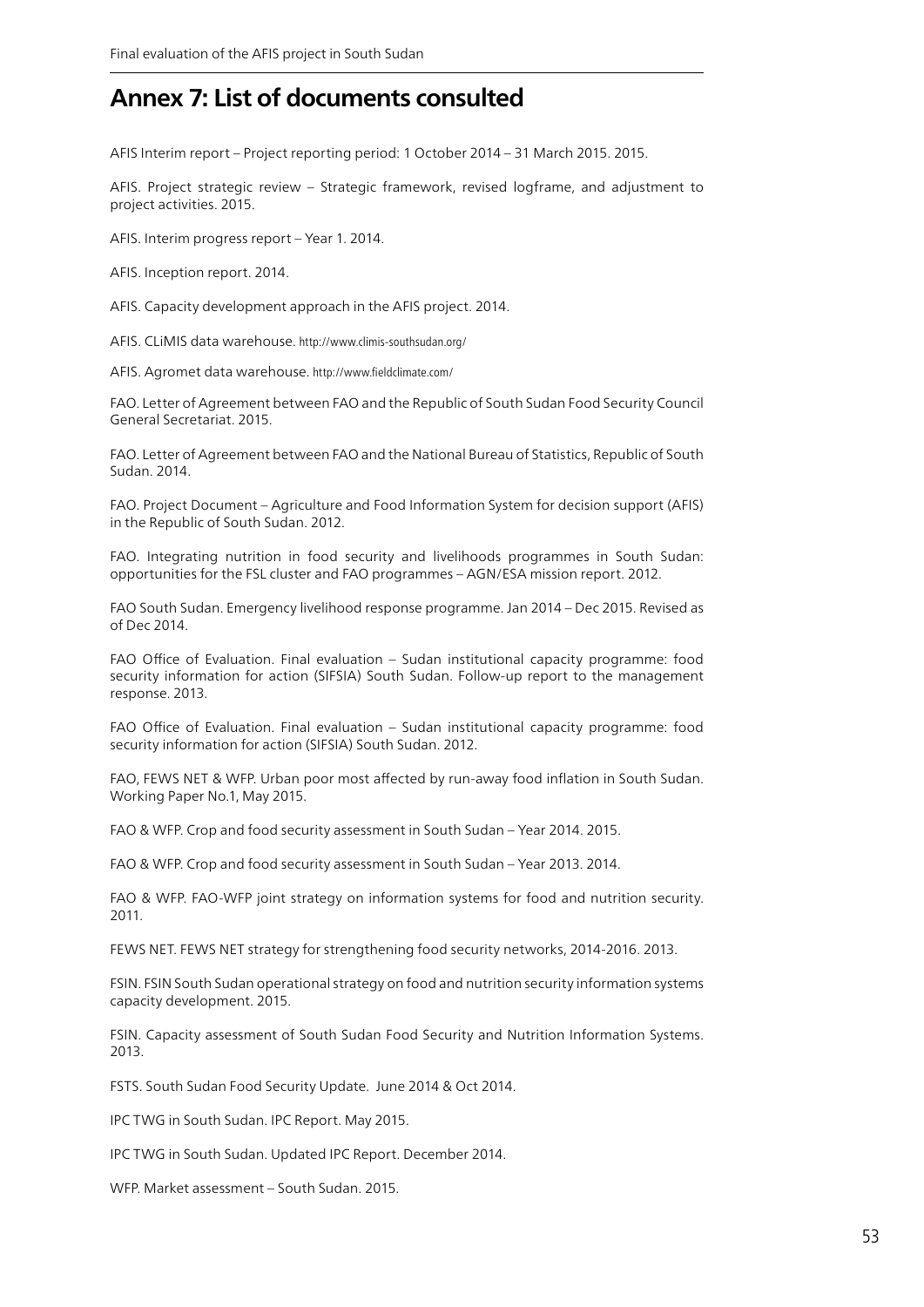# Annex 7: List of documents consulted

AFIS Interim report – Project reporting period: 1 October 2014 – 31 March 2015. 2015.

AFIS. Project strategic review – Strategic framework, revised logframe, and adjustment to project activities. 2015.

AFIS. Interim progress report – Year 1. 2014.

AFIS. Inception report. 2014.

AFIS. Capacity development approach in the AFIS project. 2014.

AFIS. CLiMIS data warehouse. http://www.climis-southsudan.org/

AFIS. Agromet data warehouse. http://www.fieldclimate.com/

FAO. Letter of Agreement between FAO and the Republic of South Sudan Food Security Council General Secretariat. 2015.

FAO. Letter of Agreement between FAO and the National Bureau of Statistics, Republic of South Sudan. 2014.

FAO. Project Document – Agriculture and Food Information System for decision support (AFIS) in the Republic of South Sudan. 2012.

FAO. Integrating nutrition in food security and livelihoods programmes in South Sudan: opportunities for the FSL cluster and FAO programmes – AGN/ESA mission report. 2012.

FAO South Sudan. Emergency livelihood response programme. Jan 2014 – Dec 2015. Revised as of Dec 2014.

FAO Office of Evaluation. Final evaluation – Sudan institutional capacity programme: food security information for action (SIFSIA) South Sudan. Follow-up report to the management response. 2013.

FAO Office of Evaluation. Final evaluation – Sudan institutional capacity programme: food security information for action (SIFSIA) South Sudan. 2012.

FAO, FEWS NET & WFP. Urban poor most affected by run-away food inflation in South Sudan. Working Paper No.1, May 2015.

FAO & WFP. Crop and food security assessment in South Sudan – Year 2014. 2015.

FAO & WFP. Crop and food security assessment in South Sudan – Year 2013. 2014.

FAO & WFP. FAO-WFP joint strategy on information systems for food and nutrition security. 2011.

FEWS NET. FEWS NET strategy for strengthening food security networks, 2014-2016. 2013.

FSIN. FSIN South Sudan operational strategy on food and nutrition security information systems capacity development. 2015.

FSIN. Capacity assessment of South Sudan Food Security and Nutrition Information Systems. 2013.

FSTS. South Sudan Food Security Update. June 2014 & Oct 2014.

IPC TWG in South Sudan. IPC Report. May 2015.

IPC TWG in South Sudan. Updated IPC Report. December 2014.

WFP. Market assessment – South Sudan. 2015.